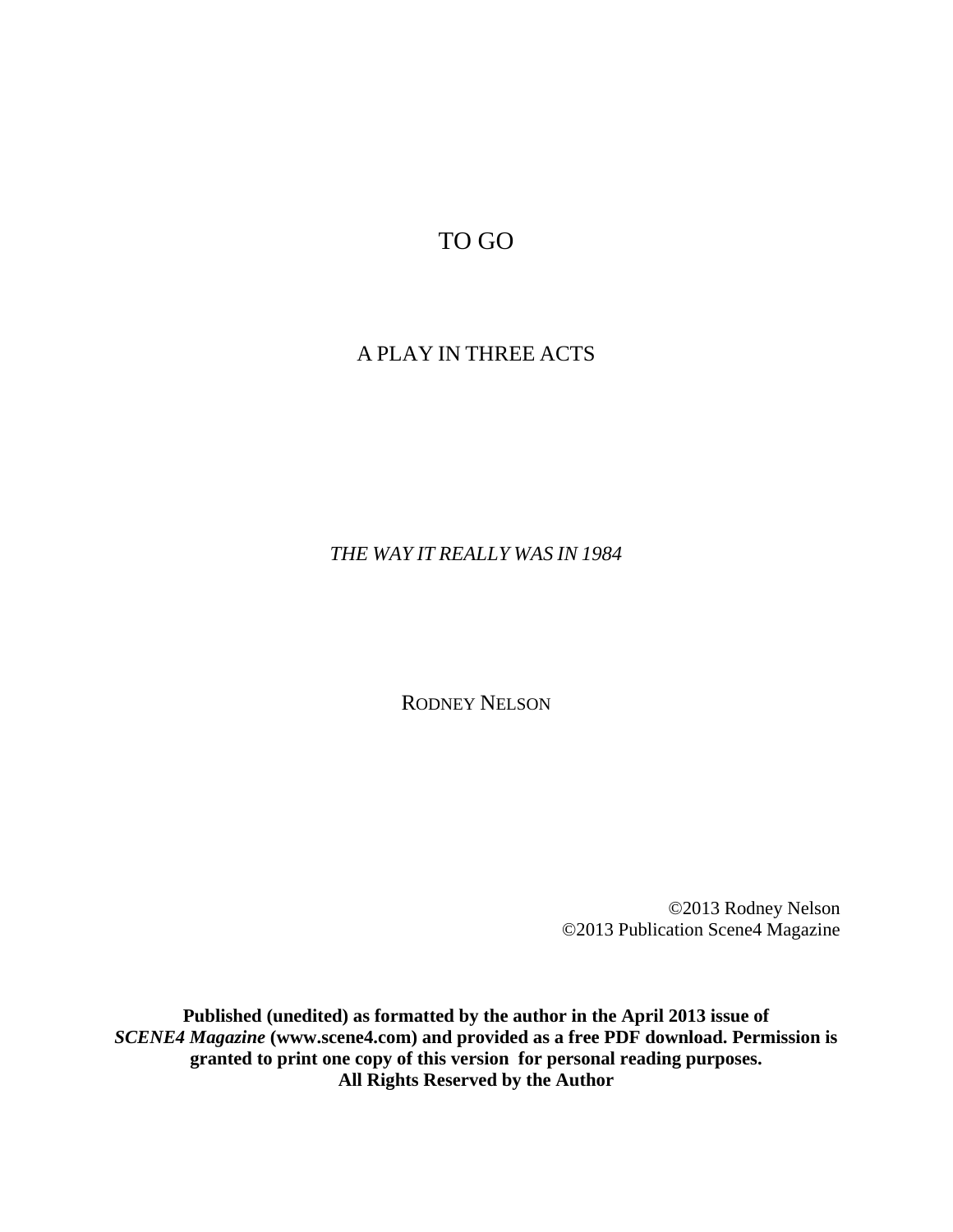# TO GO

## A PLAY IN THREE ACTS

*THE WAY IT REALLY WAS IN 1984*

RODNEY NELSON

©2013 Rodney Nelson
©2013 Publication Scene4 Magazine

**Published (unedited) as formatted by the author in the April 2013 issue of *SCENE4 Magazine* (www.scene4.com) and provided as a free PDF download. Permission is granted to print one copy of this version for personal reading purposes.**
**All Rights Reserved by the Author**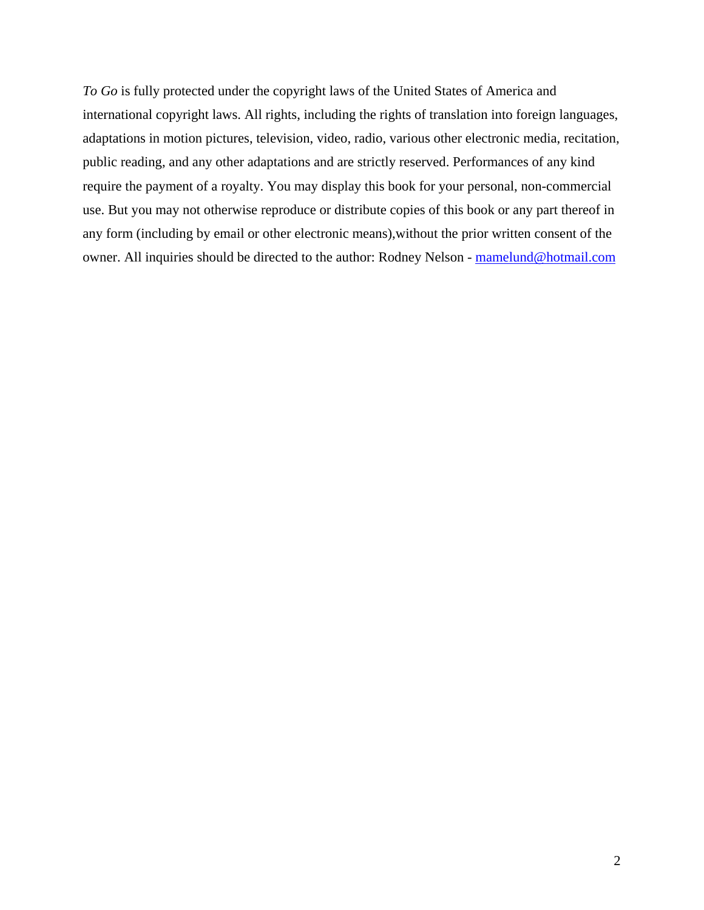*To Go* is fully protected under the copyright laws of the United States of America and international copyright laws. All rights, including the rights of translation into foreign languages, adaptations in motion pictures, television, video, radio, various other electronic media, recitation, public reading, and any other adaptations and are strictly reserved. Performances of any kind require the payment of a royalty. You may display this book for your personal, non-commercial use. But you may not otherwise reproduce or distribute copies of this book or any part thereof in any form (including by email or other electronic means),without the prior written consent of the owner. All inquiries should be directed to the author: Rodney Nelson - mamelund@hotmail.com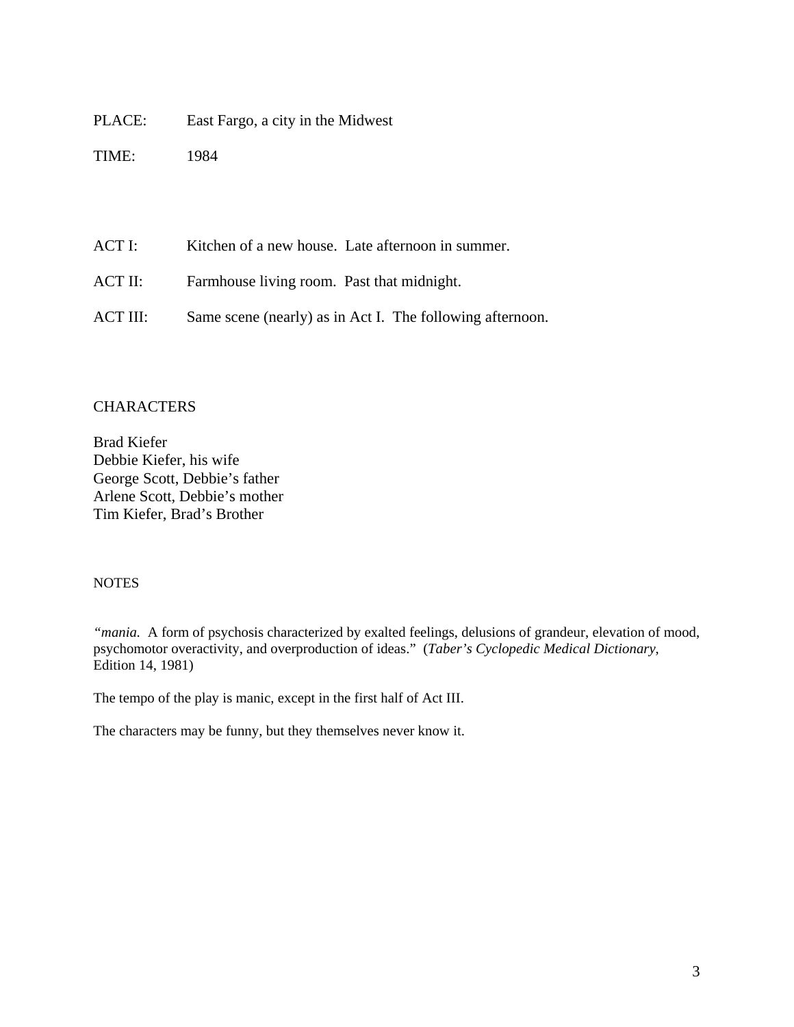PLACE: East Fargo, a city in the Midwest

TIME: 1984

ACT I: Kitchen of a new house. Late afternoon in summer.

ACT II: Farmhouse living room. Past that midnight.

ACT III: Same scene (nearly) as in Act I. The following afternoon.

CHARACTERS

Brad Kiefer
Debbie Kiefer, his wife
George Scott, Debbie's father
Arlene Scott, Debbie's mother
Tim Kiefer, Brad's Brother

NOTES

*"mania.* A form of psychosis characterized by exalted feelings, delusions of grandeur, elevation of mood, psychomotor overactivity, and overproduction of ideas." (*Taber's Cyclopedic Medical Dictionary*, Edition 14, 1981)

The tempo of the play is manic, except in the first half of Act III.

The characters may be funny, but they themselves never know it.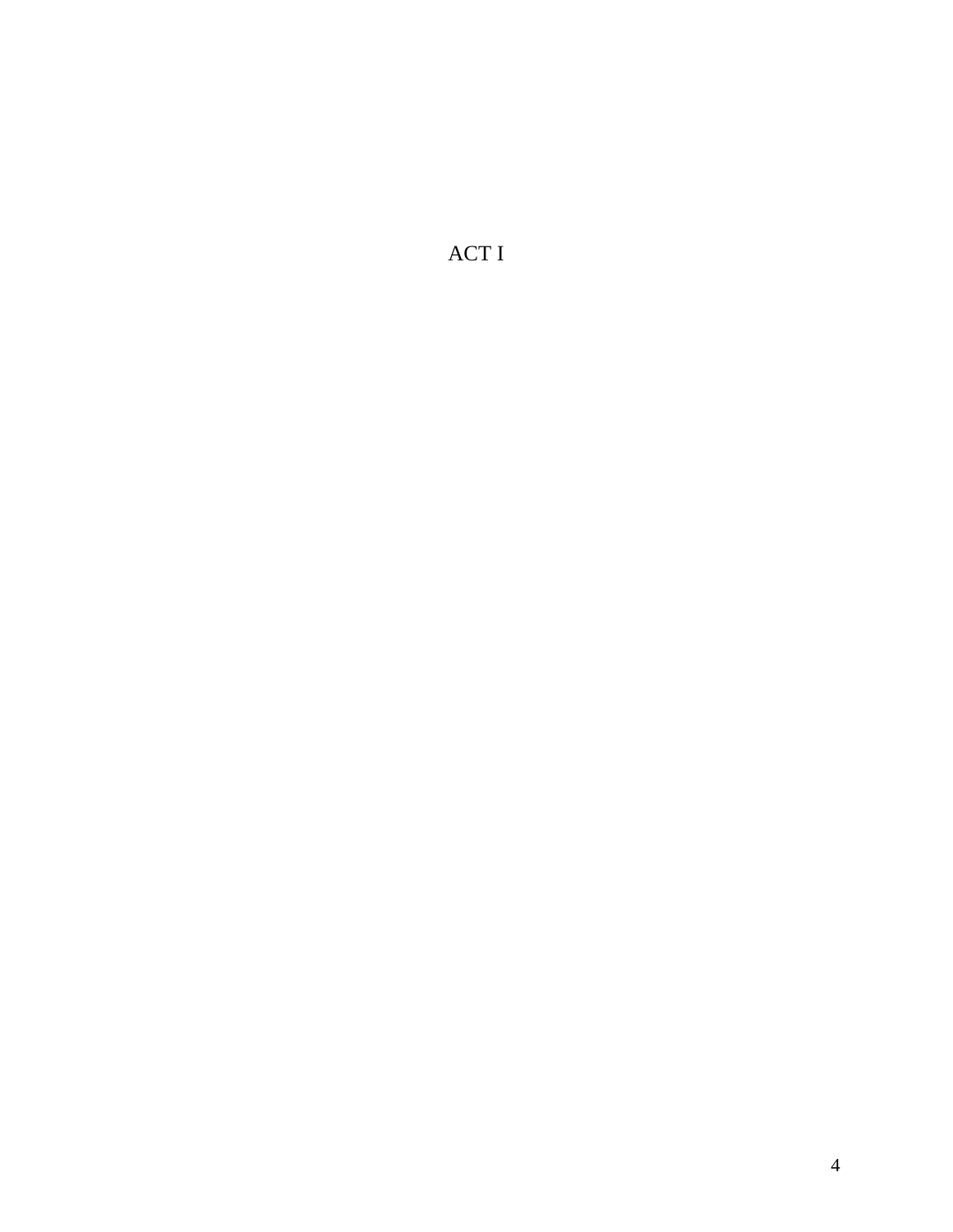# ACT I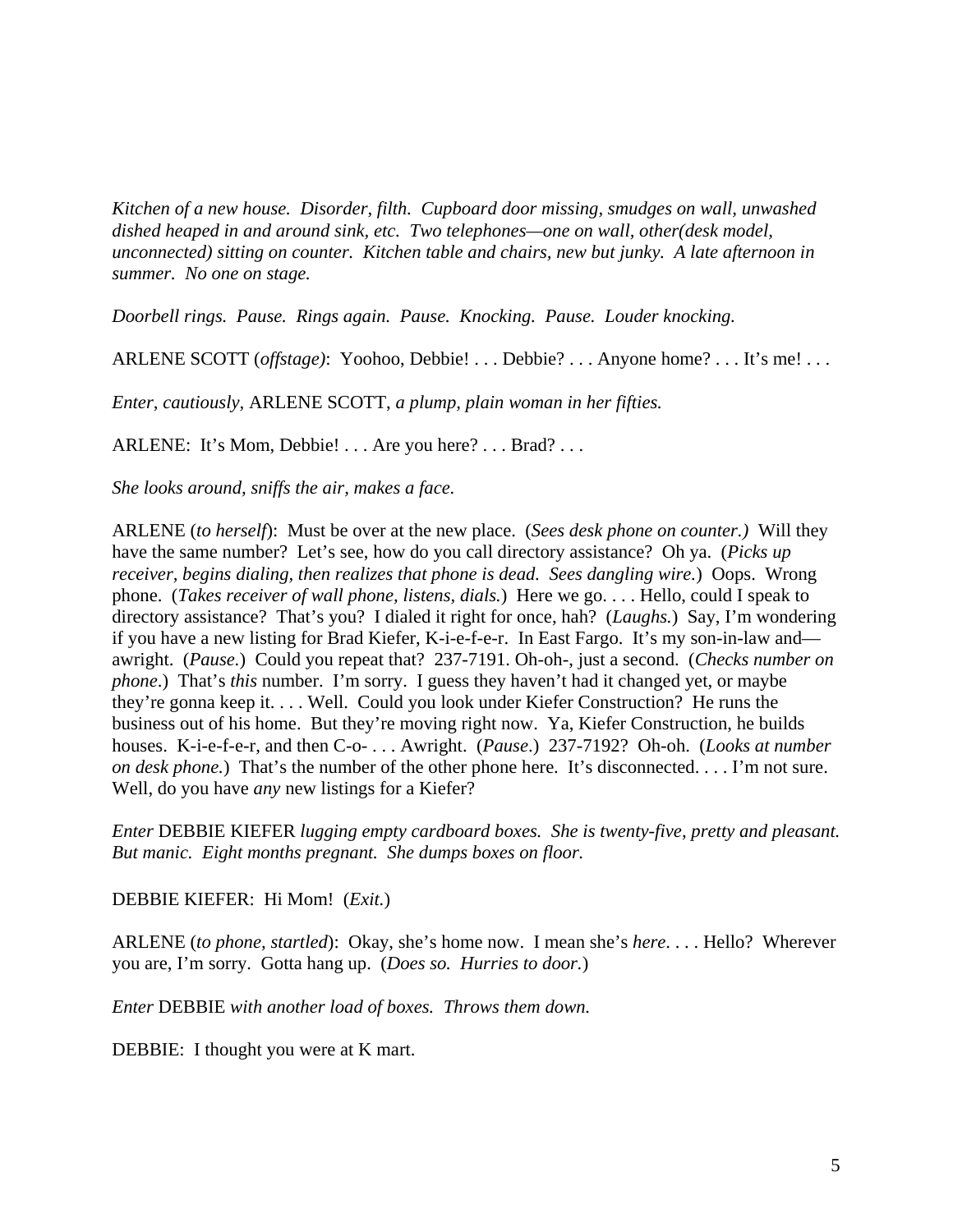*Kitchen of a new house. Disorder, filth. Cupboard door missing, smudges on wall, unwashed dished heaped in and around sink, etc. Two telephones—one on wall, other(desk model, unconnected) sitting on counter. Kitchen table and chairs, new but junky. A late afternoon in summer. No one on stage.*

*Doorbell rings. Pause. Rings again. Pause. Knocking. Pause. Louder knocking.*

ARLENE SCOTT (*offstage)*: Yoohoo, Debbie! . . . Debbie? . . . Anyone home? . . . It's me! . . .

*Enter, cautiously,* ARLENE SCOTT, *a plump, plain woman in her fifties.*

ARLENE: It's Mom, Debbie! . . . Are you here? . . . Brad? . . .

*She looks around, sniffs the air, makes a face.*

ARLENE (*to herself*): Must be over at the new place. (*Sees desk phone on counter.)* Will they have the same number? Let's see, how do you call directory assistance? Oh ya. (*Picks up receiver, begins dialing, then realizes that phone is dead. Sees dangling wire.*) Oops. Wrong phone. (*Takes receiver of wall phone, listens, dials.*) Here we go. . . . Hello, could I speak to directory assistance? That's you? I dialed it right for once, hah? (*Laughs.*) Say, I'm wondering if you have a new listing for Brad Kiefer, K-i-e-f-e-r. In East Fargo. It's my son-in-law and—awright. (*Pause.*) Could you repeat that? 237-7191. Oh-oh-, just a second. (*Checks number on phone*.) That's *this* number. I'm sorry. I guess they haven't had it changed yet, or maybe they're gonna keep it. . . . Well. Could you look under Kiefer Construction? He runs the business out of his home. But they're moving right now. Ya, Kiefer Construction, he builds houses. K-i-e-f-e-r, and then C-o- . . . Awright. (*Pause*.) 237-7192? Oh-oh. (*Looks at number on desk phone.*) That's the number of the other phone here. It's disconnected. . . . I'm not sure. Well, do you have *any* new listings for a Kiefer?

*Enter* DEBBIE KIEFER *lugging empty cardboard boxes. She is twenty-five, pretty and pleasant. But manic. Eight months pregnant. She dumps boxes on floor.*

DEBBIE KIEFER: Hi Mom! (*Exit.*)

ARLENE (*to phone, startled*): Okay, she's home now. I mean she's *here*. . . . Hello? Wherever you are, I'm sorry. Gotta hang up. (*Does so. Hurries to door.*)

*Enter* DEBBIE *with another load of boxes. Throws them down.*

DEBBIE: I thought you were at K mart.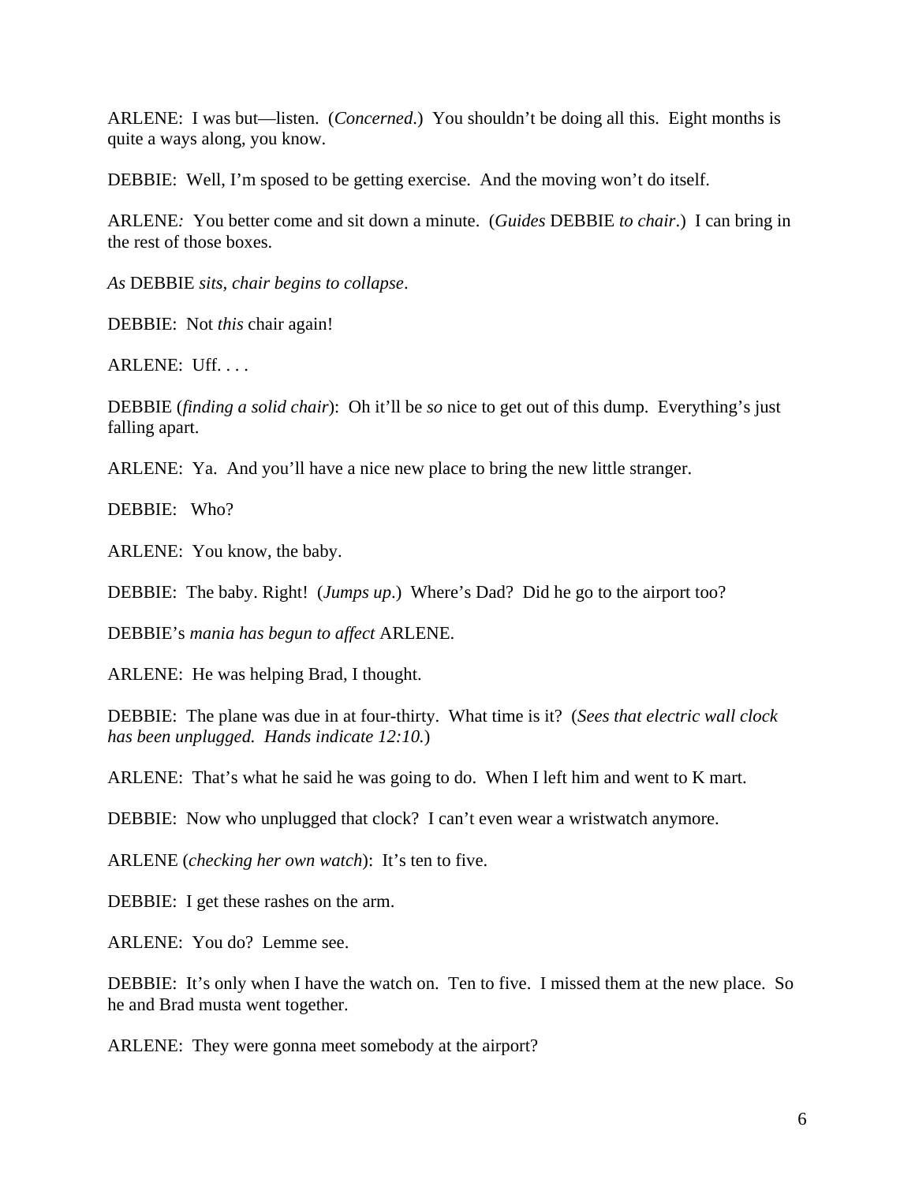ARLENE: I was but—listen. (*Concerned*.) You shouldn't be doing all this. Eight months is quite a ways along, you know.

DEBBIE: Well, I'm sposed to be getting exercise. And the moving won't do itself.

ARLENE*:* You better come and sit down a minute. (*Guides* DEBBIE *to chair*.) I can bring in the rest of those boxes.

*As* DEBBIE *sits, chair begins to collapse*.

DEBBIE: Not *this* chair again!

ARLENE: Uff. . . .

DEBBIE (*finding a solid chair*): Oh it'll be *so* nice to get out of this dump. Everything's just falling apart.

ARLENE: Ya. And you'll have a nice new place to bring the new little stranger.

DEBBIE: Who?

ARLENE: You know, the baby.

DEBBIE: The baby. Right! (*Jumps up*.) Where's Dad? Did he go to the airport too?

DEBBIE's *mania has begun to affect* ARLENE.

ARLENE: He was helping Brad, I thought.

DEBBIE: The plane was due in at four-thirty. What time is it? (*Sees that electric wall clock has been unplugged. Hands indicate 12:10.*)

ARLENE: That's what he said he was going to do. When I left him and went to K mart.

DEBBIE: Now who unplugged that clock? I can't even wear a wristwatch anymore.

ARLENE (*checking her own watch*): It's ten to five.

DEBBIE: I get these rashes on the arm.

ARLENE: You do? Lemme see.

DEBBIE: It's only when I have the watch on. Ten to five. I missed them at the new place. So he and Brad musta went together.

ARLENE: They were gonna meet somebody at the airport?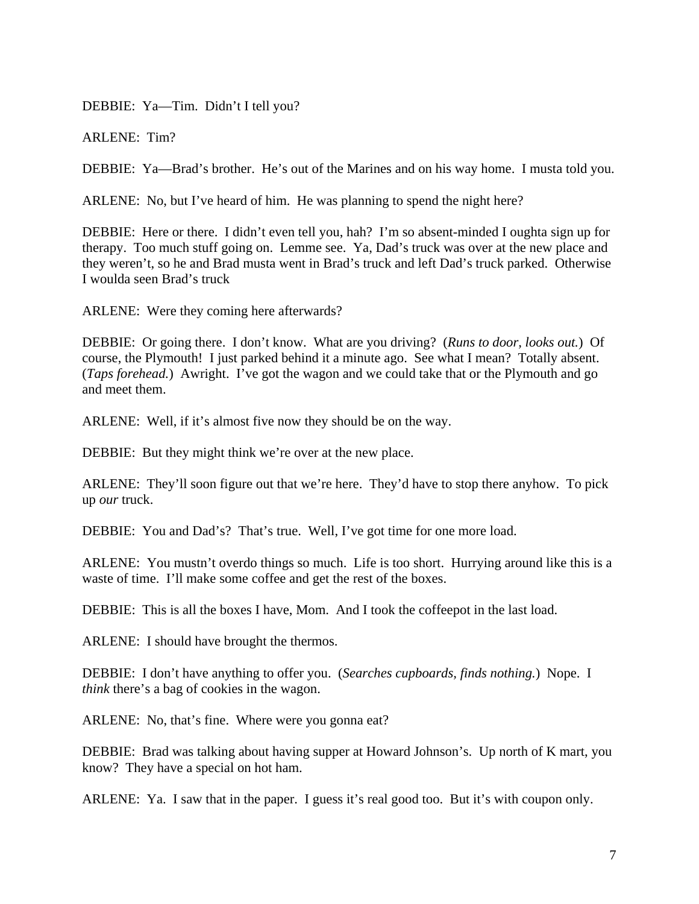DEBBIE: Ya—Tim. Didn't I tell you?

ARLENE: Tim?

DEBBIE: Ya—Brad's brother. He's out of the Marines and on his way home. I musta told you.

ARLENE: No, but I've heard of him. He was planning to spend the night here?

DEBBIE: Here or there. I didn't even tell you, hah? I'm so absent-minded I oughta sign up for therapy. Too much stuff going on. Lemme see. Ya, Dad's truck was over at the new place and they weren't, so he and Brad musta went in Brad's truck and left Dad's truck parked. Otherwise I woulda seen Brad's truck

ARLENE: Were they coming here afterwards?

DEBBIE: Or going there. I don't know. What are you driving? (*Runs to door, looks out.*) Of course, the Plymouth! I just parked behind it a minute ago. See what I mean? Totally absent. (*Taps forehead.*) Awright. I've got the wagon and we could take that or the Plymouth and go and meet them.

ARLENE: Well, if it's almost five now they should be on the way.

DEBBIE: But they might think we're over at the new place.

ARLENE: They'll soon figure out that we're here. They'd have to stop there anyhow. To pick up *our* truck.

DEBBIE: You and Dad's? That's true. Well, I've got time for one more load.

ARLENE: You mustn't overdo things so much. Life is too short. Hurrying around like this is a waste of time. I'll make some coffee and get the rest of the boxes.

DEBBIE: This is all the boxes I have, Mom. And I took the coffeepot in the last load.

ARLENE: I should have brought the thermos.

DEBBIE: I don't have anything to offer you. (*Searches cupboards, finds nothing.*) Nope. I *think* there's a bag of cookies in the wagon.

ARLENE: No, that's fine. Where were you gonna eat?

DEBBIE: Brad was talking about having supper at Howard Johnson's. Up north of K mart, you know? They have a special on hot ham.

ARLENE: Ya. I saw that in the paper. I guess it's real good too. But it's with coupon only.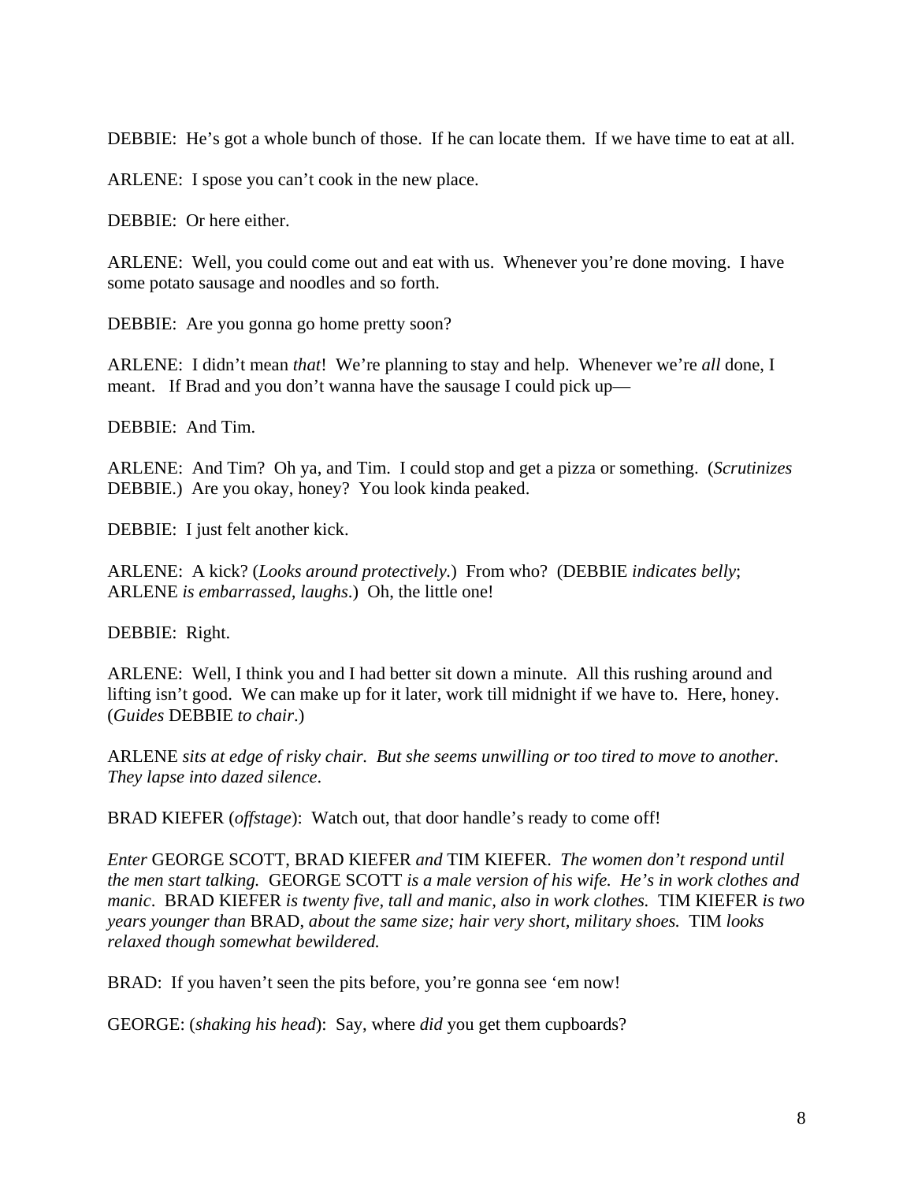DEBBIE:  He's got a whole bunch of those.  If he can locate them.  If we have time to eat at all.

ARLENE:  I spose you can't cook in the new place.

DEBBIE:  Or here either.

ARLENE:  Well, you could come out and eat with us.  Whenever you're done moving.  I have some potato sausage and noodles and so forth.

DEBBIE:  Are you gonna go home pretty soon?

ARLENE:  I didn't mean *that*!  We're planning to stay and help.  Whenever we're *all* done, I meant.   If Brad and you don't wanna have the sausage I could pick up—

DEBBIE:  And Tim.

ARLENE:  And Tim?  Oh ya, and Tim.  I could stop and get a pizza or something.  (*Scrutinizes* DEBBIE.)  Are you okay, honey?  You look kinda peaked.

DEBBIE:  I just felt another kick.

ARLENE:  A kick? (*Looks around protectively*.)  From who?  (DEBBIE *indicates belly*; ARLENE *is embarrassed, laughs*.)  Oh, the little one!

DEBBIE:  Right.

ARLENE:  Well, I think you and I had better sit down a minute.  All this rushing around and lifting isn't good.  We can make up for it later, work till midnight if we have to.  Here, honey. (*Guides* DEBBIE *to chair*.)

ARLENE *sits at edge of risky chair.  But she seems unwilling or too tired to move to another. They lapse into dazed silence*.

BRAD KIEFER (*offstage*):  Watch out, that door handle's ready to come off!

*Enter* GEORGE SCOTT, BRAD KIEFER *and* TIM KIEFER.  *The women don't respond until the men start talking.*  GEORGE SCOTT *is a male version of his wife.  He's in work clothes and manic*.  BRAD KIEFER *is twenty five, tall and manic, also in work clothes.*  TIM KIEFER *is two years younger than* BRAD, *about the same size; hair very short, military shoes.*  TIM *looks relaxed though somewhat bewildered.*

BRAD:  If you haven't seen the pits before, you're gonna see 'em now!

GEORGE: (*shaking his head*):  Say, where *did* you get them cupboards?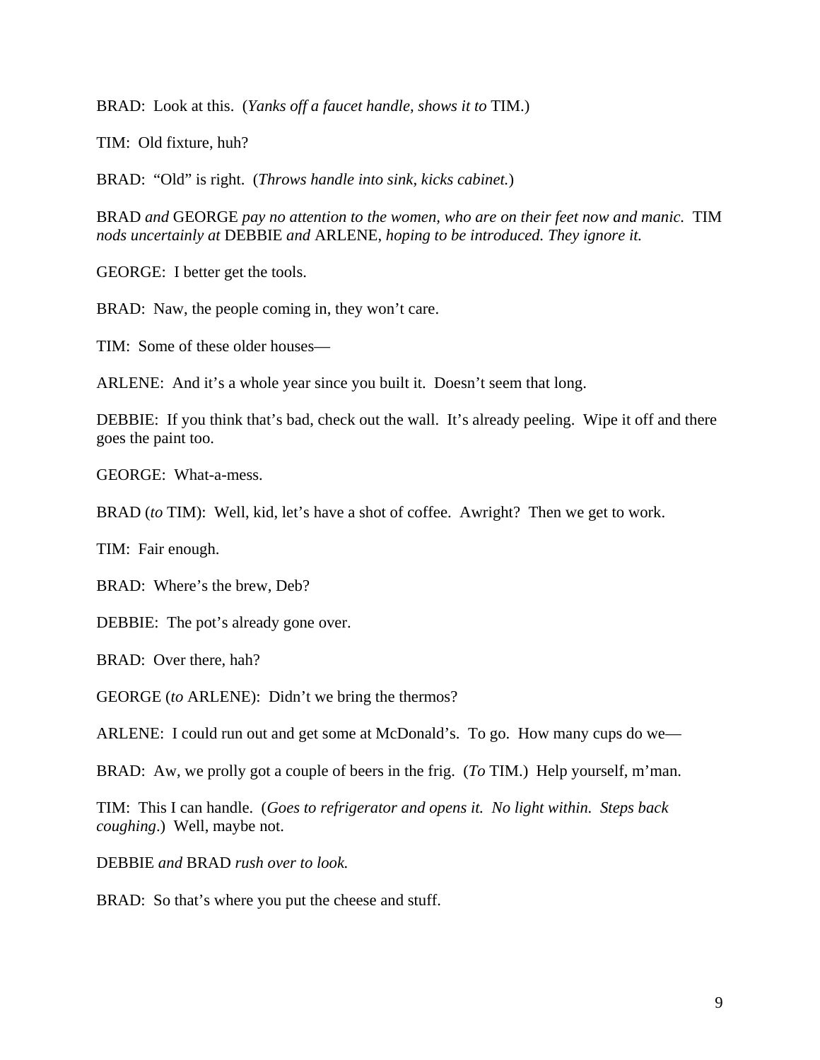BRAD: Look at this. (*Yanks off a faucet handle, shows it to* TIM.)

TIM: Old fixture, huh?

BRAD: "Old" is right. (*Throws handle into sink, kicks cabinet.*)

BRAD *and* GEORGE *pay no attention to the women, who are on their feet now and manic.* TIM *nods uncertainly at* DEBBIE *and* ARLENE, *hoping to be introduced. They ignore it.*

GEORGE: I better get the tools.

BRAD: Naw, the people coming in, they won't care.

TIM: Some of these older houses—

ARLENE: And it's a whole year since you built it. Doesn't seem that long.

DEBBIE: If you think that's bad, check out the wall. It's already peeling. Wipe it off and there goes the paint too.

GEORGE: What-a-mess.

BRAD (*to* TIM): Well, kid, let's have a shot of coffee. Awright? Then we get to work.

TIM: Fair enough.

BRAD: Where's the brew, Deb?

DEBBIE: The pot's already gone over.

BRAD: Over there, hah?

GEORGE (*to* ARLENE): Didn't we bring the thermos?

ARLENE: I could run out and get some at McDonald's. To go. How many cups do we—

BRAD: Aw, we prolly got a couple of beers in the frig. (*To* TIM.) Help yourself, m'man.

TIM: This I can handle. (*Goes to refrigerator and opens it. No light within. Steps back coughing*.) Well, maybe not.

DEBBIE *and* BRAD *rush over to look.*

BRAD: So that's where you put the cheese and stuff.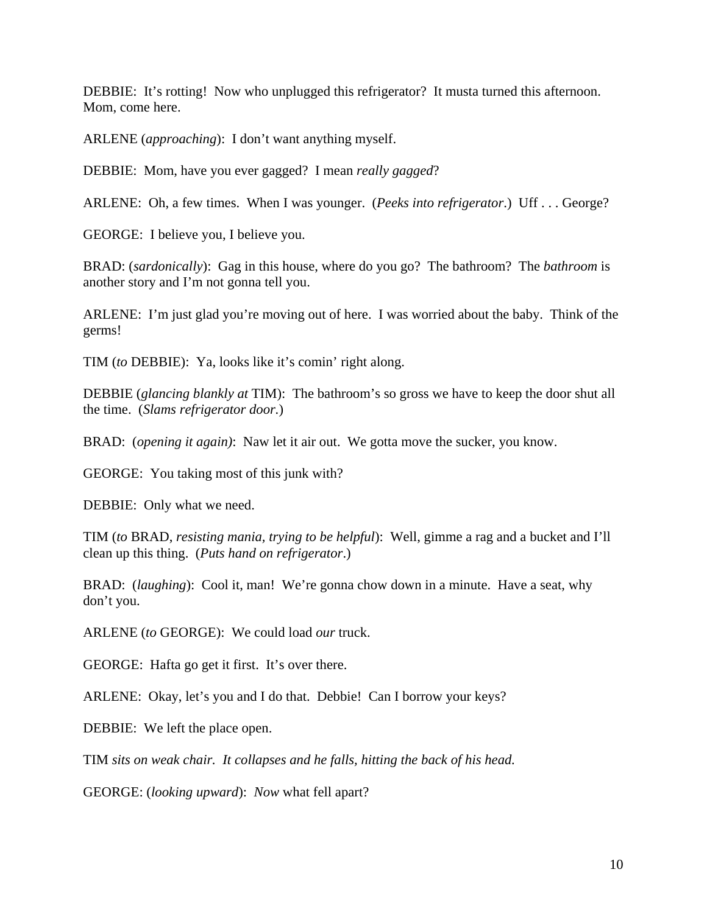DEBBIE: It's rotting! Now who unplugged this refrigerator? It musta turned this afternoon. Mom, come here.

ARLENE (*approaching*): I don't want anything myself.

DEBBIE: Mom, have you ever gagged? I mean *really gagged*?

ARLENE: Oh, a few times. When I was younger. (*Peeks into refrigerator*.) Uff . . . George?

GEORGE: I believe you, I believe you.

BRAD: (*sardonically*): Gag in this house, where do you go? The bathroom? The *bathroom* is another story and I'm not gonna tell you.

ARLENE: I'm just glad you're moving out of here. I was worried about the baby. Think of the germs!

TIM (*to* DEBBIE): Ya, looks like it's comin' right along.

DEBBIE (*glancing blankly at* TIM): The bathroom's so gross we have to keep the door shut all the time. (*Slams refrigerator door.*)

BRAD: (*opening it again)*: Naw let it air out. We gotta move the sucker, you know.

GEORGE: You taking most of this junk with?

DEBBIE: Only what we need.

TIM (*to* BRAD*, resisting mania, trying to be helpful*): Well, gimme a rag and a bucket and I'll clean up this thing. (*Puts hand on refrigerator*.)

BRAD: (*laughing*): Cool it, man! We're gonna chow down in a minute. Have a seat, why don't you.

ARLENE (*to* GEORGE): We could load *our* truck.

GEORGE: Hafta go get it first. It's over there.

ARLENE: Okay, let's you and I do that. Debbie! Can I borrow your keys?

DEBBIE: We left the place open.

TIM *sits on weak chair. It collapses and he falls, hitting the back of his head.*

GEORGE: (*looking upward*): *Now* what fell apart?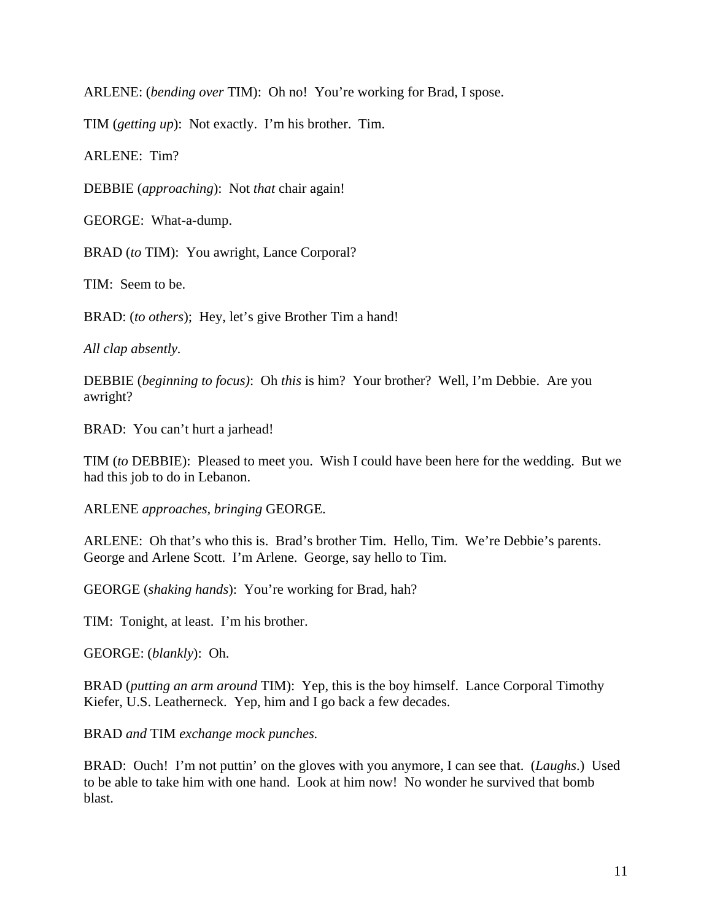ARLENE: (*bending over* TIM): Oh no! You're working for Brad, I spose.

TIM (*getting up*): Not exactly. I'm his brother. Tim.

ARLENE: Tim?

DEBBIE (*approaching*): Not *that* chair again!

GEORGE: What-a-dump.

BRAD (*to* TIM): You awright, Lance Corporal?

TIM: Seem to be.

BRAD: (*to others*); Hey, let's give Brother Tim a hand!

*All clap absently*.

DEBBIE (*beginning to focus)*: Oh *this* is him? Your brother? Well, I'm Debbie. Are you awright?

BRAD: You can't hurt a jarhead!

TIM (*to* DEBBIE): Pleased to meet you. Wish I could have been here for the wedding. But we had this job to do in Lebanon.

ARLENE *approaches, bringing* GEORGE.

ARLENE: Oh that's who this is. Brad's brother Tim. Hello, Tim. We're Debbie's parents. George and Arlene Scott. I'm Arlene. George, say hello to Tim.

GEORGE (*shaking hands*): You're working for Brad, hah?

TIM: Tonight, at least. I'm his brother.

GEORGE: (*blankly*): Oh.

BRAD (*putting an arm around* TIM): Yep, this is the boy himself. Lance Corporal Timothy Kiefer, U.S. Leatherneck. Yep, him and I go back a few decades.

BRAD *and* TIM *exchange mock punches.*

BRAD: Ouch! I'm not puttin' on the gloves with you anymore, I can see that. (*Laughs*.) Used to be able to take him with one hand. Look at him now! No wonder he survived that bomb blast.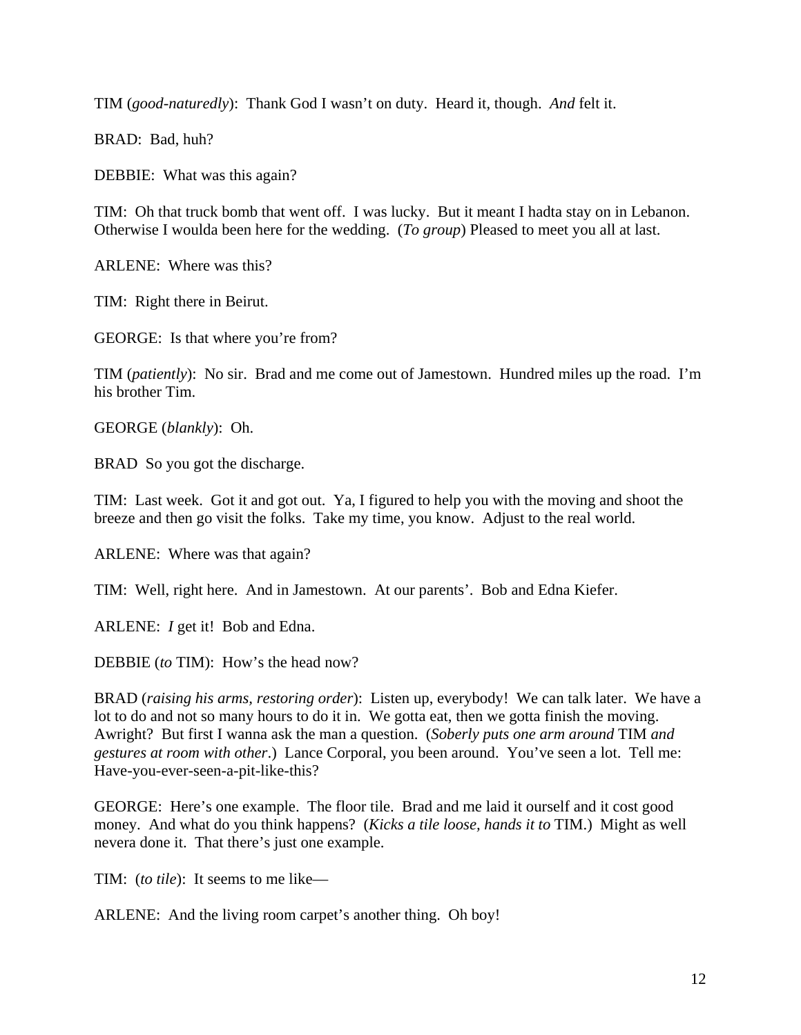TIM (*good-naturedly*): Thank God I wasn't on duty. Heard it, though. *And* felt it.

BRAD: Bad, huh?

DEBBIE: What was this again?

TIM: Oh that truck bomb that went off. I was lucky. But it meant I hadta stay on in Lebanon. Otherwise I woulda been here for the wedding. (*To group*) Pleased to meet you all at last.

ARLENE: Where was this?

TIM: Right there in Beirut.

GEORGE: Is that where you're from?

TIM (*patiently*): No sir. Brad and me come out of Jamestown. Hundred miles up the road. I'm his brother Tim.

GEORGE (*blankly*): Oh.

BRAD So you got the discharge.

TIM: Last week. Got it and got out. Ya, I figured to help you with the moving and shoot the breeze and then go visit the folks. Take my time, you know. Adjust to the real world.

ARLENE: Where was that again?

TIM: Well, right here. And in Jamestown. At our parents'. Bob and Edna Kiefer.

ARLENE: *I* get it! Bob and Edna.

DEBBIE (*to* TIM): How's the head now?

BRAD (*raising his arms, restoring order*): Listen up, everybody! We can talk later. We have a lot to do and not so many hours to do it in. We gotta eat, then we gotta finish the moving. Awright? But first I wanna ask the man a question. (*Soberly puts one arm around* TIM *and gestures at room with other*.) Lance Corporal, you been around. You've seen a lot. Tell me: Have-you-ever-seen-a-pit-like-this?

GEORGE: Here's one example. The floor tile. Brad and me laid it ourself and it cost good money. And what do you think happens? (*Kicks a tile loose, hands it to* TIM.) Might as well nevera done it. That there's just one example.

TIM: (*to tile*): It seems to me like—

ARLENE: And the living room carpet's another thing. Oh boy!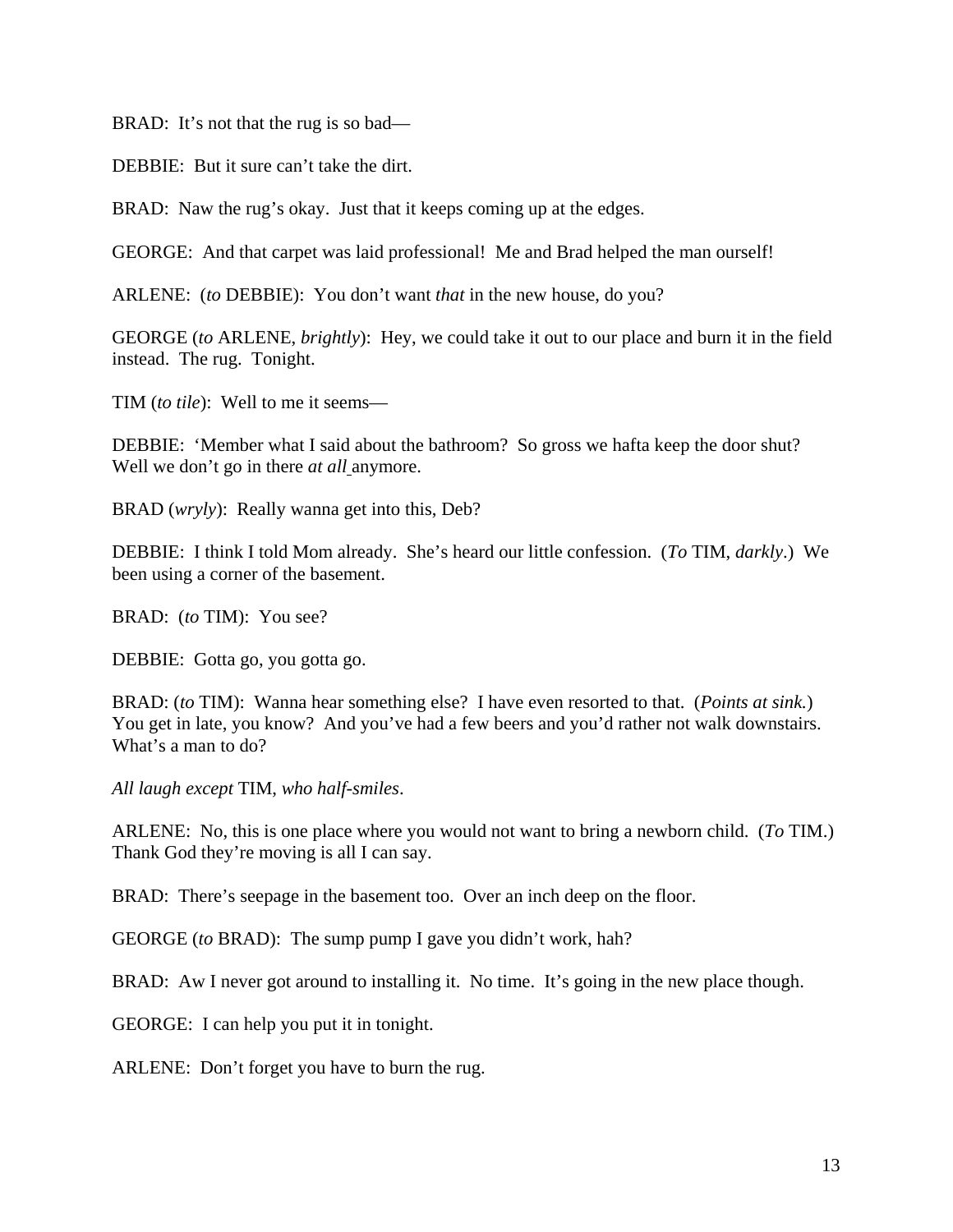BRAD: It's not that the rug is so bad—

DEBBIE: But it sure can't take the dirt.

BRAD: Naw the rug's okay. Just that it keeps coming up at the edges.

GEORGE: And that carpet was laid professional! Me and Brad helped the man ourself!

ARLENE: (*to* DEBBIE): You don't want *that* in the new house, do you?

GEORGE (*to* ARLENE, *brightly*): Hey, we could take it out to our place and burn it in the field instead. The rug. Tonight.

TIM (*to tile*): Well to me it seems—

DEBBIE: 'Member what I said about the bathroom? So gross we hafta keep the door shut? Well we don't go in there *at all* anymore.

BRAD (*wryly*): Really wanna get into this, Deb?

DEBBIE: I think I told Mom already. She's heard our little confession. (*To* TIM, *darkly.*) We been using a corner of the basement.

BRAD: (*to* TIM): You see?

DEBBIE: Gotta go, you gotta go.

BRAD: (*to* TIM): Wanna hear something else? I have even resorted to that. (*Points at sink.*) You get in late, you know? And you've had a few beers and you'd rather not walk downstairs. What's a man to do?

*All laugh except* TIM, *who half-smiles*.

ARLENE: No, this is one place where you would not want to bring a newborn child. (*To* TIM.) Thank God they're moving is all I can say.

BRAD: There's seepage in the basement too. Over an inch deep on the floor.

GEORGE (*to* BRAD): The sump pump I gave you didn't work, hah?

BRAD: Aw I never got around to installing it. No time. It's going in the new place though.

GEORGE: I can help you put it in tonight.

ARLENE: Don't forget you have to burn the rug.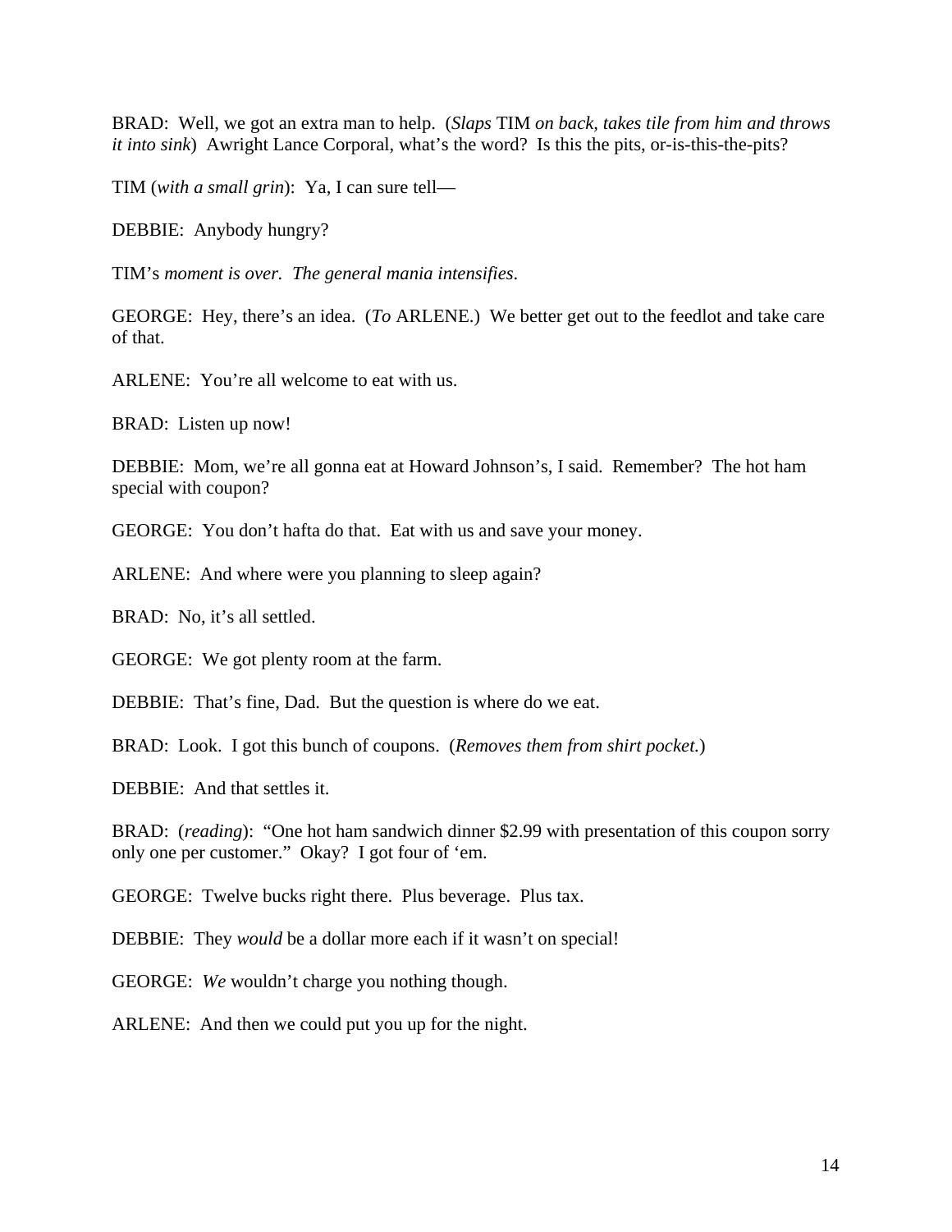BRAD: Well, we got an extra man to help. (*Slaps* TIM *on back, takes tile from him and throws it into sink*) Awright Lance Corporal, what's the word? Is this the pits, or-is-this-the-pits?

TIM (*with a small grin*): Ya, I can sure tell—

DEBBIE: Anybody hungry?

TIM's *moment is over. The general mania intensifies.*

GEORGE: Hey, there's an idea. (*To* ARLENE.) We better get out to the feedlot and take care of that.

ARLENE: You're all welcome to eat with us.

BRAD: Listen up now!

DEBBIE: Mom, we're all gonna eat at Howard Johnson's, I said. Remember? The hot ham special with coupon?

GEORGE: You don't hafta do that. Eat with us and save your money.

ARLENE: And where were you planning to sleep again?

BRAD: No, it's all settled.

GEORGE: We got plenty room at the farm.

DEBBIE: That's fine, Dad. But the question is where do we eat.

BRAD: Look. I got this bunch of coupons. (*Removes them from shirt pocket.*)

DEBBIE: And that settles it.

BRAD: (*reading*): "One hot ham sandwich dinner $2.99 with presentation of this coupon sorry only one per customer." Okay? I got four of 'em.

GEORGE: Twelve bucks right there. Plus beverage. Plus tax.

DEBBIE: They *would* be a dollar more each if it wasn't on special!

GEORGE: *We* wouldn't charge you nothing though.

ARLENE: And then we could put you up for the night.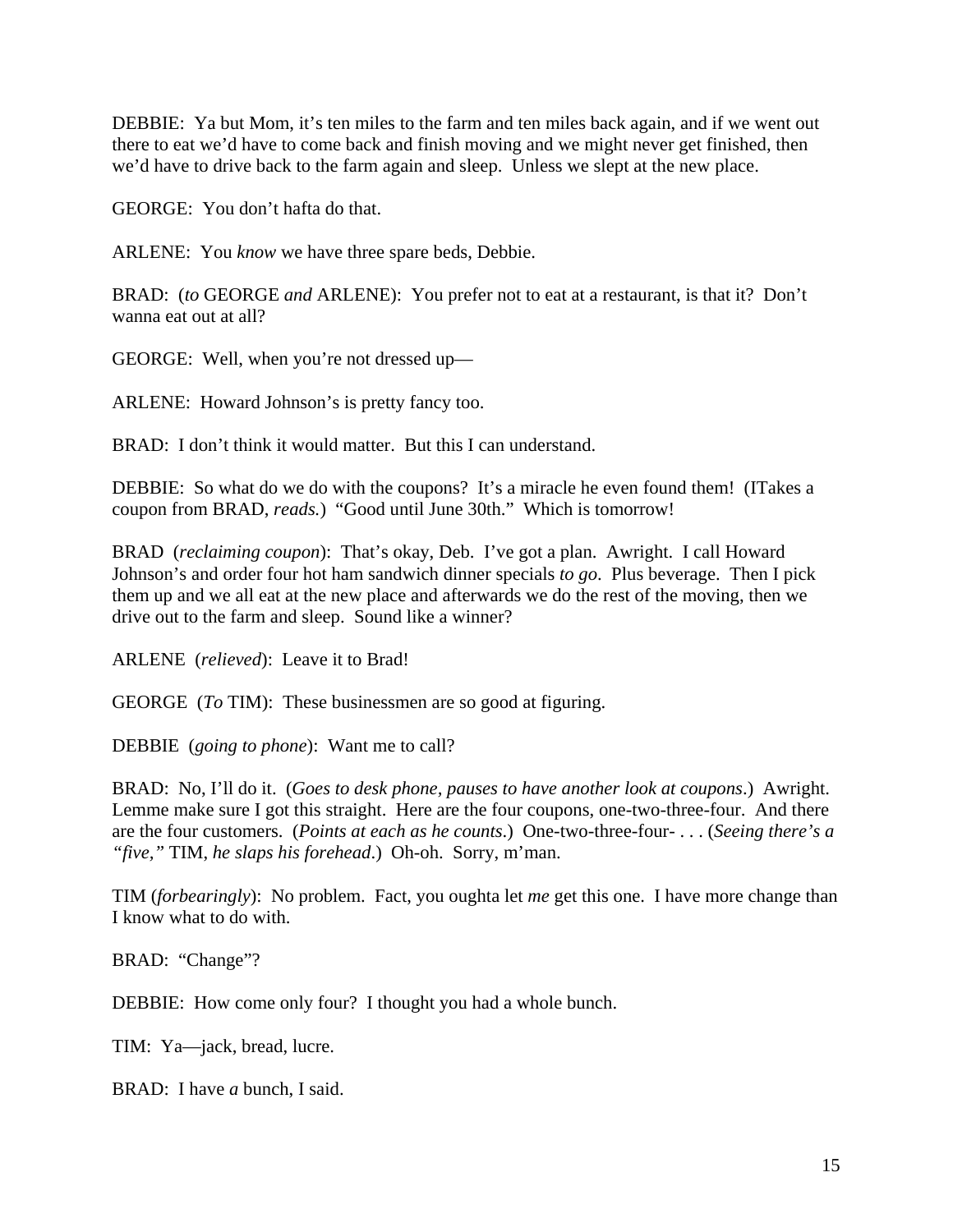DEBBIE: Ya but Mom, it's ten miles to the farm and ten miles back again, and if we went out there to eat we'd have to come back and finish moving and we might never get finished, then we'd have to drive back to the farm again and sleep. Unless we slept at the new place.

GEORGE: You don't hafta do that.

ARLENE: You *know* we have three spare beds, Debbie.

BRAD: (*to* GEORGE *and* ARLENE): You prefer not to eat at a restaurant, is that it? Don't wanna eat out at all?

GEORGE: Well, when you're not dressed up—

ARLENE: Howard Johnson's is pretty fancy too.

BRAD: I don't think it would matter. But this I can understand.

DEBBIE: So what do we do with the coupons? It's a miracle he even found them! (ITakes a coupon from BRAD, *reads.*) "Good until June 30th." Which is tomorrow!

BRAD (*reclaiming coupon*): That's okay, Deb. I've got a plan. Awright. I call Howard Johnson's and order four hot ham sandwich dinner specials *to go*. Plus beverage. Then I pick them up and we all eat at the new place and afterwards we do the rest of the moving, then we drive out to the farm and sleep. Sound like a winner?

ARLENE (*relieved*): Leave it to Brad!

GEORGE (*To* TIM): These businessmen are so good at figuring.

DEBBIE (*going to phone*): Want me to call?

BRAD: No, I'll do it. (*Goes to desk phone, pauses to have another look at coupons*.) Awright. Lemme make sure I got this straight. Here are the four coupons, one-two-three-four. And there are the four customers. (*Points at each as he counts*.) One-two-three-four- . . . (*Seeing there's a "five,"* TIM, *he slaps his forehead*.) Oh-oh. Sorry, m'man.

TIM (*forbearingly*): No problem. Fact, you oughta let *me* get this one. I have more change than I know what to do with.

BRAD: "Change"?

DEBBIE: How come only four? I thought you had a whole bunch.

TIM: Ya—jack, bread, lucre.

BRAD: I have *a* bunch, I said.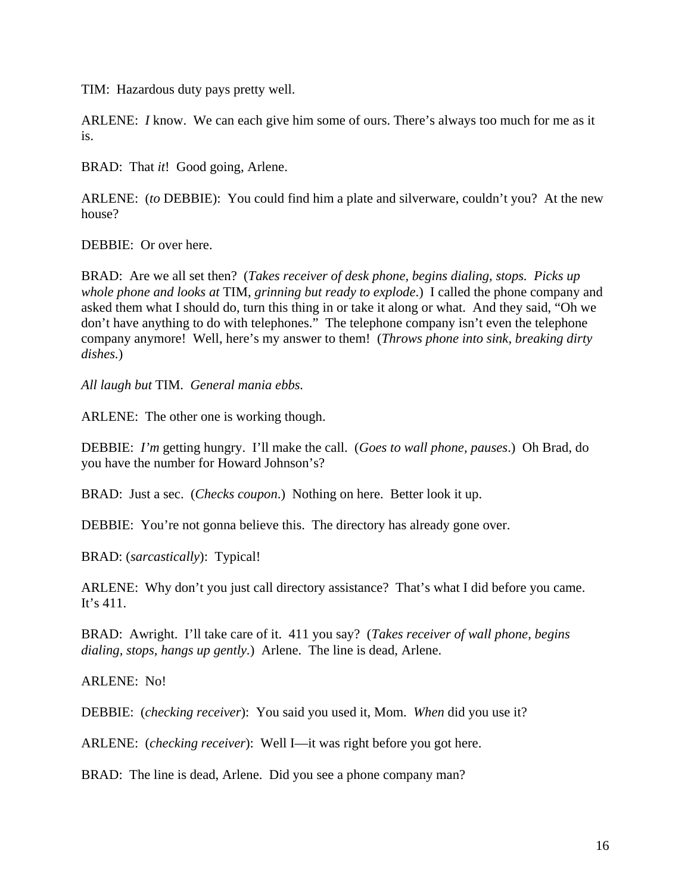TIM:  Hazardous duty pays pretty well.

ARLENE:  *I* know.  We can each give him some of ours. There's always too much for me as it is.

BRAD:  That *it*!  Good going, Arlene.

ARLENE:  (*to* DEBBIE):  You could find him a plate and silverware, couldn't you?  At the new house?

DEBBIE:  Or over here.

BRAD:  Are we all set then?  (*Takes receiver of desk phone, begins dialing, stops.  Picks up whole phone and looks at* TIM, *grinning but ready to explode*.)  I called the phone company and asked them what I should do, turn this thing in or take it along or what.  And they said, "Oh we don't have anything to do with telephones."  The telephone company isn't even the telephone company anymore!  Well, here's my answer to them!  (*Throws phone into sink, breaking dirty dishes.*)

*All laugh but* TIM.  *General mania ebbs.*

ARLENE:  The other one is working though.

DEBBIE:  *I'm* getting hungry.  I'll make the call.  (*Goes to wall phone, pauses*.)  Oh Brad, do you have the number for Howard Johnson's?

BRAD:  Just a sec.  (*Checks coupon*.)  Nothing on here.  Better look it up.

DEBBIE:  You're not gonna believe this.  The directory has already gone over.

BRAD: (*sarcastically*):  Typical!

ARLENE:  Why don't you just call directory assistance?  That's what I did before you came.  It's 411.

BRAD:  Awright.  I'll take care of it.  411 you say?  (*Takes receiver of wall phone, begins dialing, stops, hangs up gently*.)  Arlene.  The line is dead, Arlene.

ARLENE:  No!

DEBBIE:  (*checking receiver*):  You said you used it, Mom.  *When* did you use it?

ARLENE:  (*checking receiver*):  Well I—it was right before you got here.

BRAD:  The line is dead, Arlene.  Did you see a phone company man?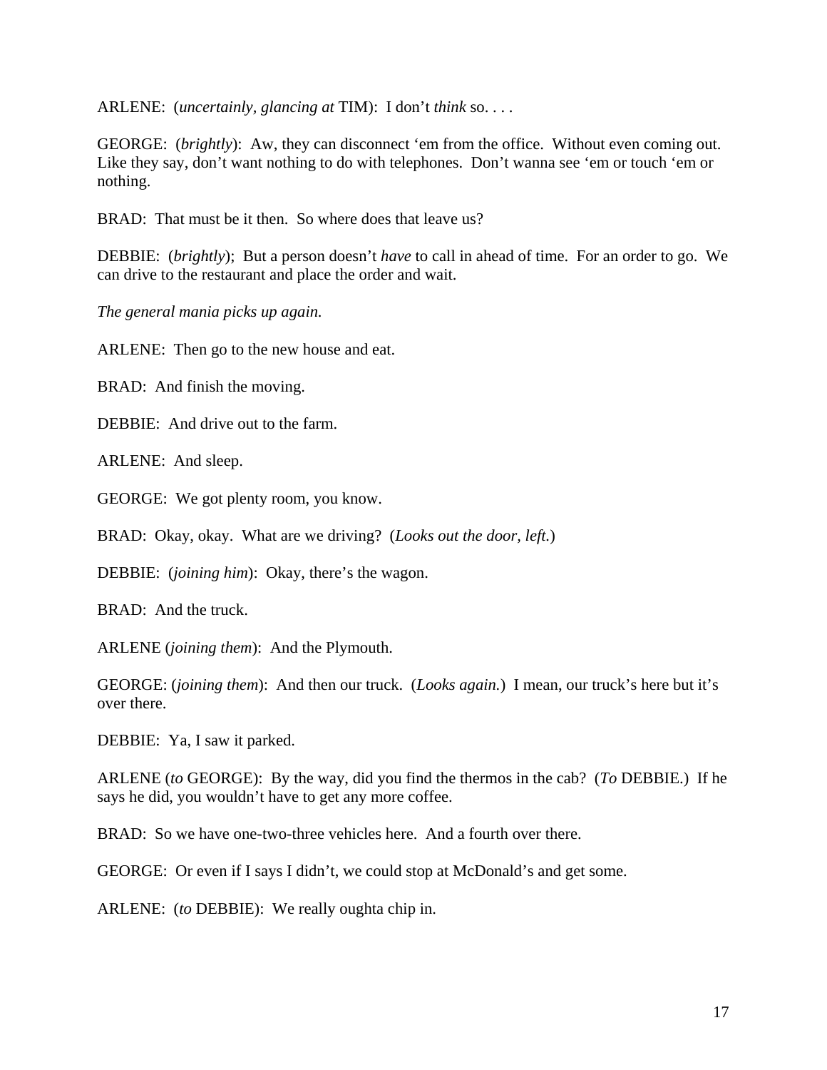ARLENE: (*uncertainly, glancing at* TIM): I don't *think* so. . . .

GEORGE: (*brightly*): Aw, they can disconnect 'em from the office. Without even coming out. Like they say, don't want nothing to do with telephones. Don't wanna see 'em or touch 'em or nothing.

BRAD: That must be it then. So where does that leave us?

DEBBIE: (*brightly*); But a person doesn't *have* to call in ahead of time. For an order to go. We can drive to the restaurant and place the order and wait.

*The general mania picks up again.*

ARLENE: Then go to the new house and eat.

BRAD: And finish the moving.

DEBBIE: And drive out to the farm.

ARLENE: And sleep.

GEORGE: We got plenty room, you know.

BRAD: Okay, okay. What are we driving? (*Looks out the door, left.*)

DEBBIE: (*joining him*): Okay, there's the wagon.

BRAD: And the truck.

ARLENE (*joining them*): And the Plymouth.

GEORGE: (*joining them*): And then our truck. (*Looks again.*) I mean, our truck's here but it's over there.

DEBBIE: Ya, I saw it parked.

ARLENE (*to* GEORGE): By the way, did you find the thermos in the cab? (*To* DEBBIE.) If he says he did, you wouldn't have to get any more coffee.

BRAD: So we have one-two-three vehicles here. And a fourth over there.

GEORGE: Or even if I says I didn't, we could stop at McDonald's and get some.

ARLENE: (*to* DEBBIE): We really oughta chip in.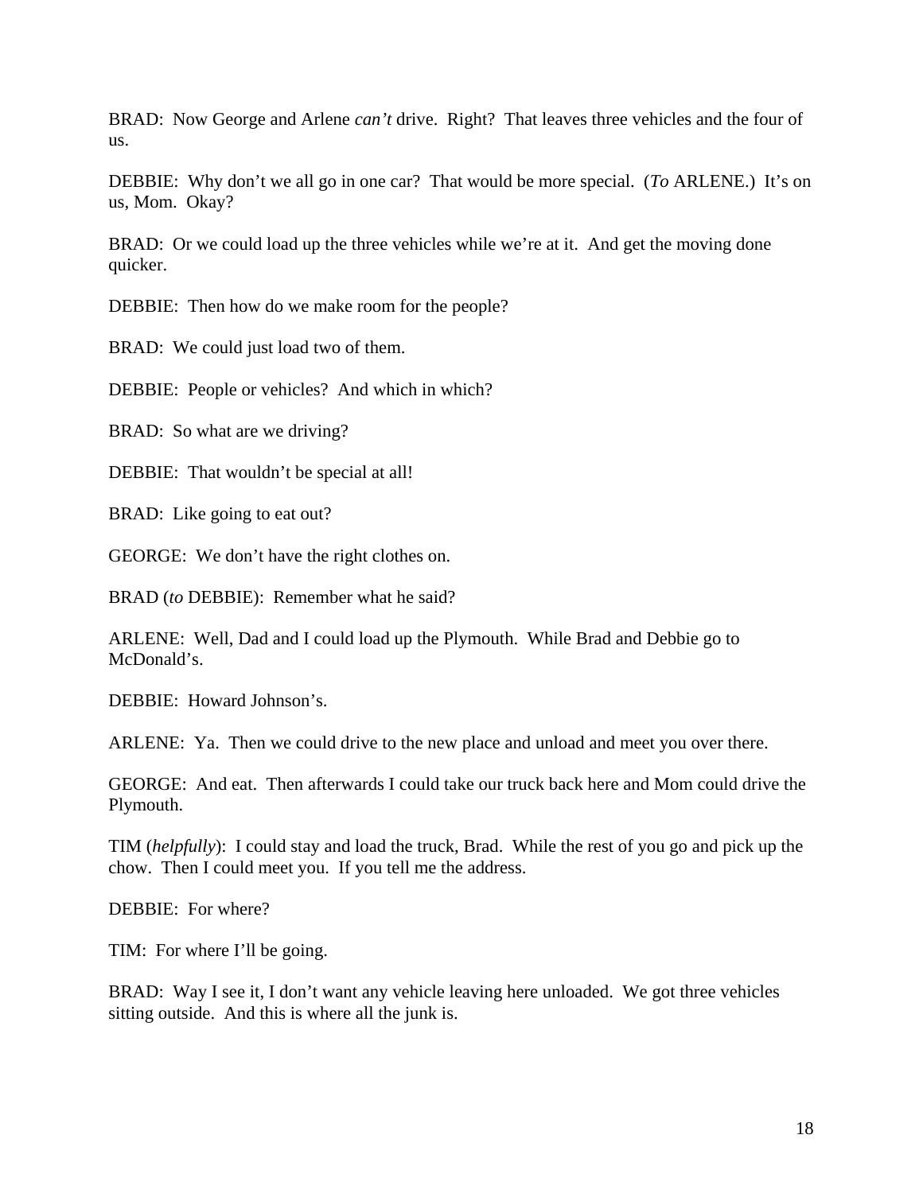BRAD: Now George and Arlene *can't* drive. Right? That leaves three vehicles and the four of us.

DEBBIE: Why don't we all go in one car? That would be more special. (*To* ARLENE.) It's on us, Mom. Okay?

BRAD: Or we could load up the three vehicles while we're at it. And get the moving done quicker.

DEBBIE: Then how do we make room for the people?

BRAD: We could just load two of them.

DEBBIE: People or vehicles? And which in which?

BRAD: So what are we driving?

DEBBIE: That wouldn't be special at all!

BRAD: Like going to eat out?

GEORGE: We don't have the right clothes on.

BRAD (*to* DEBBIE): Remember what he said?

ARLENE: Well, Dad and I could load up the Plymouth. While Brad and Debbie go to McDonald's.

DEBBIE: Howard Johnson's.

ARLENE: Ya. Then we could drive to the new place and unload and meet you over there.

GEORGE: And eat. Then afterwards I could take our truck back here and Mom could drive the Plymouth.

TIM (*helpfully*): I could stay and load the truck, Brad. While the rest of you go and pick up the chow. Then I could meet you. If you tell me the address.

DEBBIE: For where?

TIM: For where I'll be going.

BRAD: Way I see it, I don't want any vehicle leaving here unloaded. We got three vehicles sitting outside. And this is where all the junk is.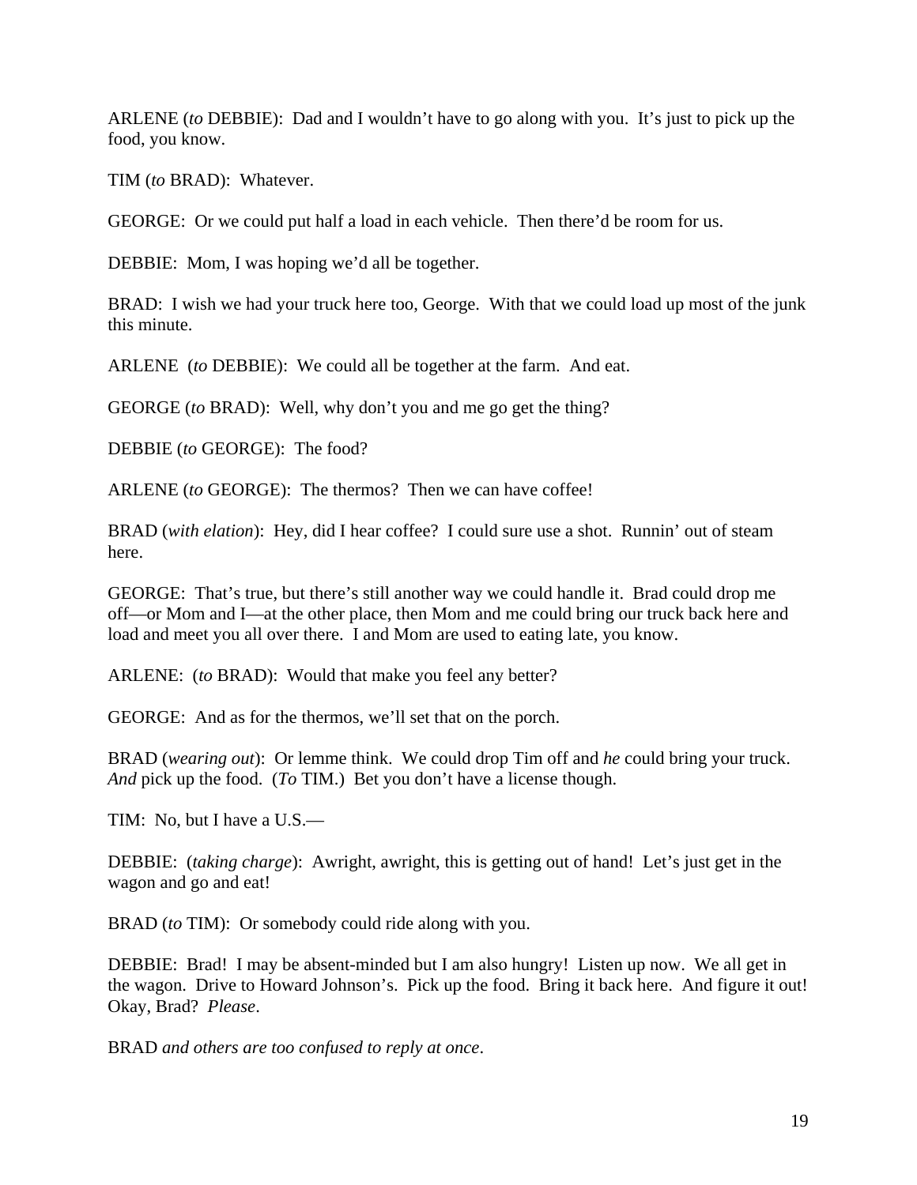ARLENE (*to* DEBBIE): Dad and I wouldn't have to go along with you. It's just to pick up the food, you know.

TIM (*to* BRAD): Whatever.

GEORGE: Or we could put half a load in each vehicle. Then there'd be room for us.

DEBBIE: Mom, I was hoping we'd all be together.

BRAD: I wish we had your truck here too, George. With that we could load up most of the junk this minute.

ARLENE (*to* DEBBIE): We could all be together at the farm. And eat.

GEORGE (*to* BRAD): Well, why don't you and me go get the thing?

DEBBIE (*to* GEORGE): The food?

ARLENE (*to* GEORGE): The thermos? Then we can have coffee!

BRAD (*with elation*): Hey, did I hear coffee? I could sure use a shot. Runnin' out of steam here.

GEORGE: That's true, but there's still another way we could handle it. Brad could drop me off—or Mom and I—at the other place, then Mom and me could bring our truck back here and load and meet you all over there. I and Mom are used to eating late, you know.

ARLENE: (*to* BRAD): Would that make you feel any better?

GEORGE: And as for the thermos, we'll set that on the porch.

BRAD (*wearing out*): Or lemme think. We could drop Tim off and *he* could bring your truck. *And* pick up the food. (*To* TIM.) Bet you don't have a license though.

TIM: No, but I have a U.S.—

DEBBIE: (*taking charge*): Awright, awright, this is getting out of hand! Let's just get in the wagon and go and eat!

BRAD (*to* TIM): Or somebody could ride along with you.

DEBBIE: Brad! I may be absent-minded but I am also hungry! Listen up now. We all get in the wagon. Drive to Howard Johnson's. Pick up the food. Bring it back here. And figure it out! Okay, Brad? *Please*.

BRAD *and others are too confused to reply at once*.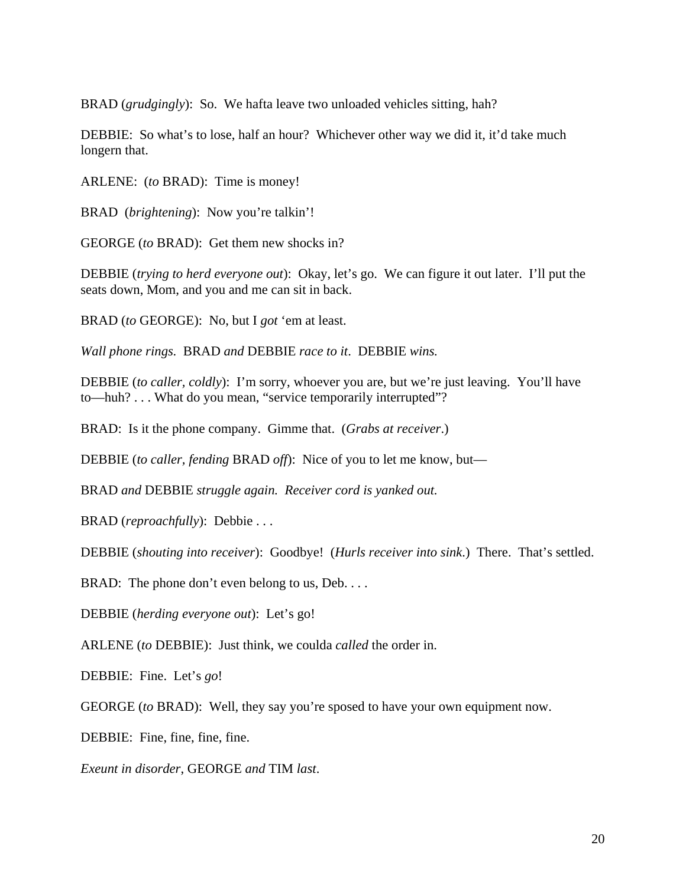BRAD (*grudgingly*): So. We hafta leave two unloaded vehicles sitting, hah?

DEBBIE: So what's to lose, half an hour? Whichever other way we did it, it'd take much longern that.

ARLENE: (*to* BRAD): Time is money!

BRAD (*brightening*): Now you're talkin'!

GEORGE (*to* BRAD): Get them new shocks in?

DEBBIE (*trying to herd everyone out*): Okay, let's go. We can figure it out later. I'll put the seats down, Mom, and you and me can sit in back.

BRAD (*to* GEORGE): No, but I *got* 'em at least.

*Wall phone rings.* BRAD *and* DEBBIE *race to it*. DEBBIE *wins.*

DEBBIE (*to caller, coldly*): I'm sorry, whoever you are, but we're just leaving. You'll have to—huh? . . . What do you mean, "service temporarily interrupted"?

BRAD: Is it the phone company. Gimme that. (*Grabs at receiver.*)

DEBBIE (*to caller, fending* BRAD *off*): Nice of you to let me know, but—

BRAD *and* DEBBIE *struggle again. Receiver cord is yanked out.*

BRAD (*reproachfully*): Debbie . . .

DEBBIE (*shouting into receiver*): Goodbye! (*Hurls receiver into sink.*) There. That's settled.

BRAD: The phone don't even belong to us, Deb. . . .

DEBBIE (*herding everyone out*): Let's go!

ARLENE (*to* DEBBIE): Just think, we coulda *called* the order in.

DEBBIE: Fine. Let's *go*!

GEORGE (*to* BRAD): Well, they say you're sposed to have your own equipment now.

DEBBIE: Fine, fine, fine, fine.

*Exeunt in disorder*, GEORGE *and* TIM *last*.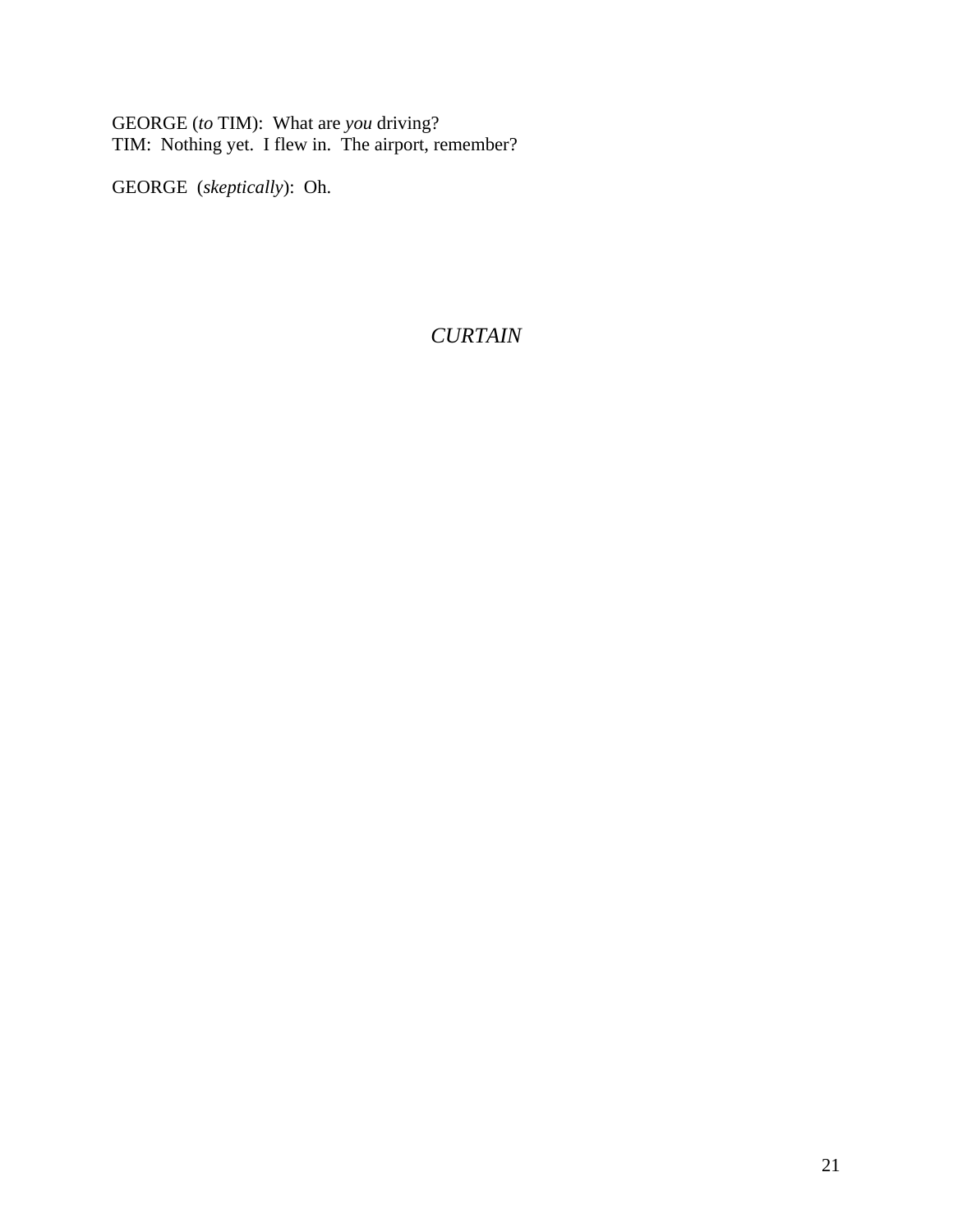GEORGE (*to* TIM): What are *you* driving?
TIM: Nothing yet. I flew in. The airport, remember?

GEORGE (*skeptically*): Oh.

*CURTAIN*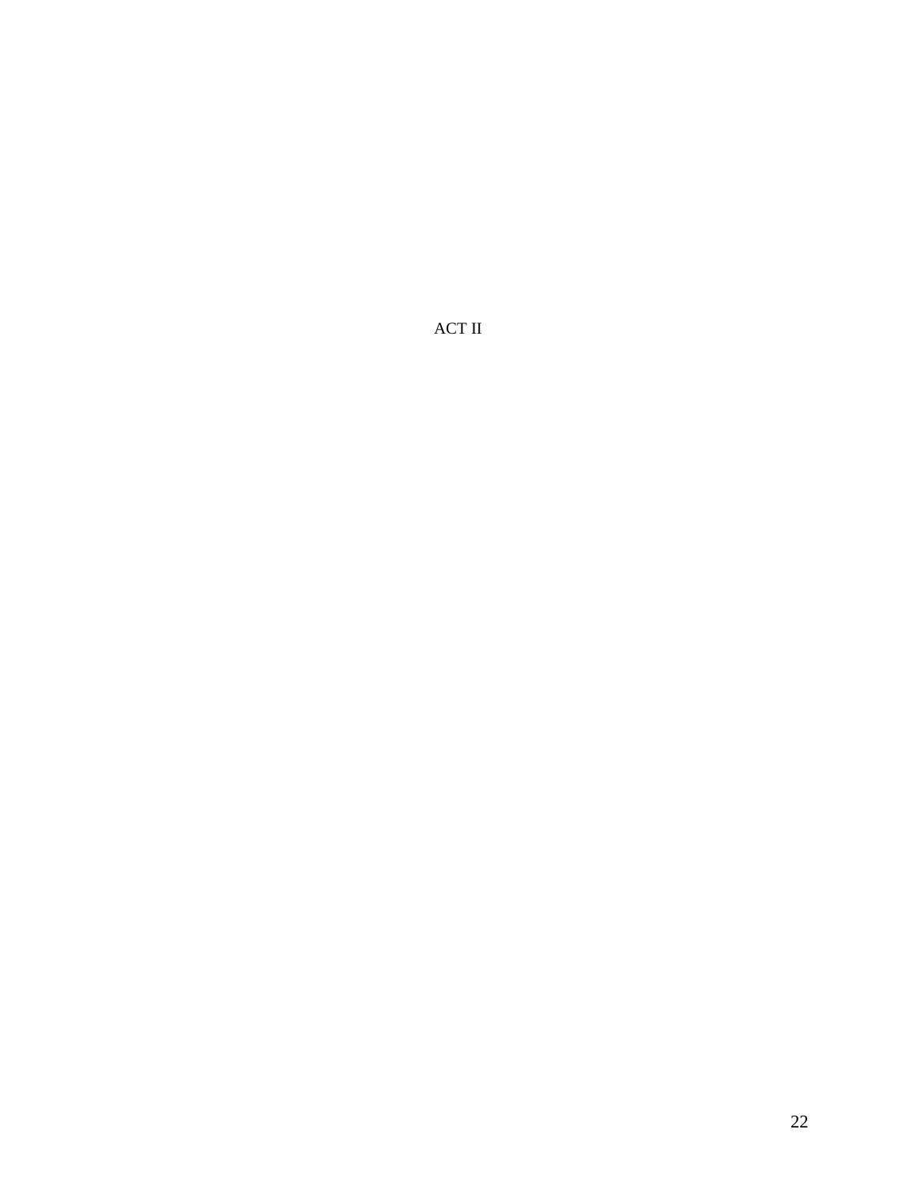# ACT II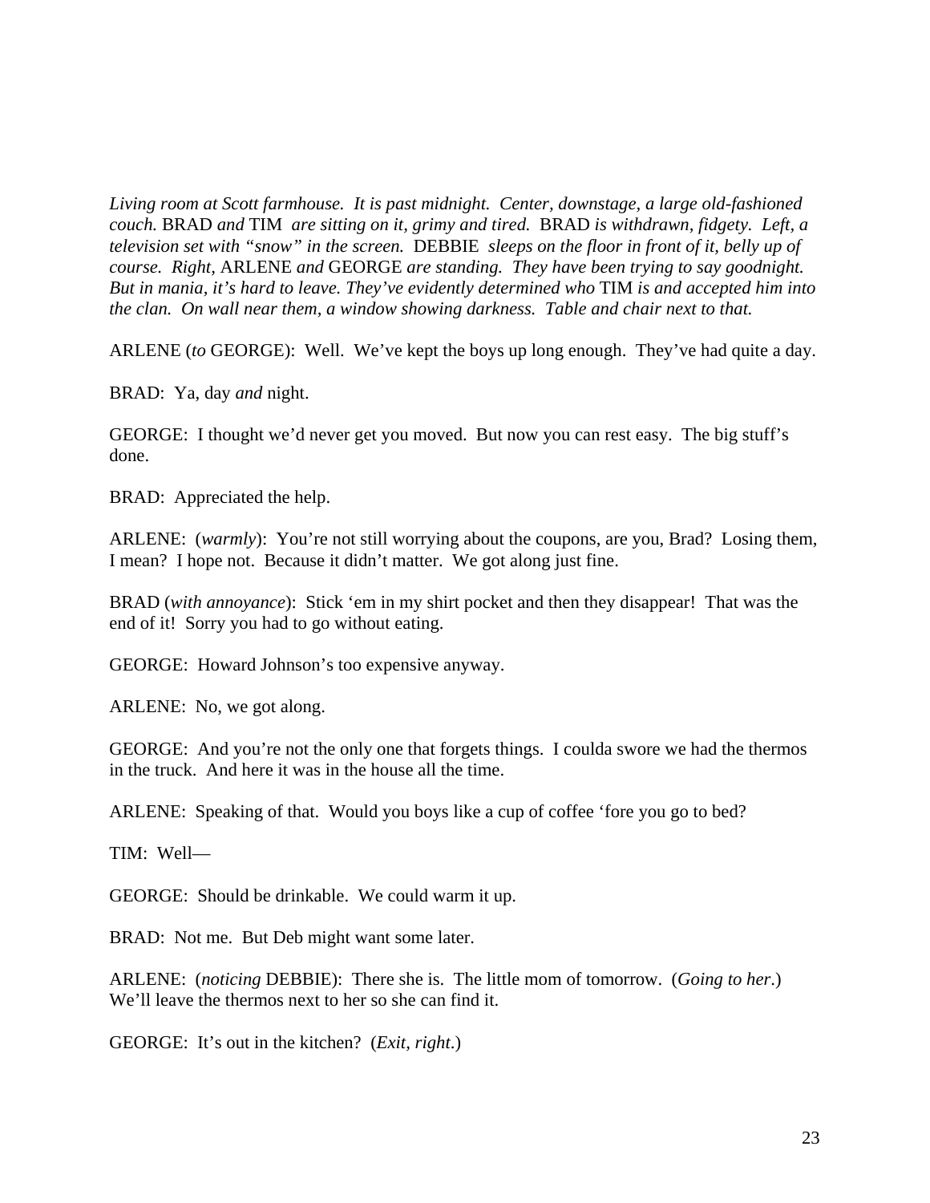*Living room at Scott farmhouse. It is past midnight. Center, downstage, a large old-fashioned couch.* BRAD *and* TIM *are sitting on it, grimy and tired.* BRAD *is withdrawn, fidgety. Left, a television set with "snow" in the screen.* DEBBIE *sleeps on the floor in front of it, belly up of course. Right,* ARLENE *and* GEORGE *are standing. They have been trying to say goodnight. But in mania, it's hard to leave. They've evidently determined who* TIM *is and accepted him into the clan. On wall near them, a window showing darkness. Table and chair next to that.*

ARLENE (*to* GEORGE): Well. We've kept the boys up long enough. They've had quite a day.

BRAD: Ya, day *and* night.

GEORGE: I thought we'd never get you moved. But now you can rest easy. The big stuff's done.

BRAD: Appreciated the help.

ARLENE: (*warmly*): You're not still worrying about the coupons, are you, Brad? Losing them, I mean? I hope not. Because it didn't matter. We got along just fine.

BRAD (*with annoyance*): Stick 'em in my shirt pocket and then they disappear! That was the end of it! Sorry you had to go without eating.

GEORGE: Howard Johnson's too expensive anyway.

ARLENE: No, we got along.

GEORGE: And you're not the only one that forgets things. I coulda swore we had the thermos in the truck. And here it was in the house all the time.

ARLENE: Speaking of that. Would you boys like a cup of coffee 'fore you go to bed?

TIM: Well—

GEORGE: Should be drinkable. We could warm it up.

BRAD: Not me. But Deb might want some later.

ARLENE: (*noticing* DEBBIE): There she is. The little mom of tomorrow. (*Going to her*.) We'll leave the thermos next to her so she can find it.

GEORGE: It's out in the kitchen? (*Exit, right*.)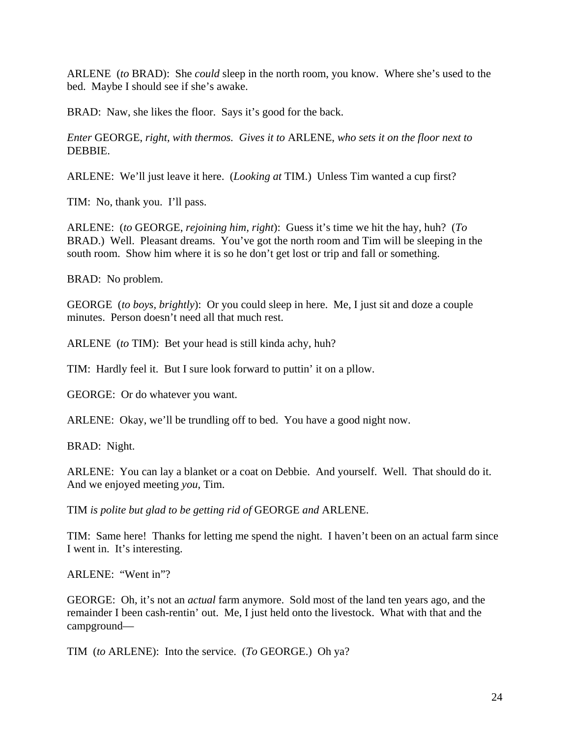ARLENE (*to* BRAD): She *could* sleep in the north room, you know. Where she's used to the bed. Maybe I should see if she's awake.

BRAD: Naw, she likes the floor. Says it's good for the back.

*Enter* GEORGE, *right, with thermos. Gives it to* ARLENE, *who sets it on the floor next to* DEBBIE.

ARLENE: We'll just leave it here. (*Looking at* TIM.) Unless Tim wanted a cup first?

TIM: No, thank you. I'll pass.

ARLENE: (*to* GEORGE, *rejoining him, right*): Guess it's time we hit the hay, huh? (*To* BRAD.) Well. Pleasant dreams. You've got the north room and Tim will be sleeping in the south room. Show him where it is so he don't get lost or trip and fall or something.

BRAD: No problem.

GEORGE (*to boys, brightly*): Or you could sleep in here. Me, I just sit and doze a couple minutes. Person doesn't need all that much rest.

ARLENE (*to* TIM): Bet your head is still kinda achy, huh?

TIM: Hardly feel it. But I sure look forward to puttin' it on a pllow.

GEORGE: Or do whatever you want.

ARLENE: Okay, we'll be trundling off to bed. You have a good night now.

BRAD: Night.

ARLENE: You can lay a blanket or a coat on Debbie. And yourself. Well. That should do it. And we enjoyed meeting *you*, Tim.

TIM *is polite but glad to be getting rid of* GEORGE *and* ARLENE.

TIM: Same here! Thanks for letting me spend the night. I haven't been on an actual farm since I went in. It's interesting.

ARLENE: "Went in"?

GEORGE: Oh, it's not an *actual* farm anymore. Sold most of the land ten years ago, and the remainder I been cash-rentin' out. Me, I just held onto the livestock. What with that and the campground—

TIM (*to* ARLENE): Into the service. (*To* GEORGE.) Oh ya?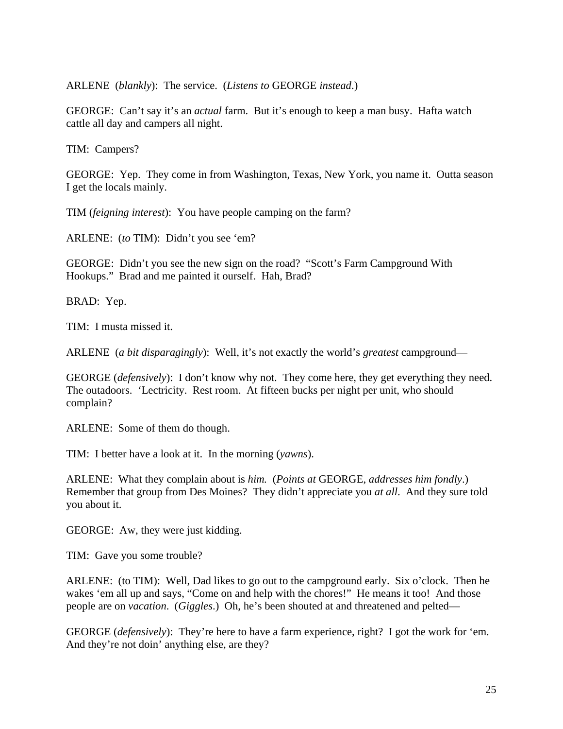ARLENE (*blankly*): The service. (*Listens to* GEORGE *instead*.)

GEORGE: Can't say it's an *actual* farm. But it's enough to keep a man busy. Hafta watch cattle all day and campers all night.

TIM: Campers?

GEORGE: Yep. They come in from Washington, Texas, New York, you name it. Outta season I get the locals mainly.

TIM (*feigning interest*): You have people camping on the farm?

ARLENE: (*to* TIM): Didn't you see 'em?

GEORGE: Didn't you see the new sign on the road? "Scott's Farm Campground With Hookups." Brad and me painted it ourself. Hah, Brad?

BRAD: Yep.

TIM: I musta missed it.

ARLENE (*a bit disparagingly*): Well, it's not exactly the world's *greatest* campground—

GEORGE (*defensively*): I don't know why not. They come here, they get everything they need. The outadoors. 'Lectricity. Rest room. At fifteen bucks per night per unit, who should complain?

ARLENE: Some of them do though.

TIM: I better have a look at it. In the morning (*yawns*).

ARLENE: What they complain about is *him.* (*Points at* GEORGE, *addresses him fondly*.) Remember that group from Des Moines? They didn't appreciate you *at all*. And they sure told you about it.

GEORGE: Aw, they were just kidding.

TIM: Gave you some trouble?

ARLENE: (to TIM): Well, Dad likes to go out to the campground early. Six o'clock. Then he wakes 'em all up and says, "Come on and help with the chores!" He means it too! And those people are on *vacation*. (*Giggles*.) Oh, he's been shouted at and threatened and pelted—

GEORGE (*defensively*): They're here to have a farm experience, right? I got the work for 'em. And they're not doin' anything else, are they?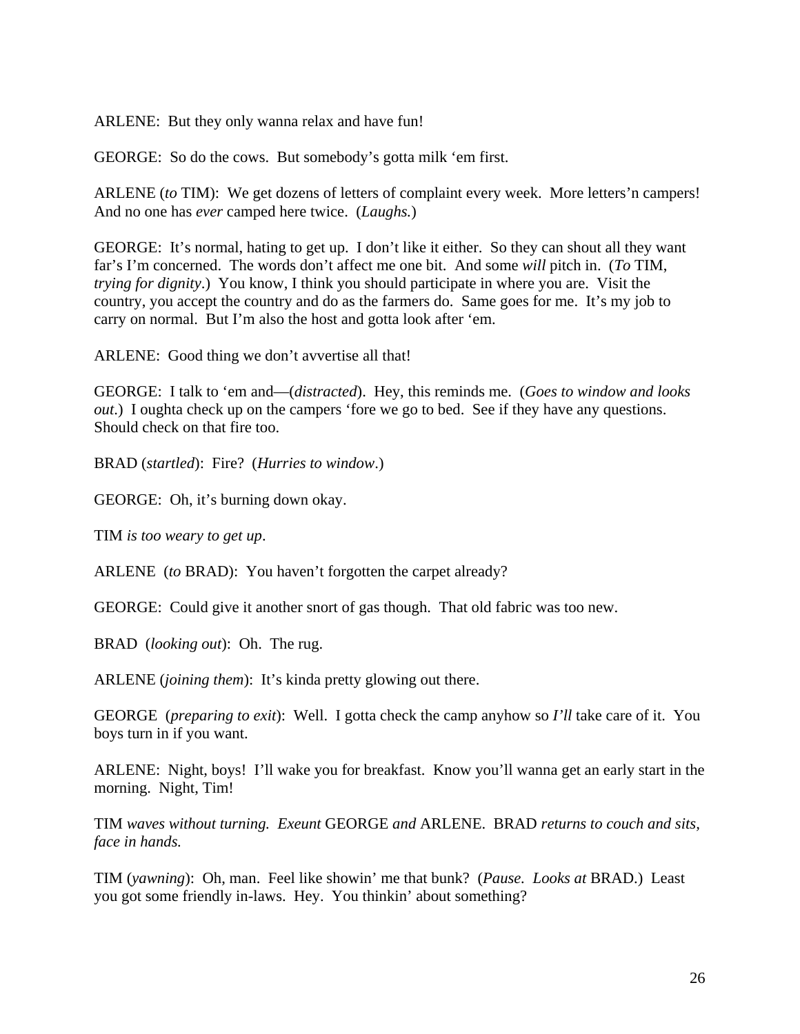ARLENE: But they only wanna relax and have fun!

GEORGE: So do the cows. But somebody's gotta milk 'em first.

ARLENE (*to* TIM): We get dozens of letters of complaint every week. More letters'n campers! And no one has *ever* camped here twice. (*Laughs.*)

GEORGE: It's normal, hating to get up. I don't like it either. So they can shout all they want far's I'm concerned. The words don't affect me one bit. And some *will* pitch in. (*To* TIM, *trying for dignity*.) You know, I think you should participate in where you are. Visit the country, you accept the country and do as the farmers do. Same goes for me. It's my job to carry on normal. But I'm also the host and gotta look after 'em.

ARLENE: Good thing we don't avvertise all that!

GEORGE: I talk to 'em and—(*distracted*). Hey, this reminds me. (*Goes to window and looks out*.) I oughta check up on the campers 'fore we go to bed. See if they have any questions. Should check on that fire too.

BRAD (*startled*): Fire? (*Hurries to window*.)

GEORGE: Oh, it's burning down okay.

TIM *is too weary to get up*.

ARLENE (*to* BRAD): You haven't forgotten the carpet already?

GEORGE: Could give it another snort of gas though. That old fabric was too new.

BRAD (*looking out*): Oh. The rug.

ARLENE (*joining them*): It's kinda pretty glowing out there.

GEORGE (*preparing to exit*): Well. I gotta check the camp anyhow so *I'll* take care of it. You boys turn in if you want.

ARLENE: Night, boys! I'll wake you for breakfast. Know you'll wanna get an early start in the morning. Night, Tim!

TIM *waves without turning. Exeunt* GEORGE *and* ARLENE. BRAD *returns to couch and sits, face in hands.*

TIM (*yawning*): Oh, man. Feel like showin' me that bunk? (*Pause. Looks at* BRAD.) Least you got some friendly in-laws. Hey. You thinkin' about something?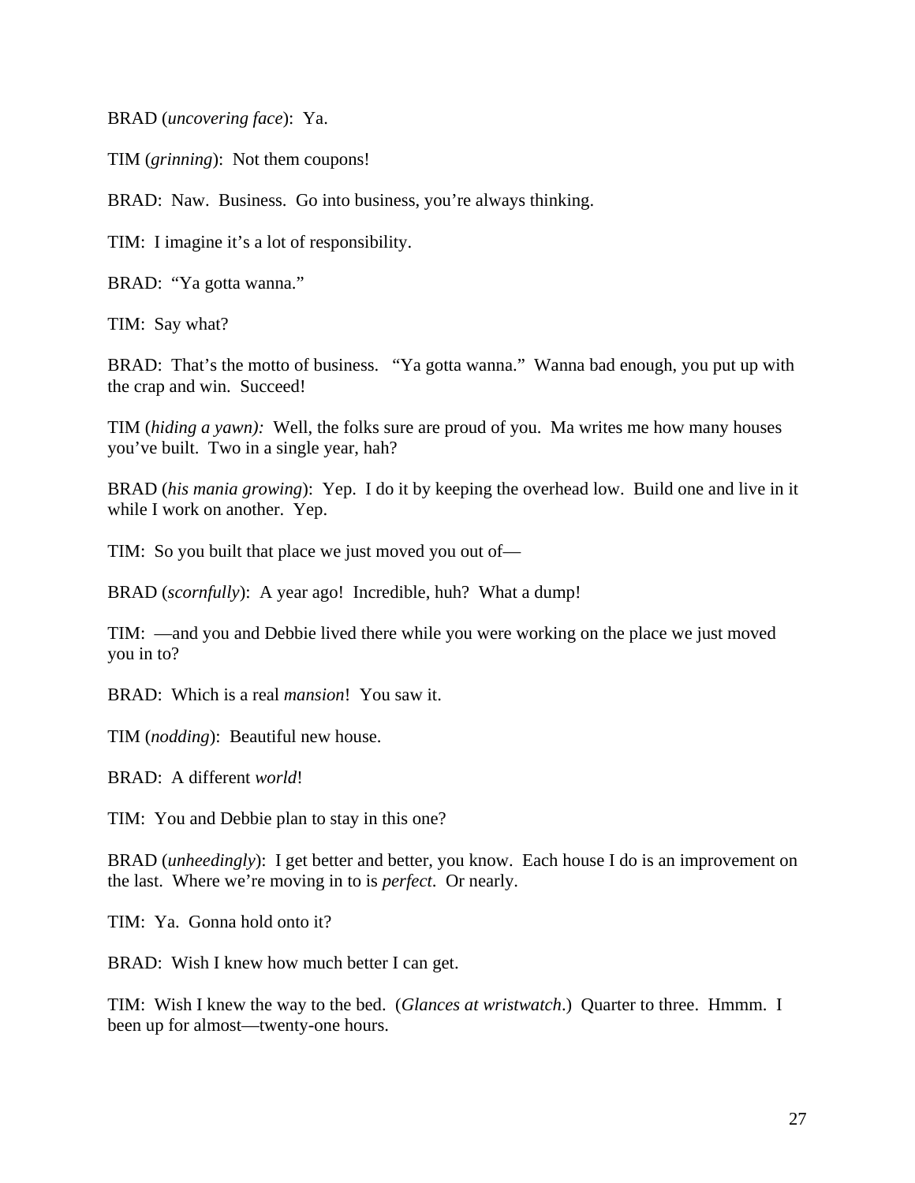BRAD (*uncovering face*): Ya.

TIM (*grinning*): Not them coupons!

BRAD: Naw. Business. Go into business, you're always thinking.

TIM: I imagine it's a lot of responsibility.

BRAD: "Ya gotta wanna."

TIM: Say what?

BRAD: That's the motto of business. "Ya gotta wanna." Wanna bad enough, you put up with the crap and win. Succeed!

TIM (*hiding a yawn):* Well, the folks sure are proud of you. Ma writes me how many houses you've built. Two in a single year, hah?

BRAD (*his mania growing*): Yep. I do it by keeping the overhead low. Build one and live in it while I work on another. Yep.

TIM: So you built that place we just moved you out of—

BRAD (*scornfully*): A year ago! Incredible, huh? What a dump!

TIM: —and you and Debbie lived there while you were working on the place we just moved you in to?

BRAD: Which is a real *mansion*! You saw it.

TIM (*nodding*): Beautiful new house.

BRAD: A different *world*!

TIM: You and Debbie plan to stay in this one?

BRAD (*unheedingly*): I get better and better, you know. Each house I do is an improvement on the last. Where we're moving in to is *perfect*. Or nearly.

TIM: Ya. Gonna hold onto it?

BRAD: Wish I knew how much better I can get.

TIM: Wish I knew the way to the bed. (*Glances at wristwatch*.) Quarter to three. Hmmm. I been up for almost—twenty-one hours.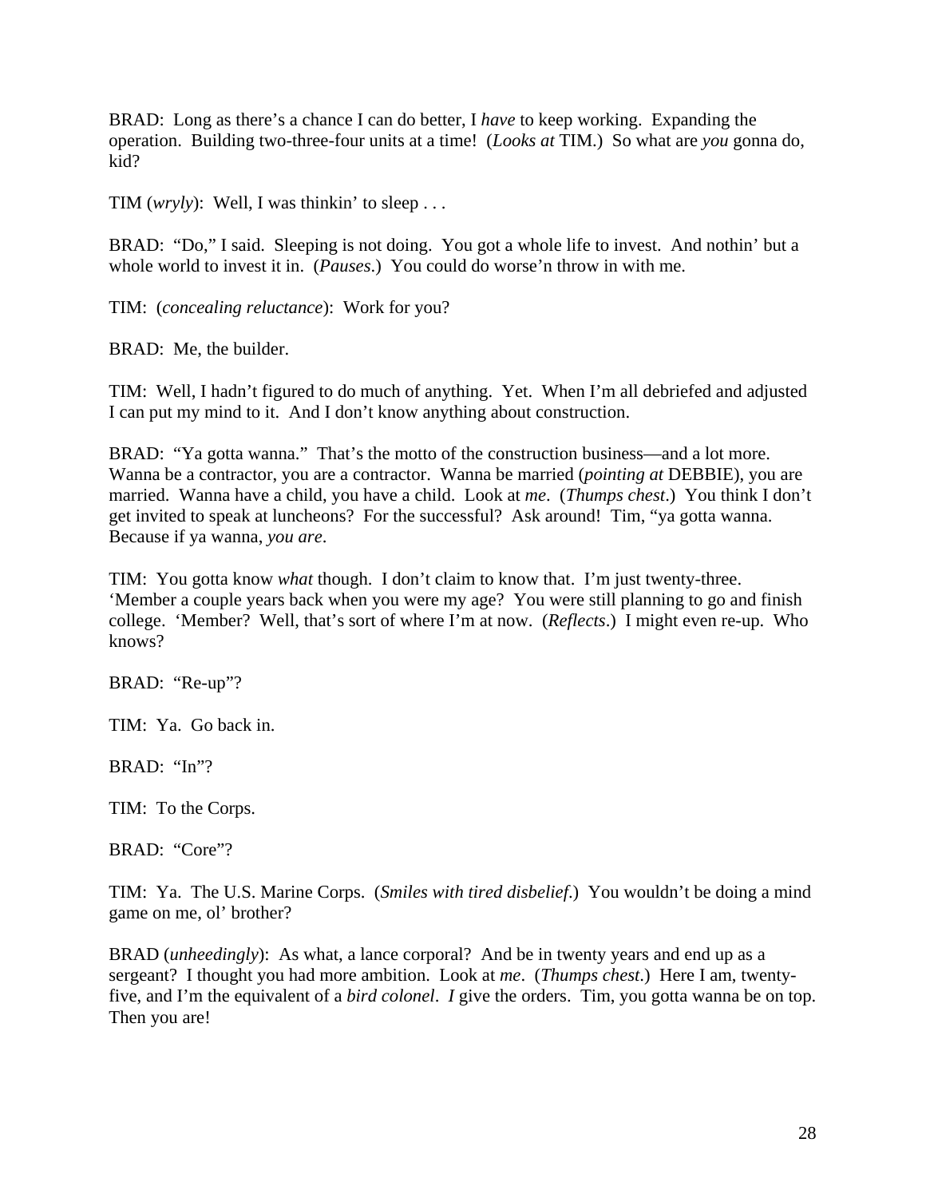BRAD: Long as there's a chance I can do better, I *have* to keep working. Expanding the operation. Building two-three-four units at a time! (*Looks at* TIM.) So what are *you* gonna do, kid?

TIM (*wryly*): Well, I was thinkin' to sleep . . .

BRAD: "Do," I said. Sleeping is not doing. You got a whole life to invest. And nothin' but a whole world to invest it in. (*Pauses*.) You could do worse'n throw in with me.

TIM: (*concealing reluctance*): Work for you?

BRAD: Me, the builder.

TIM: Well, I hadn't figured to do much of anything. Yet. When I'm all debriefed and adjusted I can put my mind to it. And I don't know anything about construction.

BRAD: "Ya gotta wanna." That's the motto of the construction business—and a lot more. Wanna be a contractor, you are a contractor. Wanna be married (*pointing at* DEBBIE), you are married. Wanna have a child, you have a child. Look at *me*. (*Thumps chest*.) You think I don't get invited to speak at luncheons? For the successful? Ask around! Tim, "ya gotta wanna. Because if ya wanna, *you are*.

TIM: You gotta know *what* though. I don't claim to know that. I'm just twenty-three. 'Member a couple years back when you were my age? You were still planning to go and finish college. 'Member? Well, that's sort of where I'm at now. (*Reflects*.) I might even re-up. Who knows?

BRAD: "Re-up"?

TIM: Ya. Go back in.

BRAD: "In"?

TIM: To the Corps.

BRAD: "Core"?

TIM: Ya. The U.S. Marine Corps. (*Smiles with tired disbelief*.) You wouldn't be doing a mind game on me, ol' brother?

BRAD (*unheedingly*): As what, a lance corporal? And be in twenty years and end up as a sergeant? I thought you had more ambition. Look at *me*. (*Thumps chest*.) Here I am, twenty-five, and I'm the equivalent of a *bird colonel*. *I* give the orders. Tim, you gotta wanna be on top. Then you are!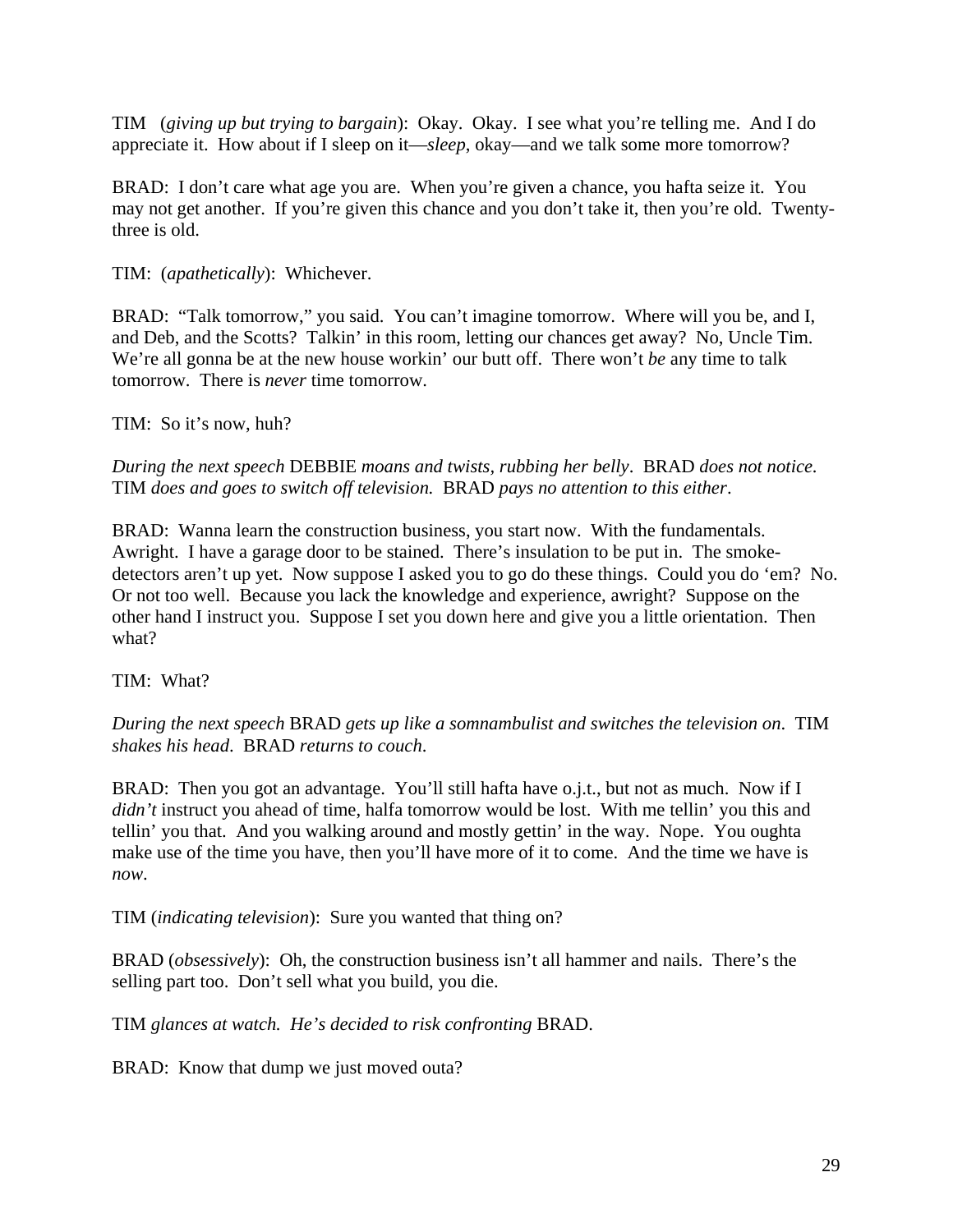TIM (*giving up but trying to bargain*): Okay. Okay. I see what you're telling me. And I do appreciate it. How about if I sleep on it—*sleep*, okay—and we talk some more tomorrow?

BRAD: I don't care what age you are. When you're given a chance, you hafta seize it. You may not get another. If you're given this chance and you don't take it, then you're old. Twenty-three is old.

TIM: (*apathetically*): Whichever.

BRAD: "Talk tomorrow," you said. You can't imagine tomorrow. Where will you be, and I, and Deb, and the Scotts? Talkin' in this room, letting our chances get away? No, Uncle Tim. We're all gonna be at the new house workin' our butt off. There won't *be* any time to talk tomorrow. There is *never* time tomorrow.

TIM: So it's now, huh?

*During the next speech* DEBBIE *moans and twists, rubbing her belly*. BRAD *does not notice.* TIM *does and goes to switch off television.* BRAD *pays no attention to this either*.

BRAD: Wanna learn the construction business, you start now. With the fundamentals. Awright. I have a garage door to be stained. There's insulation to be put in. The smoke-detectors aren't up yet. Now suppose I asked you to go do these things. Could you do 'em? No. Or not too well. Because you lack the knowledge and experience, awright? Suppose on the other hand I instruct you. Suppose I set you down here and give you a little orientation. Then what?

TIM: What?

*During the next speech* BRAD *gets up like a somnambulist and switches the television on*. TIM *shakes his head*. BRAD *returns to couch*.

BRAD: Then you got an advantage. You'll still hafta have o.j.t., but not as much. Now if I *didn't* instruct you ahead of time, halfa tomorrow would be lost. With me tellin' you this and tellin' you that. And you walking around and mostly gettin' in the way. Nope. You oughta make use of the time you have, then you'll have more of it to come. And the time we have is *now*.

TIM (*indicating television*): Sure you wanted that thing on?

BRAD (*obsessively*): Oh, the construction business isn't all hammer and nails. There's the selling part too. Don't sell what you build, you die.

TIM *glances at watch. He's decided to risk confronting* BRAD.

BRAD: Know that dump we just moved outa?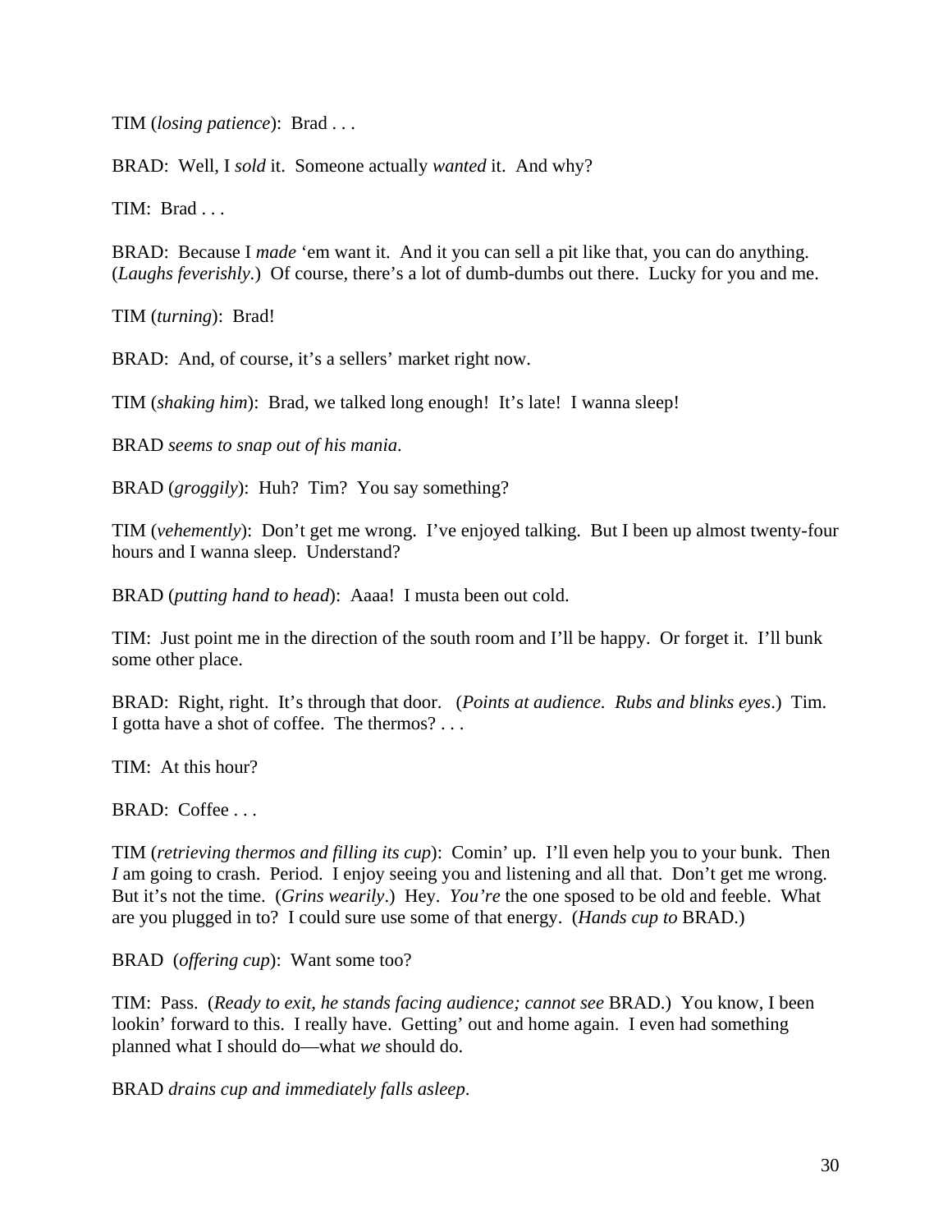TIM (*losing patience*): Brad . . .

BRAD: Well, I *sold* it. Someone actually *wanted* it. And why?

TIM: Brad . . .

BRAD: Because I *made* 'em want it. And it you can sell a pit like that, you can do anything. (*Laughs feverishly.*) Of course, there's a lot of dumb-dumbs out there. Lucky for you and me.

TIM (*turning*): Brad!

BRAD: And, of course, it's a sellers' market right now.

TIM (*shaking him*): Brad, we talked long enough! It's late! I wanna sleep!

BRAD *seems to snap out of his mania.*

BRAD (*groggily*): Huh? Tim? You say something?

TIM (*vehemently*): Don't get me wrong. I've enjoyed talking. But I been up almost twenty-four hours and I wanna sleep. Understand?

BRAD (*putting hand to head*): Aaaa! I musta been out cold.

TIM: Just point me in the direction of the south room and I'll be happy. Or forget it. I'll bunk some other place.

BRAD: Right, right. It's through that door. (*Points at audience. Rubs and blinks eyes.*) Tim. I gotta have a shot of coffee. The thermos? . . .

TIM: At this hour?

BRAD: Coffee . . .

TIM (*retrieving thermos and filling its cup*): Comin' up. I'll even help you to your bunk. Then *I* am going to crash. Period. I enjoy seeing you and listening and all that. Don't get me wrong. But it's not the time. (*Grins wearily.*) Hey. *You're* the one sposed to be old and feeble. What are you plugged in to? I could sure use some of that energy. (*Hands cup to* BRAD.)

BRAD (*offering cup*): Want some too?

TIM: Pass. (*Ready to exit, he stands facing audience; cannot see* BRAD.) You know, I been lookin' forward to this. I really have. Getting' out and home again. I even had something planned what I should do—what *we* should do.

BRAD *drains cup and immediately falls asleep.*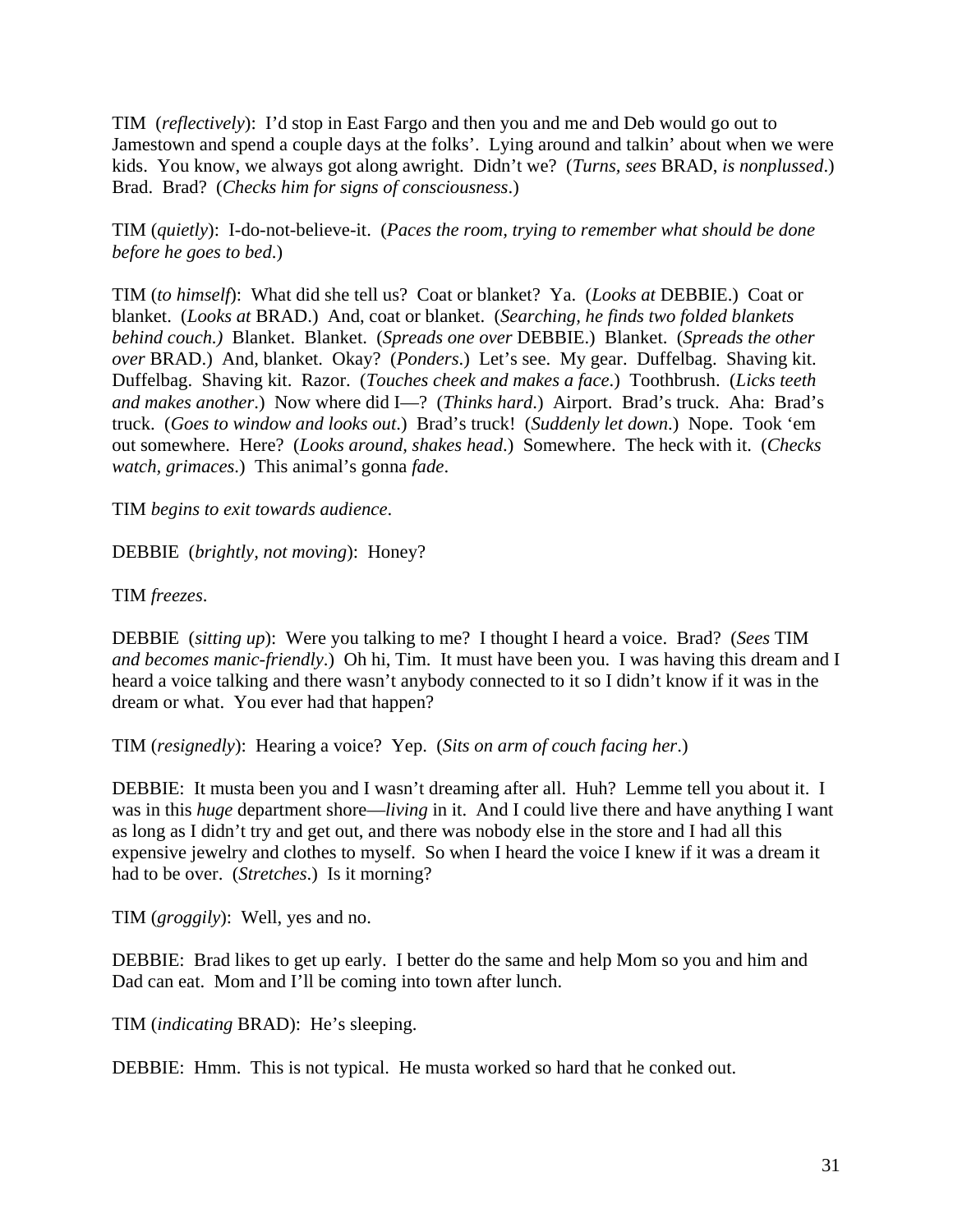TIM (*reflectively*): I'd stop in East Fargo and then you and me and Deb would go out to Jamestown and spend a couple days at the folks'. Lying around and talkin' about when we were kids. You know, we always got along awright. Didn't we? (*Turns, sees* BRAD, *is nonplussed*.) Brad. Brad? (*Checks him for signs of consciousness*.)

TIM (*quietly*): I-do-not-believe-it. (*Paces the room, trying to remember what should be done before he goes to bed*.)

TIM (*to himself*): What did she tell us? Coat or blanket? Ya. (*Looks at* DEBBIE.) Coat or blanket. (*Looks at* BRAD.) And, coat or blanket. (*Searching, he finds two folded blankets behind couch.)* Blanket. Blanket. (*Spreads one over* DEBBIE.) Blanket. (*Spreads the other over* BRAD.) And, blanket. Okay? (*Ponders*.) Let's see. My gear. Duffelbag. Shaving kit. Duffelbag. Shaving kit. Razor. (*Touches cheek and makes a face*.) Toothbrush. (*Licks teeth and makes another*.) Now where did I—? (*Thinks hard*.) Airport. Brad's truck. Aha: Brad's truck. (*Goes to window and looks out*.) Brad's truck! (*Suddenly let down*.) Nope. Took 'em out somewhere. Here? (*Looks around, shakes head*.) Somewhere. The heck with it. (*Checks watch, grimaces*.) This animal's gonna *fade*.

TIM *begins to exit towards audience*.

DEBBIE (*brightly, not moving*): Honey?

TIM *freezes*.

DEBBIE (*sitting up*): Were you talking to me? I thought I heard a voice. Brad? (*Sees* TIM *and becomes manic-friendly*.) Oh hi, Tim. It must have been you. I was having this dream and I heard a voice talking and there wasn't anybody connected to it so I didn't know if it was in the dream or what. You ever had that happen?

TIM (*resignedly*): Hearing a voice? Yep. (*Sits on arm of couch facing her*.)

DEBBIE: It musta been you and I wasn't dreaming after all. Huh? Lemme tell you about it. I was in this *huge* department shore—*living* in it. And I could live there and have anything I want as long as I didn't try and get out, and there was nobody else in the store and I had all this expensive jewelry and clothes to myself. So when I heard the voice I knew if it was a dream it had to be over. (*Stretches*.) Is it morning?

TIM (*groggily*): Well, yes and no.

DEBBIE: Brad likes to get up early. I better do the same and help Mom so you and him and Dad can eat. Mom and I'll be coming into town after lunch.

TIM (*indicating* BRAD): He's sleeping.

DEBBIE: Hmm. This is not typical. He musta worked so hard that he conked out.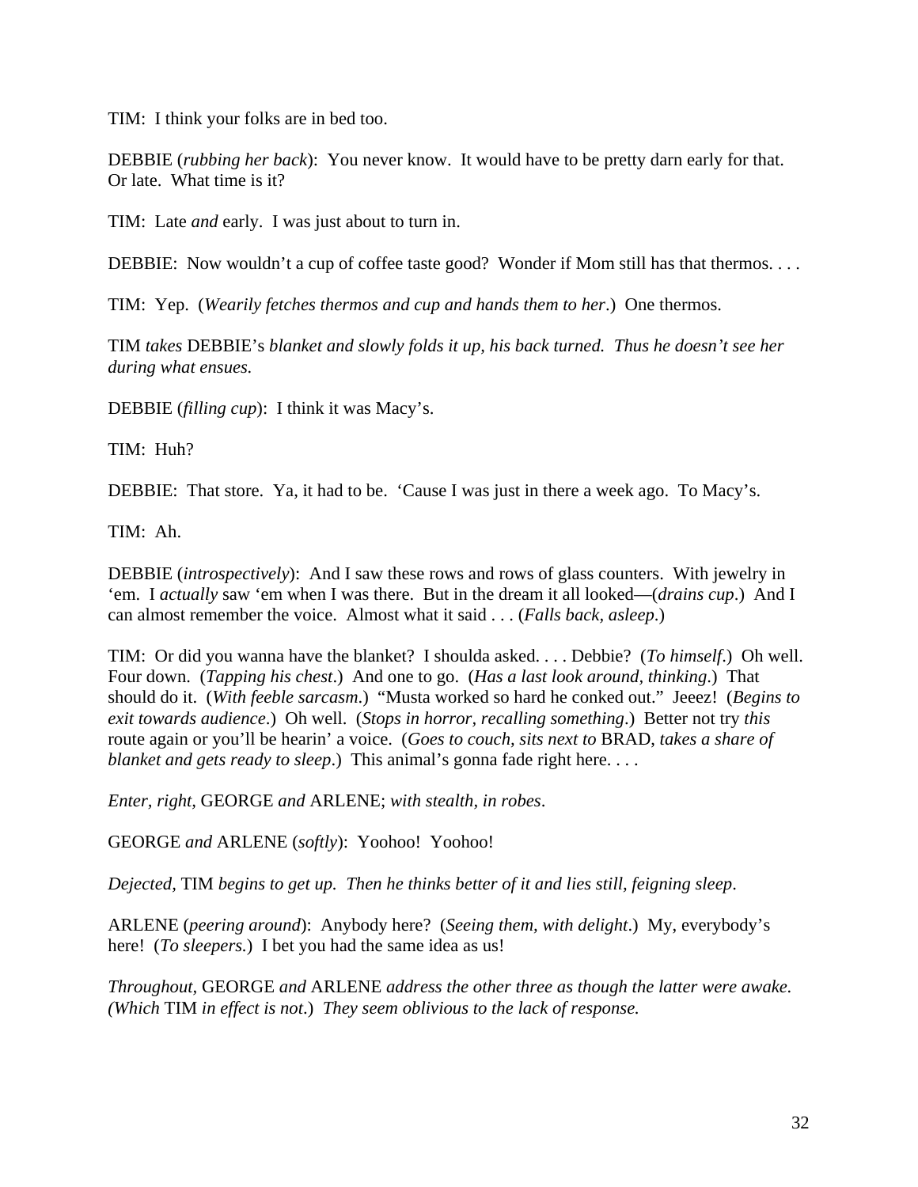TIM: I think your folks are in bed too.

DEBBIE (*rubbing her back*): You never know. It would have to be pretty darn early for that. Or late. What time is it?

TIM: Late *and* early. I was just about to turn in.

DEBBIE: Now wouldn't a cup of coffee taste good? Wonder if Mom still has that thermos. . . .

TIM: Yep. (*Wearily fetches thermos and cup and hands them to her*.) One thermos.

*TIM takes DEBBIE's blanket and slowly folds it up, his back turned. Thus he doesn't see her during what ensues.*

DEBBIE (*filling cup*): I think it was Macy's.

TIM: Huh?

DEBBIE: That store. Ya, it had to be. 'Cause I was just in there a week ago. To Macy's.

TIM: Ah.

DEBBIE (*introspectively*): And I saw these rows and rows of glass counters. With jewelry in 'em. I *actually* saw 'em when I was there. But in the dream it all looked—(*drains cup*.) And I can almost remember the voice. Almost what it said . . . (*Falls back, asleep*.)

TIM: Or did you wanna have the blanket? I shoulda asked. . . . Debbie? (*To himself*.) Oh well. Four down. (*Tapping his chest*.) And one to go. (*Has a last look around, thinking*.) That should do it. (*With feeble sarcasm*.) "Musta worked so hard he conked out." Jeeez! (*Begins to exit towards audience*.) Oh well. (*Stops in horror, recalling something*.) Better not try *this* route again or you'll be hearin' a voice. (*Goes to couch, sits next to* BRAD, *takes a share of blanket and gets ready to sleep*.) This animal's gonna fade right here. . . .

*Enter, right,* GEORGE *and* ARLENE; *with stealth, in robes*.

GEORGE *and* ARLENE (*softly*): Yoohoo! Yoohoo!

*Dejected,* TIM *begins to get up. Then he thinks better of it and lies still, feigning sleep*.

ARLENE (*peering around*): Anybody here? (*Seeing them, with delight*.) My, everybody's here! (*To sleepers.*) I bet you had the same idea as us!

*Throughout,* GEORGE *and* ARLENE *address the other three as though the latter were awake. (Which* TIM *in effect is not*.) *They seem oblivious to the lack of response.*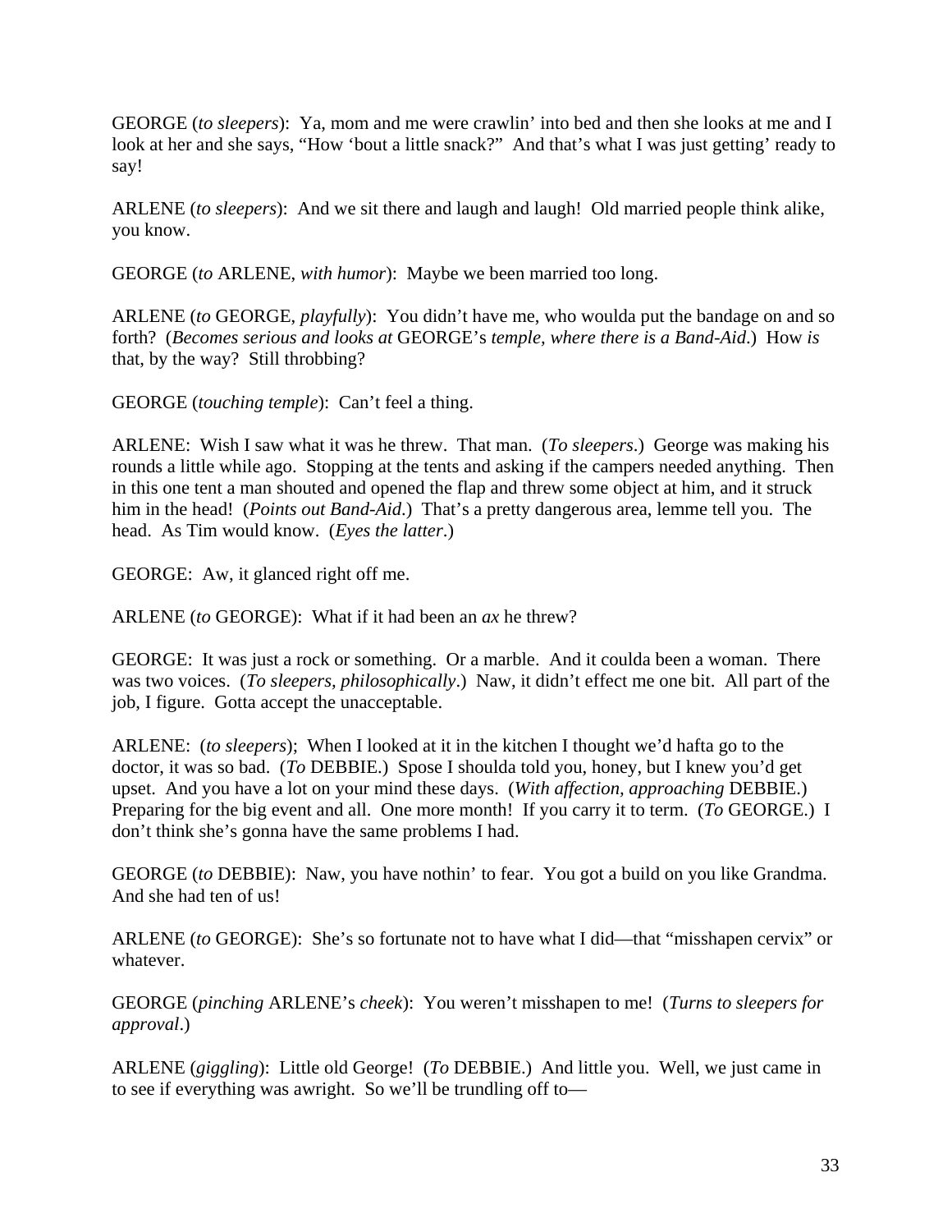GEORGE (*to sleepers*): Ya, mom and me were crawlin' into bed and then she looks at me and I look at her and she says, "How 'bout a little snack?" And that's what I was just getting' ready to say!

ARLENE (*to sleepers*): And we sit there and laugh and laugh! Old married people think alike, you know.

GEORGE (*to* ARLENE, *with humor*): Maybe we been married too long.

ARLENE (*to* GEORGE, *playfully*): You didn't have me, who woulda put the bandage on and so forth? (*Becomes serious and looks at* GEORGE's *temple, where there is a Band-Aid*.) How *is* that, by the way? Still throbbing?

GEORGE (*touching temple*): Can't feel a thing.

ARLENE: Wish I saw what it was he threw. That man. (*To sleepers*.) George was making his rounds a little while ago. Stopping at the tents and asking if the campers needed anything. Then in this one tent a man shouted and opened the flap and threw some object at him, and it struck him in the head! (*Points out Band-Aid*.) That's a pretty dangerous area, lemme tell you. The head. As Tim would know. (*Eyes the latter*.)

GEORGE: Aw, it glanced right off me.

ARLENE (*to* GEORGE): What if it had been an *ax* he threw?

GEORGE: It was just a rock or something. Or a marble. And it coulda been a woman. There was two voices. (*To sleepers, philosophically*.) Naw, it didn't effect me one bit. All part of the job, I figure. Gotta accept the unacceptable.

ARLENE: (*to sleepers*); When I looked at it in the kitchen I thought we'd hafta go to the doctor, it was so bad. (*To* DEBBIE.) Spose I shoulda told you, honey, but I knew you'd get upset. And you have a lot on your mind these days. (*With affection, approaching* DEBBIE.) Preparing for the big event and all. One more month! If you carry it to term. (*To* GEORGE.) I don't think she's gonna have the same problems I had.

GEORGE (*to* DEBBIE): Naw, you have nothin' to fear. You got a build on you like Grandma. And she had ten of us!

ARLENE (*to* GEORGE): She's so fortunate not to have what I did—that "misshapen cervix" or whatever.

GEORGE (*pinching* ARLENE's *cheek*): You weren't misshapen to me! (*Turns to sleepers for approval*.)

ARLENE (*giggling*): Little old George! (*To* DEBBIE.) And little you. Well, we just came in to see if everything was awright. So we'll be trundling off to—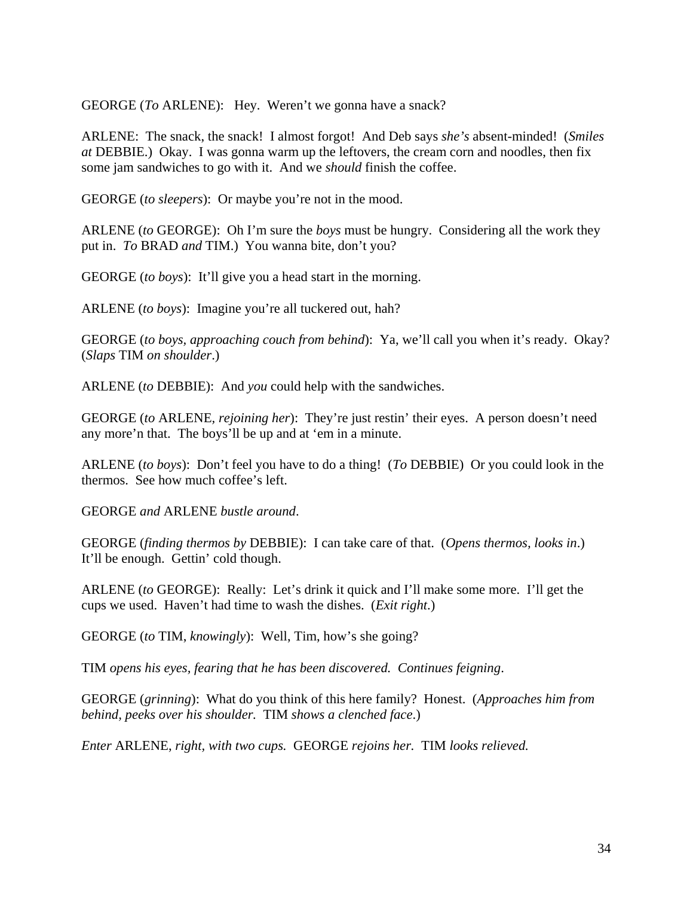GEORGE (*To* ARLENE): Hey. Weren't we gonna have a snack?

ARLENE: The snack, the snack! I almost forgot! And Deb says *she's* absent-minded! (*Smiles at* DEBBIE.) Okay. I was gonna warm up the leftovers, the cream corn and noodles, then fix some jam sandwiches to go with it. And we *should* finish the coffee.

GEORGE (*to sleepers*): Or maybe you're not in the mood.

ARLENE (*to* GEORGE): Oh I'm sure the *boys* must be hungry. Considering all the work they put in. *To* BRAD *and* TIM.) You wanna bite, don't you?

GEORGE (*to boys*): It'll give you a head start in the morning.

ARLENE (*to boys*): Imagine you're all tuckered out, hah?

GEORGE (*to boys, approaching couch from behind*): Ya, we'll call you when it's ready. Okay? (*Slaps* TIM *on shoulder*.)

ARLENE (*to* DEBBIE): And *you* could help with the sandwiches.

GEORGE (*to* ARLENE*, rejoining her*): They're just restin' their eyes. A person doesn't need any more'n that. The boys'll be up and at 'em in a minute.

ARLENE (*to boys*): Don't feel you have to do a thing! (*To* DEBBIE) Or you could look in the thermos. See how much coffee's left.

GEORGE *and* ARLENE *bustle around*.

GEORGE (*finding thermos by* DEBBIE): I can take care of that. (*Opens thermos, looks in*.) It'll be enough. Gettin' cold though.

ARLENE (*to* GEORGE): Really: Let's drink it quick and I'll make some more. I'll get the cups we used. Haven't had time to wash the dishes. (*Exit right*.)

GEORGE (*to* TIM*, knowingly*): Well, Tim, how's she going?

TIM *opens his eyes, fearing that he has been discovered. Continues feigning*.

GEORGE (*grinning*): What do you think of this here family? Honest. (*Approaches him from behind, peeks over his shoulder.* TIM *shows a clenched face*.)

*Enter* ARLENE*, right, with two cups.* GEORGE *rejoins her.* TIM *looks relieved.*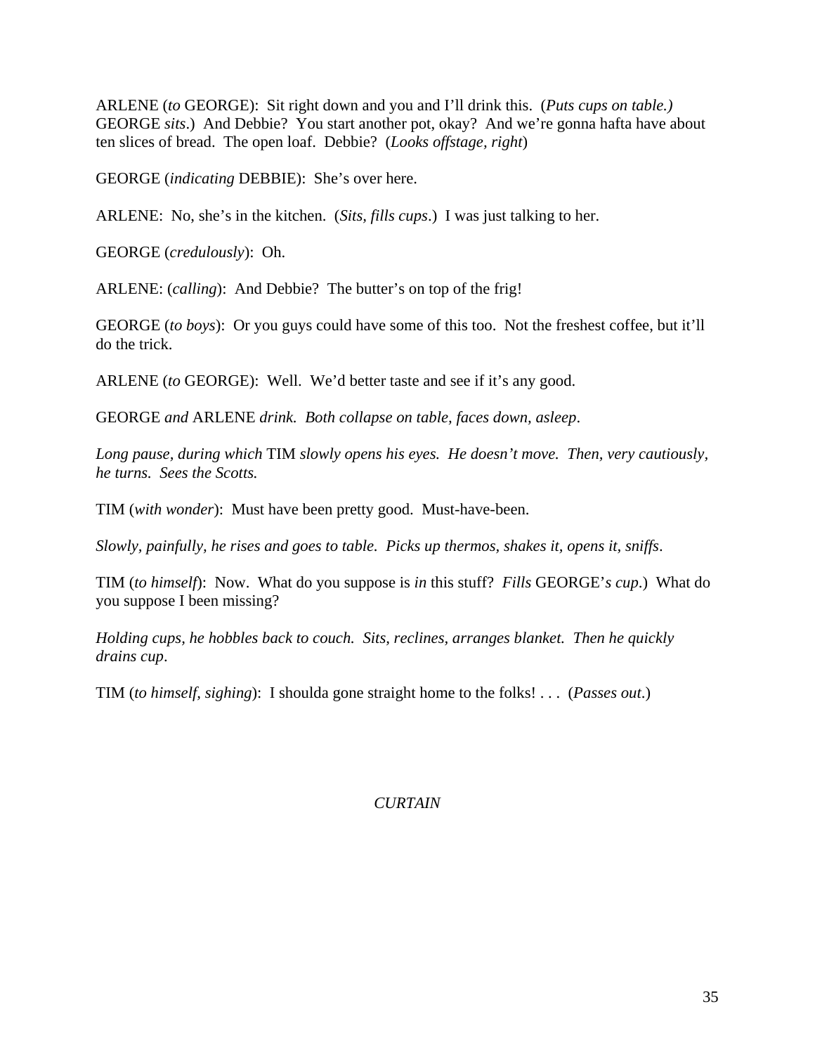ARLENE (*to* GEORGE): Sit right down and you and I'll drink this. (*Puts cups on table.)* GEORGE *sits*.) And Debbie? You start another pot, okay? And we're gonna hafta have about ten slices of bread. The open loaf. Debbie? (*Looks offstage, right*)

GEORGE (*indicating* DEBBIE): She's over here.

ARLENE: No, she's in the kitchen. (*Sits, fills cups*.) I was just talking to her.

GEORGE (*credulously*): Oh.

ARLENE: (*calling*): And Debbie? The butter's on top of the frig!

GEORGE (*to boys*): Or you guys could have some of this too. Not the freshest coffee, but it'll do the trick.

ARLENE (*to* GEORGE): Well. We'd better taste and see if it's any good.

GEORGE *and* ARLENE *drink. Both collapse on table, faces down, asleep*.

*Long pause, during which* TIM *slowly opens his eyes. He doesn't move. Then, very cautiously, he turns. Sees the Scotts.*

TIM (*with wonder*): Must have been pretty good. Must-have-been.

*Slowly, painfully, he rises and goes to table. Picks up thermos, shakes it, opens it, sniffs*.

TIM (*to himself*): Now. What do you suppose is *in* this stuff? *Fills* GEORGE'*s cup*.) What do you suppose I been missing?

*Holding cups, he hobbles back to couch. Sits, reclines, arranges blanket. Then he quickly drains cup*.

TIM (*to himself, sighing*): I shoulda gone straight home to the folks! . . . (*Passes out*.)

*CURTAIN*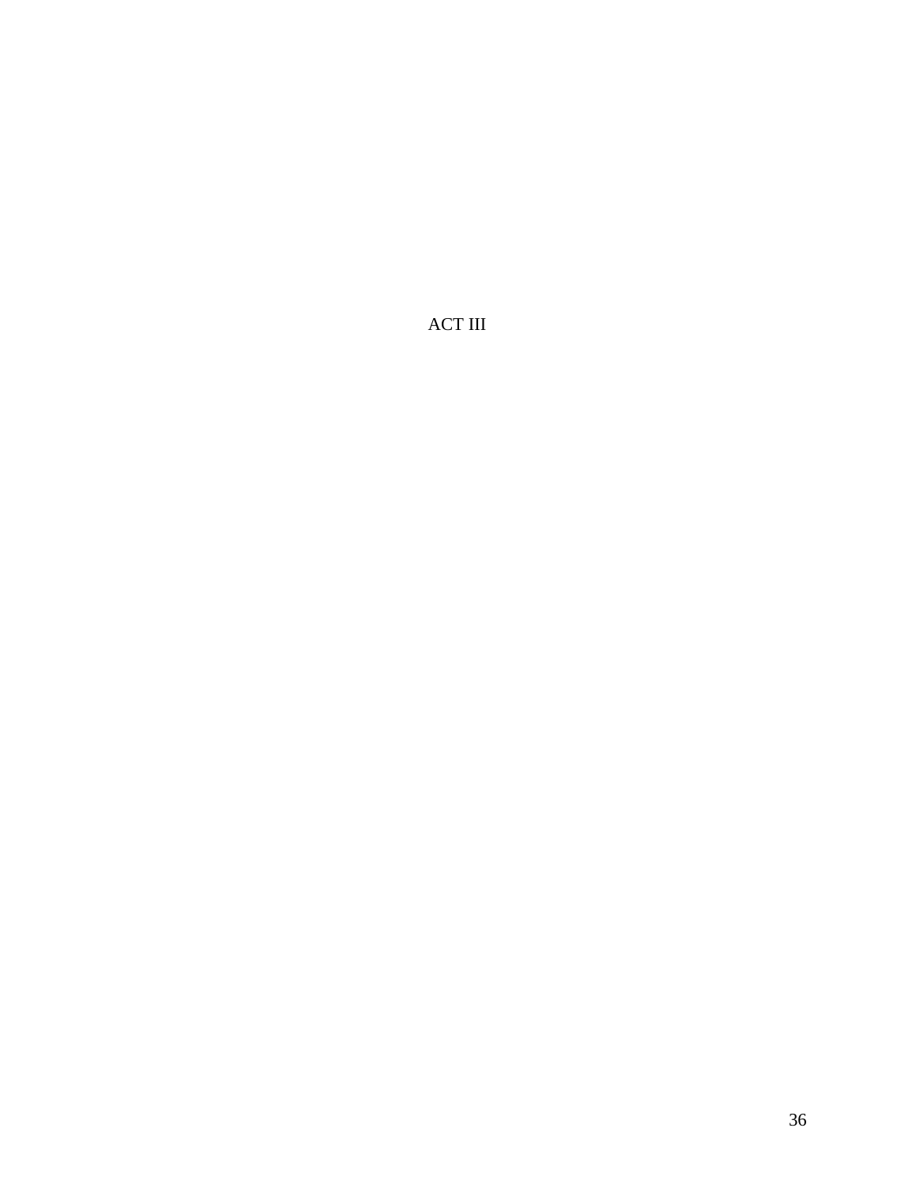# ACT III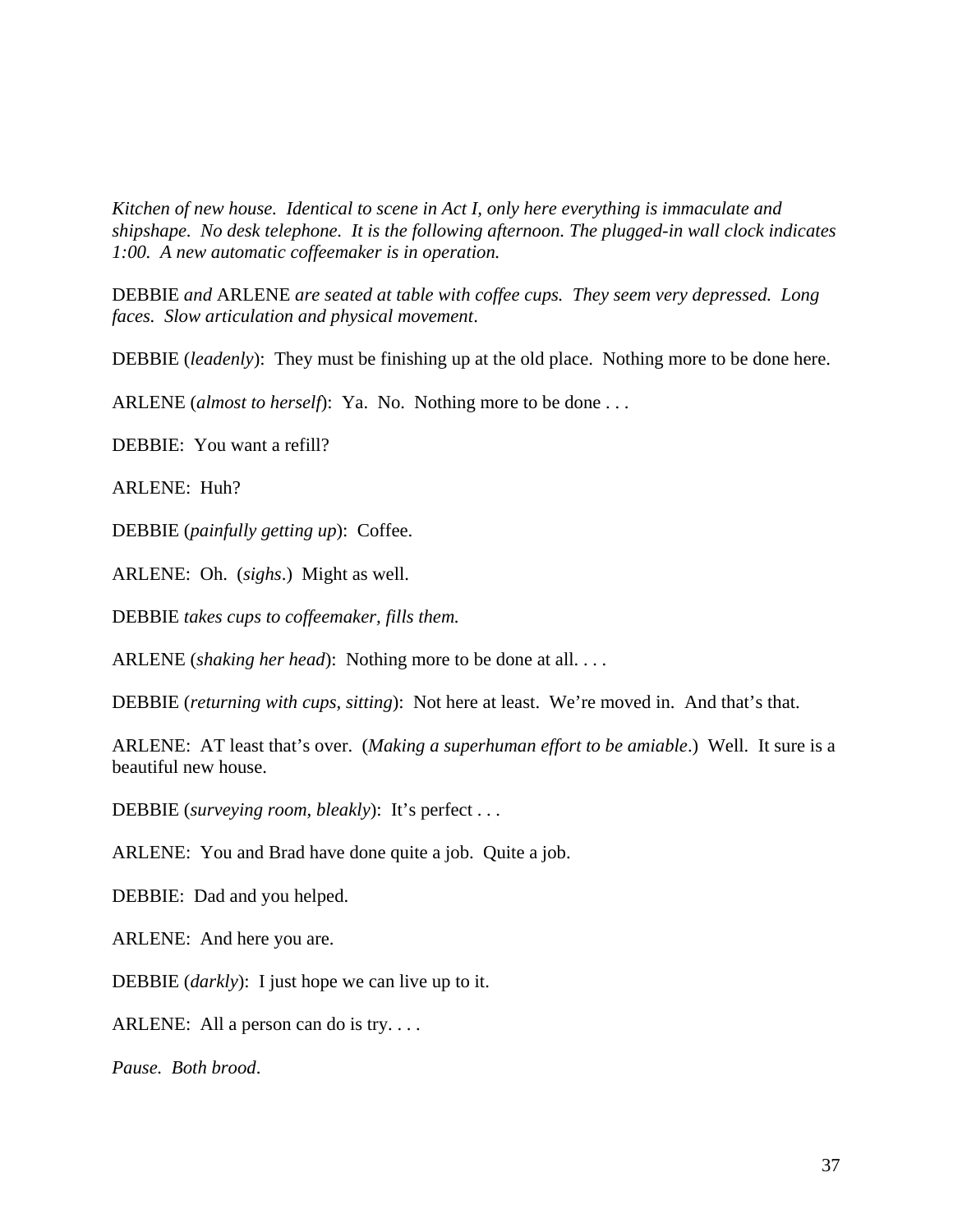*Kitchen of new house. Identical to scene in Act I, only here everything is immaculate and shipshape. No desk telephone. It is the following afternoon. The plugged-in wall clock indicates 1:00. A new automatic coffeemaker is in operation.*

DEBBIE *and* ARLENE *are seated at table with coffee cups. They seem very depressed. Long faces. Slow articulation and physical movement*.

DEBBIE (*leadenly*): They must be finishing up at the old place. Nothing more to be done here.

ARLENE (*almost to herself*): Ya. No. Nothing more to be done . . .

DEBBIE: You want a refill?

ARLENE: Huh?

DEBBIE (*painfully getting up*): Coffee.

ARLENE: Oh. (*sighs*.) Might as well.

DEBBIE *takes cups to coffeemaker, fills them.*

ARLENE (*shaking her head*): Nothing more to be done at all. . . .

DEBBIE (*returning with cups, sitting*): Not here at least. We're moved in. And that's that.

ARLENE: AT least that's over. (*Making a superhuman effort to be amiable*.) Well. It sure is a beautiful new house.

DEBBIE (*surveying room, bleakly*): It's perfect . . .

ARLENE: You and Brad have done quite a job. Quite a job.

DEBBIE: Dad and you helped.

ARLENE: And here you are.

DEBBIE (*darkly*): I just hope we can live up to it.

ARLENE: All a person can do is try. . . .

*Pause. Both brood*.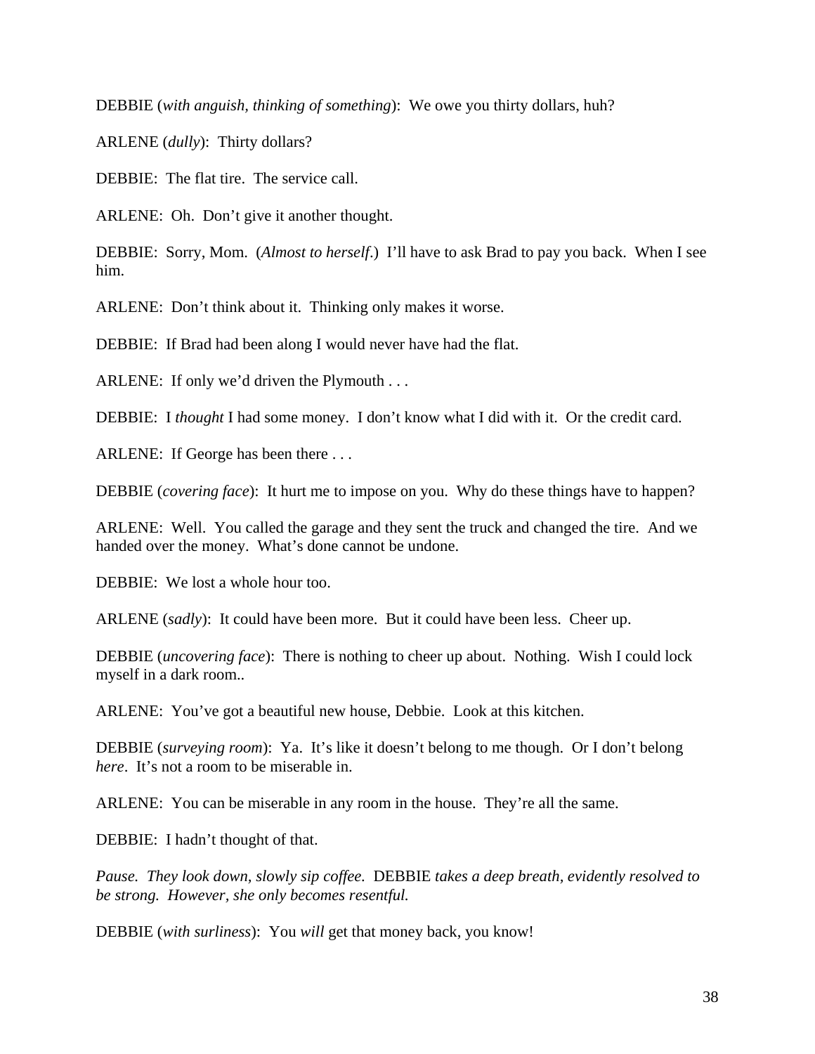DEBBIE (*with anguish, thinking of something*): We owe you thirty dollars, huh?

ARLENE (*dully*): Thirty dollars?

DEBBIE: The flat tire. The service call.

ARLENE: Oh. Don't give it another thought.

DEBBIE: Sorry, Mom. (*Almost to herself*.) I'll have to ask Brad to pay you back. When I see him.

ARLENE: Don't think about it. Thinking only makes it worse.

DEBBIE: If Brad had been along I would never have had the flat.

ARLENE: If only we'd driven the Plymouth . . .

DEBBIE: I *thought* I had some money. I don't know what I did with it. Or the credit card.

ARLENE: If George has been there . . .

DEBBIE (*covering face*): It hurt me to impose on you. Why do these things have to happen?

ARLENE: Well. You called the garage and they sent the truck and changed the tire. And we handed over the money. What's done cannot be undone.

DEBBIE: We lost a whole hour too.

ARLENE (*sadly*): It could have been more. But it could have been less. Cheer up.

DEBBIE (*uncovering face*): There is nothing to cheer up about. Nothing. Wish I could lock myself in a dark room..

ARLENE: You've got a beautiful new house, Debbie. Look at this kitchen.

DEBBIE (*surveying room*): Ya. It's like it doesn't belong to me though. Or I don't belong *here*. It's not a room to be miserable in.

ARLENE: You can be miserable in any room in the house. They're all the same.

DEBBIE: I hadn't thought of that.

*Pause. They look down, slowly sip coffee.* DEBBIE *takes a deep breath, evidently resolved to be strong. However, she only becomes resentful.*

DEBBIE (*with surliness*): You *will* get that money back, you know!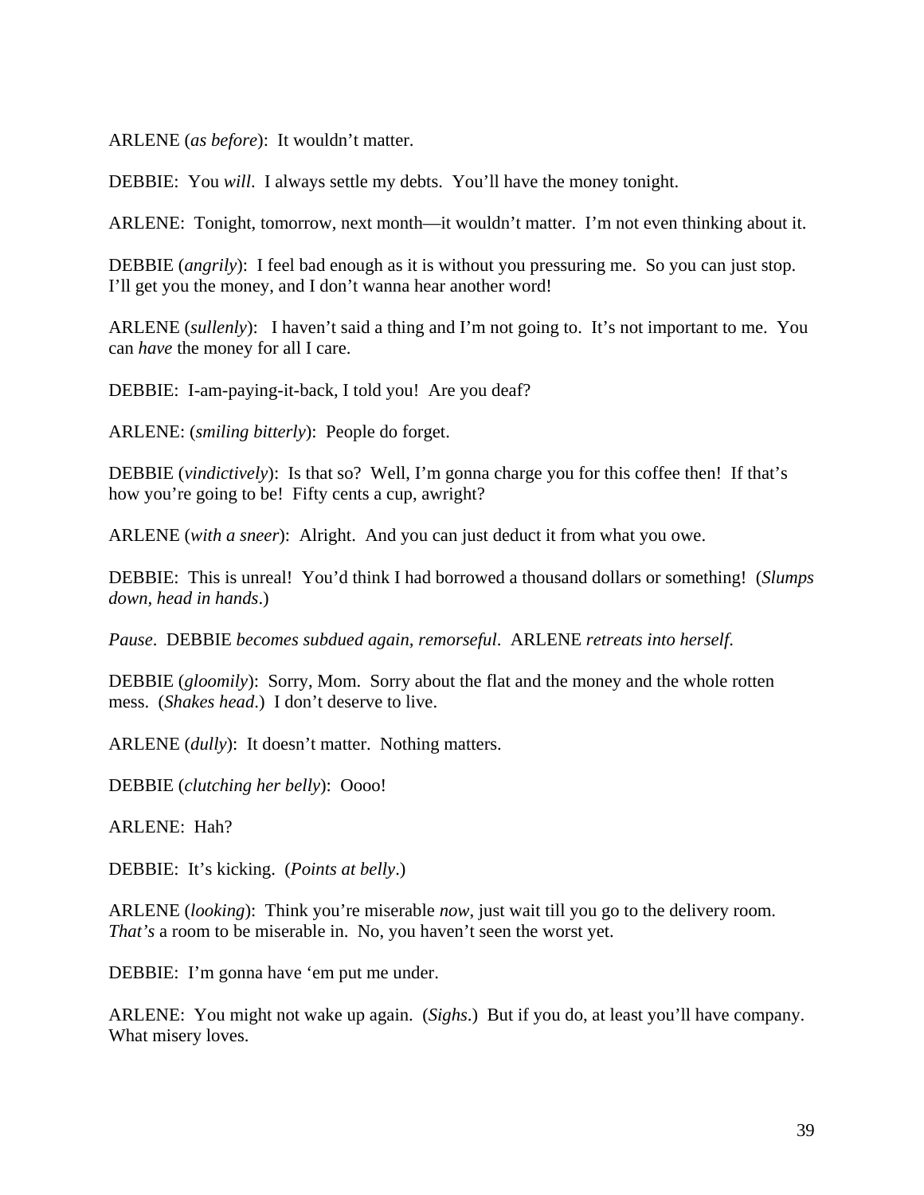ARLENE (*as before*): It wouldn't matter.

DEBBIE: You *will*. I always settle my debts. You'll have the money tonight.

ARLENE: Tonight, tomorrow, next month—it wouldn't matter. I'm not even thinking about it.

DEBBIE (*angrily*): I feel bad enough as it is without you pressuring me. So you can just stop. I'll get you the money, and I don't wanna hear another word!

ARLENE (*sullenly*): I haven't said a thing and I'm not going to. It's not important to me. You can *have* the money for all I care.

DEBBIE: I-am-paying-it-back, I told you! Are you deaf?

ARLENE: (*smiling bitterly*): People do forget.

DEBBIE (*vindictively*): Is that so? Well, I'm gonna charge you for this coffee then! If that's how you're going to be! Fifty cents a cup, awright?

ARLENE (*with a sneer*): Alright. And you can just deduct it from what you owe.

DEBBIE: This is unreal! You'd think I had borrowed a thousand dollars or something! (*Slumps down, head in hands*.)

*Pause*. DEBBIE *becomes subdued again, remorseful*. ARLENE *retreats into herself*.

DEBBIE (*gloomily*): Sorry, Mom. Sorry about the flat and the money and the whole rotten mess. (*Shakes head*.) I don't deserve to live.

ARLENE (*dully*): It doesn't matter. Nothing matters.

DEBBIE (*clutching her belly*): Oooo!

ARLENE: Hah?

DEBBIE: It's kicking. (*Points at belly*.)

ARLENE (*looking*): Think you're miserable *now*, just wait till you go to the delivery room. *That's* a room to be miserable in. No, you haven't seen the worst yet.

DEBBIE: I'm gonna have 'em put me under.

ARLENE: You might not wake up again. (*Sighs*.) But if you do, at least you'll have company. What misery loves.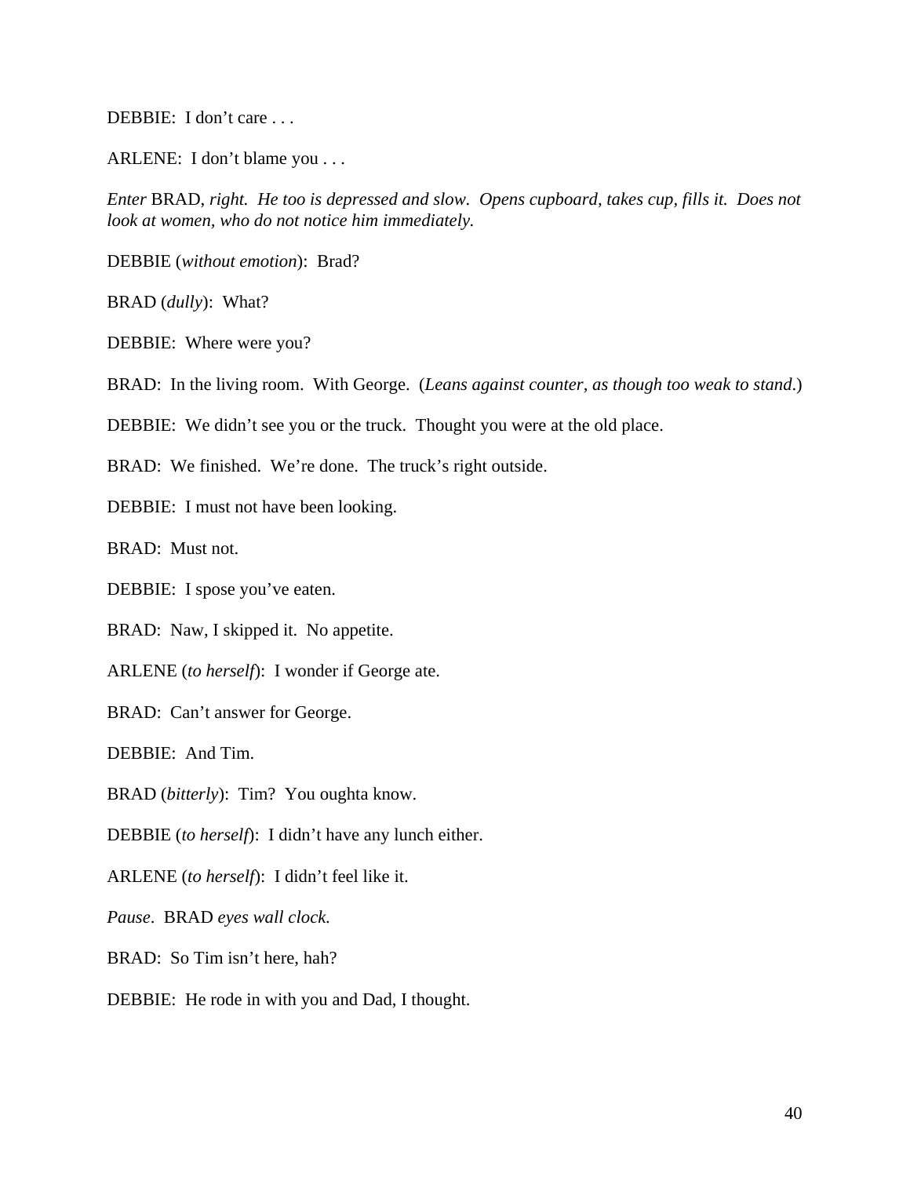DEBBIE:  I don't care . . .

ARLENE:  I don't blame you . . .

*Enter* BRAD, *right.  He too is depressed and slow.  Opens cupboard, takes cup, fills it.  Does not look at women, who do not notice him immediately.*

DEBBIE (*without emotion*):  Brad?

BRAD (*dully*):  What?

DEBBIE:  Where were you?

BRAD:  In the living room.  With George.  (*Leans against counter, as though too weak to stand*.)

DEBBIE:  We didn't see you or the truck.  Thought you were at the old place.

BRAD:  We finished.  We're done.  The truck's right outside.

DEBBIE:  I must not have been looking.

BRAD:  Must not.

DEBBIE:  I spose you've eaten.

BRAD:  Naw, I skipped it.  No appetite.

ARLENE (*to herself*):  I wonder if George ate.

BRAD:  Can't answer for George.

DEBBIE:  And Tim.

BRAD (*bitterly*):  Tim?  You oughta know.

DEBBIE (*to herself*):  I didn't have any lunch either.

ARLENE (*to herself*):  I didn't feel like it.

*Pause*.  BRAD *eyes wall clock.*

BRAD:  So Tim isn't here, hah?

DEBBIE:  He rode in with you and Dad, I thought.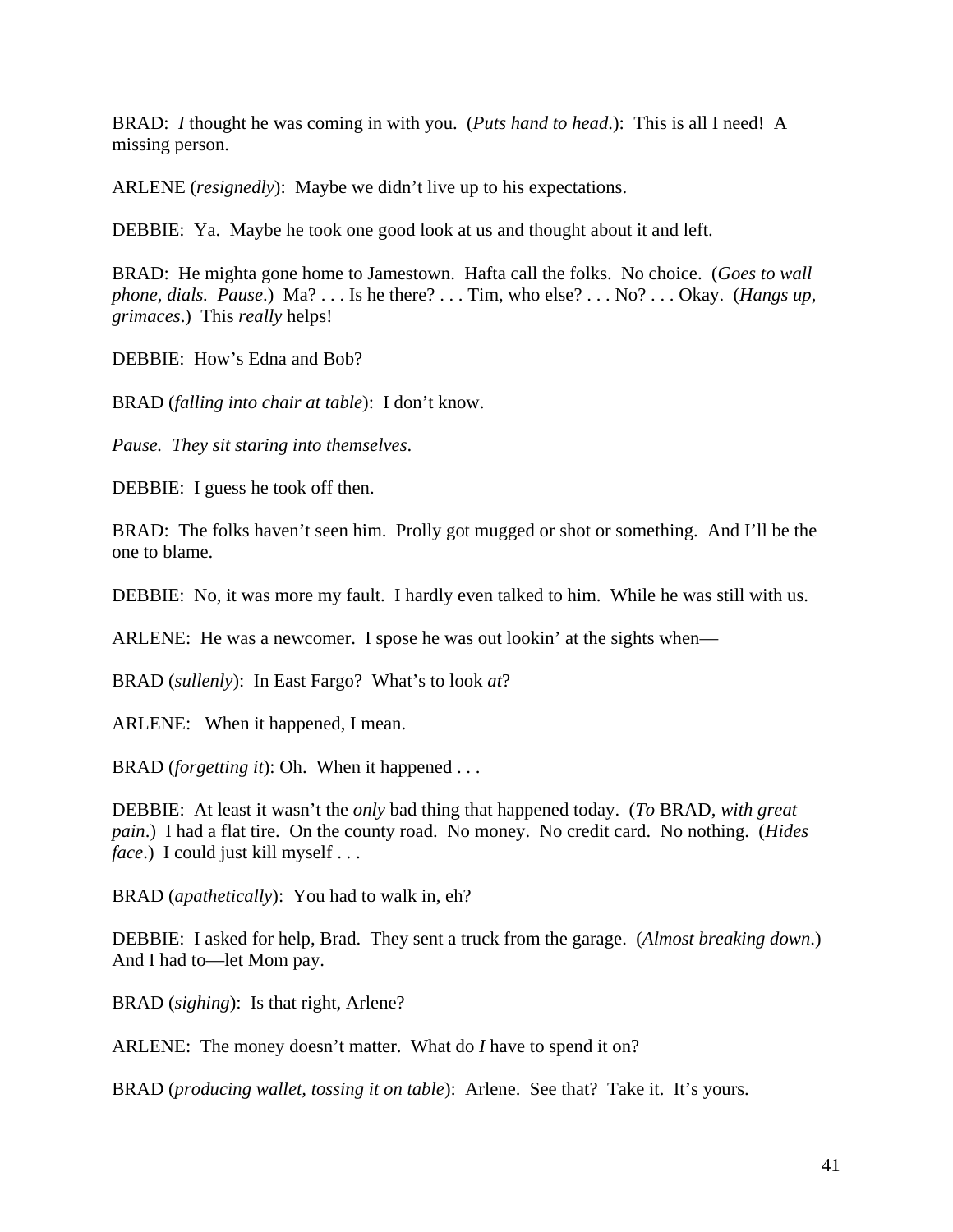BRAD: *I* thought he was coming in with you. (*Puts hand to head*.): This is all I need! A missing person.

ARLENE (*resignedly*): Maybe we didn't live up to his expectations.

DEBBIE: Ya. Maybe he took one good look at us and thought about it and left.

BRAD: He mighta gone home to Jamestown. Hafta call the folks. No choice. (*Goes to wall phone, dials. Pause*.) Ma? . . . Is he there? . . . Tim, who else? . . . No? . . . Okay. (*Hangs up, grimaces*.) This *really* helps!

DEBBIE: How's Edna and Bob?

BRAD (*falling into chair at table*): I don't know.

*Pause. They sit staring into themselves.*

DEBBIE: I guess he took off then.

BRAD: The folks haven't seen him. Prolly got mugged or shot or something. And I'll be the one to blame.

DEBBIE: No, it was more my fault. I hardly even talked to him. While he was still with us.

ARLENE: He was a newcomer. I spose he was out lookin' at the sights when—

BRAD (*sullenly*): In East Fargo? What's to look *at*?

ARLENE: When it happened, I mean.

BRAD (*forgetting it*): Oh. When it happened . . .

DEBBIE: At least it wasn't the *only* bad thing that happened today. (*To* BRAD, *with great pain*.) I had a flat tire. On the county road. No money. No credit card. No nothing. (*Hides face*.) I could just kill myself . . .

BRAD (*apathetically*): You had to walk in, eh?

DEBBIE: I asked for help, Brad. They sent a truck from the garage. (*Almost breaking down*.) And I had to—let Mom pay.

BRAD (*sighing*): Is that right, Arlene?

ARLENE: The money doesn't matter. What do *I* have to spend it on?

BRAD (*producing wallet, tossing it on table*): Arlene. See that? Take it. It's yours.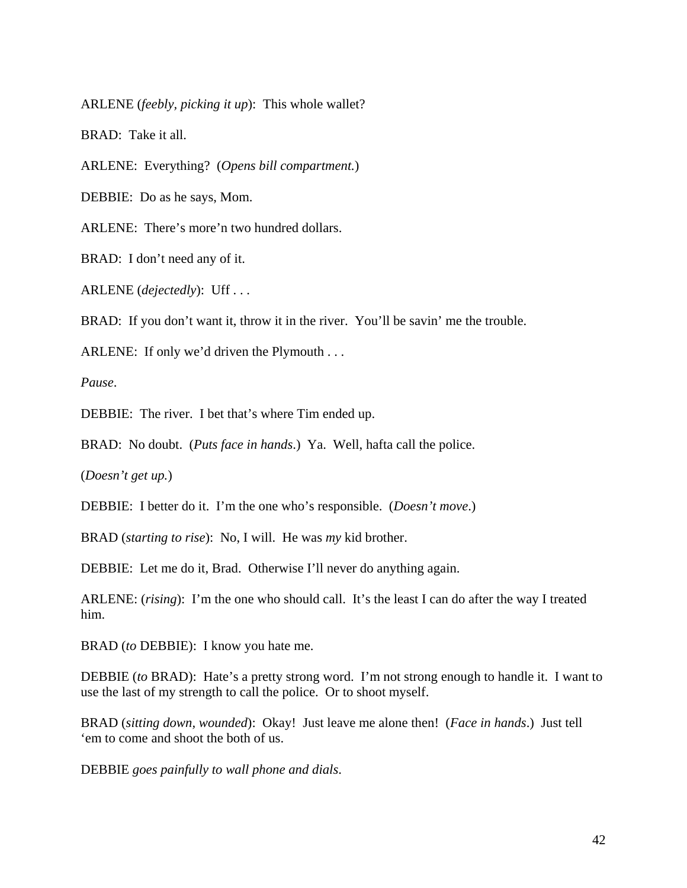ARLENE (*feebly, picking it up*): This whole wallet?

BRAD: Take it all.

ARLENE: Everything? (*Opens bill compartment.*)

DEBBIE: Do as he says, Mom.

ARLENE: There's more'n two hundred dollars.

BRAD: I don't need any of it.

ARLENE (*dejectedly*): Uff . . .

BRAD: If you don't want it, throw it in the river. You'll be savin' me the trouble.

ARLENE: If only we'd driven the Plymouth . . .

*Pause*.

DEBBIE: The river. I bet that's where Tim ended up.

BRAD: No doubt. (*Puts face in hands*.) Ya. Well, hafta call the police.

(*Doesn't get up.*)

DEBBIE: I better do it. I'm the one who's responsible. (*Doesn't move*.)

BRAD (*starting to rise*): No, I will. He was *my* kid brother.

DEBBIE: Let me do it, Brad. Otherwise I'll never do anything again.

ARLENE: (*rising*): I'm the one who should call. It's the least I can do after the way I treated him.

BRAD (*to* DEBBIE): I know you hate me.

DEBBIE (*to* BRAD): Hate's a pretty strong word. I'm not strong enough to handle it. I want to use the last of my strength to call the police. Or to shoot myself.

BRAD (*sitting down, wounded*): Okay! Just leave me alone then! (*Face in hands*.) Just tell 'em to come and shoot the both of us.

DEBBIE *goes painfully to wall phone and dials*.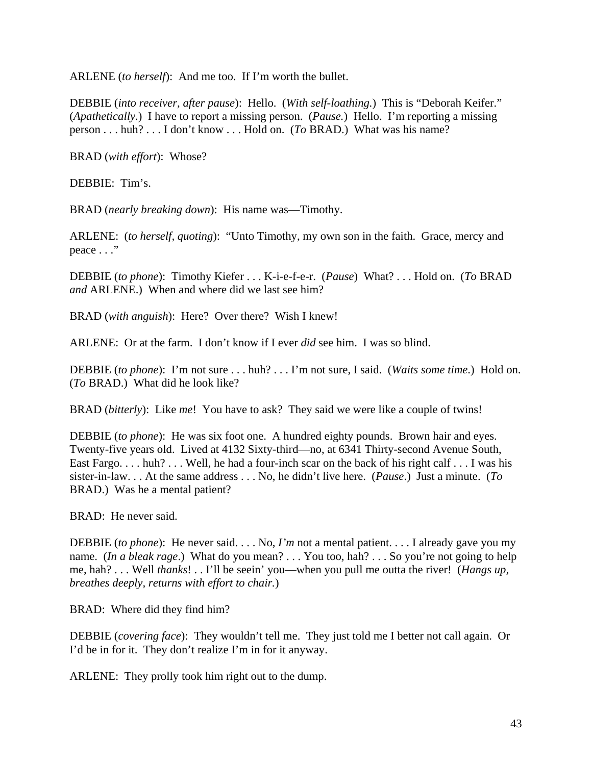ARLENE (*to herself*): And me too. If I'm worth the bullet.

DEBBIE (*into receiver, after pause*): Hello. (*With self-loathing.*) This is "Deborah Keifer." (*Apathetically.*) I have to report a missing person. (*Pause.*) Hello. I'm reporting a missing person . . . huh? . . . I don't know . . . Hold on. (*To* BRAD.) What was his name?

BRAD (*with effort*): Whose?

DEBBIE: Tim's.

BRAD (*nearly breaking down*): His name was—Timothy.

ARLENE: (*to herself, quoting*): "Unto Timothy, my own son in the faith. Grace, mercy and peace . . ."

DEBBIE (*to phone*): Timothy Kiefer . . . K-i-e-f-e-r. (*Pause*) What? . . . Hold on. (*To* BRAD *and* ARLENE.) When and where did we last see him?

BRAD (*with anguish*): Here? Over there? Wish I knew!

ARLENE: Or at the farm. I don't know if I ever *did* see him. I was so blind.

DEBBIE (*to phone*): I'm not sure . . . huh? . . . I'm not sure, I said. (*Waits some time*.) Hold on. (*To* BRAD.) What did he look like?

BRAD (*bitterly*): Like *me*! You have to ask? They said we were like a couple of twins!

DEBBIE (*to phone*): He was six foot one. A hundred eighty pounds. Brown hair and eyes. Twenty-five years old. Lived at 4132 Sixty-third—no, at 6341 Thirty-second Avenue South, East Fargo. . . . huh? . . . Well, he had a four-inch scar on the back of his right calf . . . I was his sister-in-law. . . At the same address . . . No, he didn't live here. (*Pause*.) Just a minute. (*To* BRAD.) Was he a mental patient?

BRAD: He never said.

DEBBIE (*to phone*): He never said. . . . No, *I'm* not a mental patient. . . . I already gave you my name. (*In a bleak rage*.) What do you mean? . . . You too, hah? . . . So you're not going to help me, hah? . . . Well *thanks*! . . I'll be seein' you—when you pull me outta the river! (*Hangs up, breathes deeply, returns with effort to chair.*)

BRAD: Where did they find him?

DEBBIE (*covering face*): They wouldn't tell me. They just told me I better not call again. Or I'd be in for it. They don't realize I'm in for it anyway.

ARLENE: They prolly took him right out to the dump.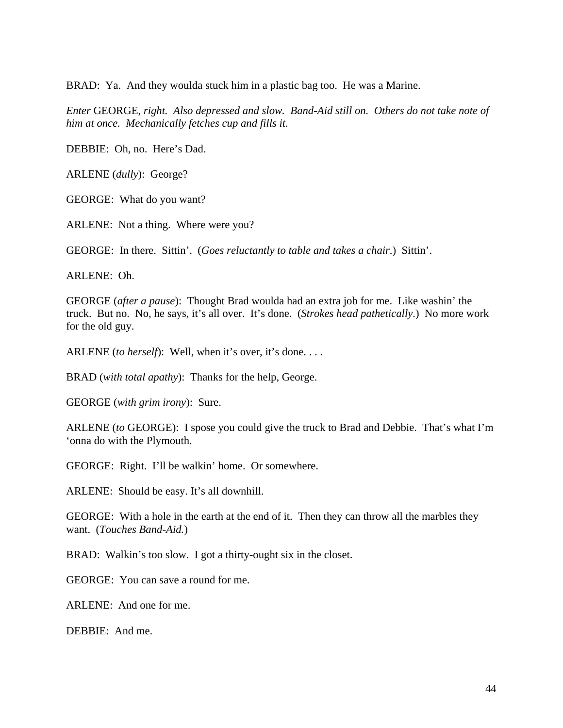BRAD: Ya. And they woulda stuck him in a plastic bag too. He was a Marine.

*Enter* GEORGE, *right. Also depressed and slow. Band-Aid still on. Others do not take note of him at once. Mechanically fetches cup and fills it.*

DEBBIE: Oh, no. Here's Dad.

ARLENE (*dully*): George?

GEORGE: What do you want?

ARLENE: Not a thing. Where were you?

GEORGE: In there. Sittin'. (*Goes reluctantly to table and takes a chair.*) Sittin'.

ARLENE: Oh.

GEORGE (*after a pause*): Thought Brad woulda had an extra job for me. Like washin' the truck. But no. No, he says, it's all over. It's done. (*Strokes head pathetically*.) No more work for the old guy.

ARLENE (*to herself*): Well, when it's over, it's done. . . .

BRAD (*with total apathy*): Thanks for the help, George.

GEORGE (*with grim irony*): Sure.

ARLENE (*to* GEORGE): I spose you could give the truck to Brad and Debbie. That's what I'm 'onna do with the Plymouth.

GEORGE: Right. I'll be walkin' home. Or somewhere.

ARLENE: Should be easy. It's all downhill.

GEORGE: With a hole in the earth at the end of it. Then they can throw all the marbles they want. (*Touches Band-Aid.*)

BRAD: Walkin's too slow. I got a thirty-ought six in the closet.

GEORGE: You can save a round for me.

ARLENE: And one for me.

DEBBIE: And me.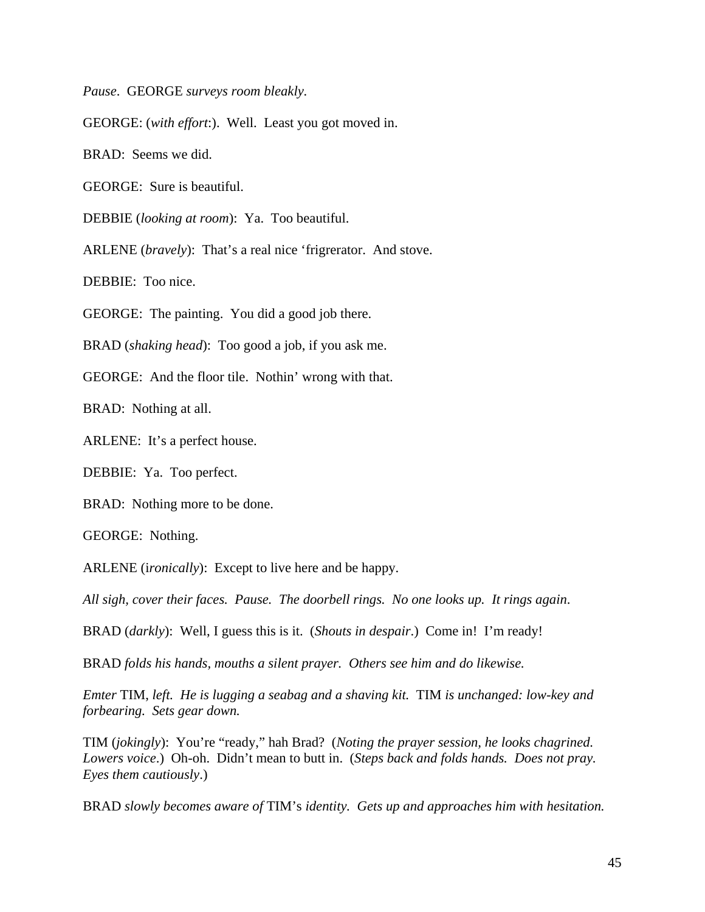*Pause*. GEORGE *surveys room bleakly*.

GEORGE: (*with effort*:). Well. Least you got moved in.

BRAD: Seems we did.

GEORGE: Sure is beautiful.

DEBBIE (*looking at room*): Ya. Too beautiful.

ARLENE (*bravely*): That's a real nice 'frigrerator. And stove.

DEBBIE: Too nice.

GEORGE: The painting. You did a good job there.

BRAD (*shaking head*): Too good a job, if you ask me.

GEORGE: And the floor tile. Nothin' wrong with that.

BRAD: Nothing at all.

ARLENE: It's a perfect house.

DEBBIE: Ya. Too perfect.

BRAD: Nothing more to be done.

GEORGE: Nothing.

ARLENE (i*ronically*): Except to live here and be happy.

*All sigh, cover their faces. Pause. The doorbell rings. No one looks up. It rings again*.

BRAD (*darkly*): Well, I guess this is it. (*Shouts in despair*.) Come in! I'm ready!

BRAD *folds his hands, mouths a silent prayer. Others see him and do likewise.*

*Emter* TIM, *left. He is lugging a seabag and a shaving kit.* TIM *is unchanged: low-key and forbearing. Sets gear down.*

TIM (*jokingly*): You're "ready," hah Brad? (*Noting the prayer session, he looks chagrined. Lowers voice*.) Oh-oh. Didn't mean to butt in. (*Steps back and folds hands. Does not pray. Eyes them cautiously*.)

BRAD *slowly becomes aware of* TIM's *identity. Gets up and approaches him with hesitation.*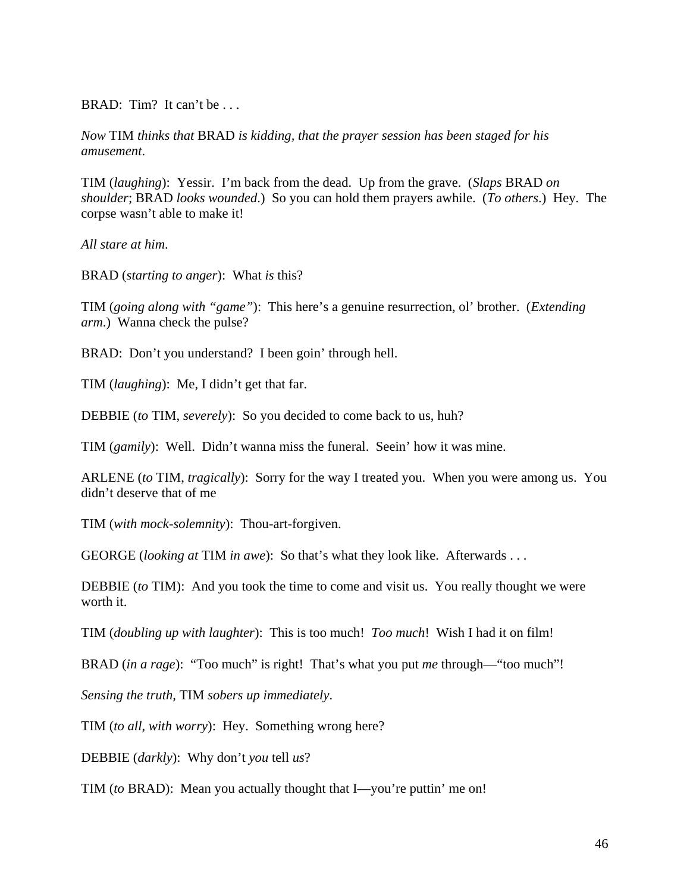BRAD: Tim? It can't be . . .

*Now* TIM *thinks that* BRAD *is kidding, that the prayer session has been staged for his amusement*.

TIM (*laughing*): Yessir. I'm back from the dead. Up from the grave. (*Slaps* BRAD *on shoulder*; BRAD *looks wounded*.) So you can hold them prayers awhile. (*To others*.) Hey. The corpse wasn't able to make it!

*All stare at him*.

BRAD (*starting to anger*): What *is* this?

TIM (*going along with "game"*): This here's a genuine resurrection, ol' brother. (*Extending arm*.) Wanna check the pulse?

BRAD: Don't you understand? I been goin' through hell.

TIM (*laughing*): Me, I didn't get that far.

DEBBIE (*to* TIM, *severely*): So you decided to come back to us, huh?

TIM (*gamily*): Well. Didn't wanna miss the funeral. Seein' how it was mine.

ARLENE (*to* TIM, *tragically*): Sorry for the way I treated you. When you were among us. You didn't deserve that of me

TIM (*with mock-solemnity*): Thou-art-forgiven.

GEORGE (*looking at* TIM *in awe*): So that's what they look like. Afterwards . . .

DEBBIE (*to* TIM): And you took the time to come and visit us. You really thought we were worth it.

TIM (*doubling up with laughter*): This is too much! *Too much*! Wish I had it on film!

BRAD (*in a rage*): "Too much" is right! That's what you put *me* through—"too much"!

*Sensing the truth,* TIM *sobers up immediately*.

TIM (*to all, with worry*): Hey. Something wrong here?

DEBBIE (*darkly*): Why don't *you* tell *us*?

TIM (*to* BRAD): Mean you actually thought that I—you're puttin' me on!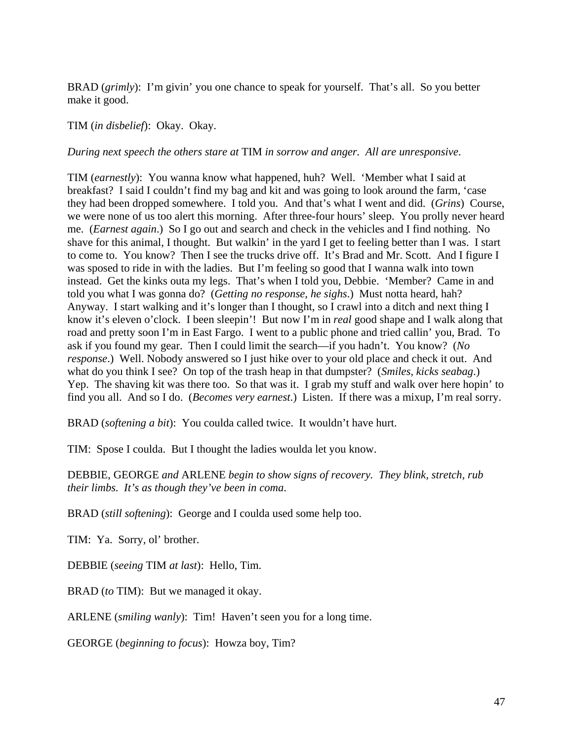BRAD (*grimly*): I'm givin' you one chance to speak for yourself. That's all. So you better make it good.

TIM (*in disbelief*): Okay. Okay.

*During next speech the others stare at* TIM *in sorrow and anger. All are unresponsive.*

TIM (*earnestly*): You wanna know what happened, huh? Well. 'Member what I said at breakfast? I said I couldn't find my bag and kit and was going to look around the farm, 'case they had been dropped somewhere. I told you. And that's what I went and did. (*Grins*) Course, we were none of us too alert this morning. After three-four hours' sleep. You prolly never heard me. (*Earnest again*.) So I go out and search and check in the vehicles and I find nothing. No shave for this animal, I thought. But walkin' in the yard I get to feeling better than I was. I start to come to. You know? Then I see the trucks drive off. It's Brad and Mr. Scott. And I figure I was sposed to ride in with the ladies. But I'm feeling so good that I wanna walk into town instead. Get the kinks outa my legs. That's when I told you, Debbie. 'Member? Came in and told you what I was gonna do? (*Getting no response, he sighs*.) Must notta heard, hah? Anyway. I start walking and it's longer than I thought, so I crawl into a ditch and next thing I know it's eleven o'clock. I been sleepin'! But now I'm in *real* good shape and I walk along that road and pretty soon I'm in East Fargo. I went to a public phone and tried callin' you, Brad. To ask if you found my gear. Then I could limit the search—if you hadn't. You know? (*No response*.) Well. Nobody answered so I just hike over to your old place and check it out. And what do you think I see? On top of the trash heap in that dumpster? (*Smiles, kicks seabag*.) Yep. The shaving kit was there too. So that was it. I grab my stuff and walk over here hopin' to find you all. And so I do. (*Becomes very earnest*.) Listen. If there was a mixup, I'm real sorry.

BRAD (*softening a bit*): You coulda called twice. It wouldn't have hurt.

TIM: Spose I coulda. But I thought the ladies woulda let you know.

DEBBIE, GEORGE *and* ARLENE *begin to show signs of recovery. They blink, stretch, rub their limbs. It's as though they've been in coma.*

BRAD (*still softening*): George and I coulda used some help too.

TIM: Ya. Sorry, ol' brother.

DEBBIE (*seeing* TIM *at last*): Hello, Tim.

BRAD (*to* TIM): But we managed it okay.

ARLENE (*smiling wanly*): Tim! Haven't seen you for a long time.

GEORGE (*beginning to focus*): Howza boy, Tim?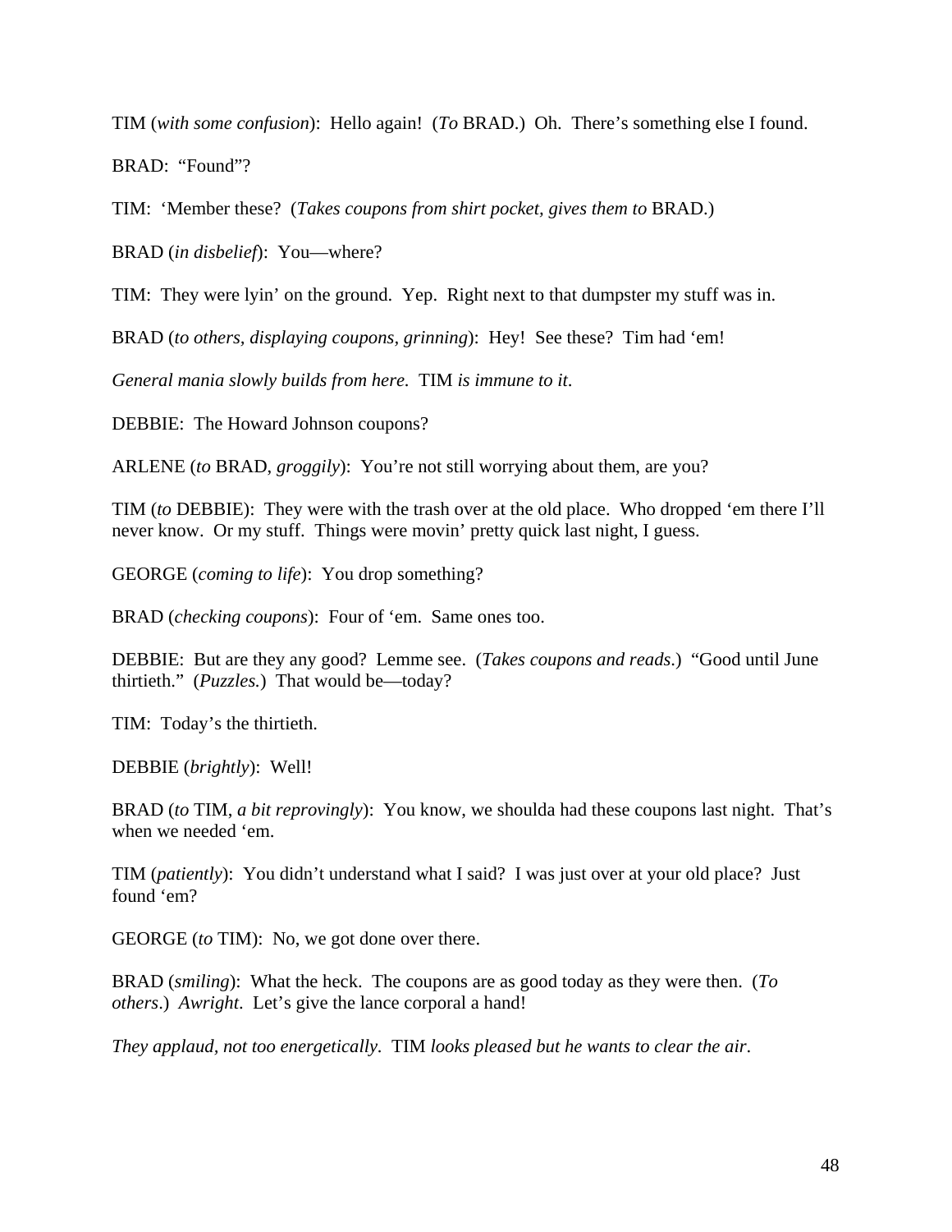TIM (*with some confusion*): Hello again! (*To* BRAD.) Oh. There's something else I found.

BRAD: "Found"?

TIM: 'Member these? (*Takes coupons from shirt pocket, gives them to* BRAD.)

BRAD (*in disbelief*): You—where?

TIM: They were lyin' on the ground. Yep. Right next to that dumpster my stuff was in.

BRAD (*to others, displaying coupons, grinning*): Hey! See these? Tim had 'em!

*General mania slowly builds from here.* TIM *is immune to it*.

DEBBIE: The Howard Johnson coupons?

ARLENE (*to* BRAD, *groggily*): You're not still worrying about them, are you?

TIM (*to* DEBBIE): They were with the trash over at the old place. Who dropped 'em there I'll never know. Or my stuff. Things were movin' pretty quick last night, I guess.

GEORGE (*coming to life*): You drop something?

BRAD (*checking coupons*): Four of 'em. Same ones too.

DEBBIE: But are they any good? Lemme see. (*Takes coupons and reads*.) "Good until June thirtieth." (*Puzzles.*) That would be—today?

TIM: Today's the thirtieth.

DEBBIE (*brightly*): Well!

BRAD (*to* TIM, *a bit reprovingly*): You know, we shoulda had these coupons last night. That's when we needed 'em.

TIM (*patiently*): You didn't understand what I said? I was just over at your old place? Just found 'em?

GEORGE (*to* TIM): No, we got done over there.

BRAD (*smiling*): What the heck. The coupons are as good today as they were then. (*To others*.) *Awright*. Let's give the lance corporal a hand!

*They applaud, not too energetically.* TIM *looks pleased but he wants to clear the air*.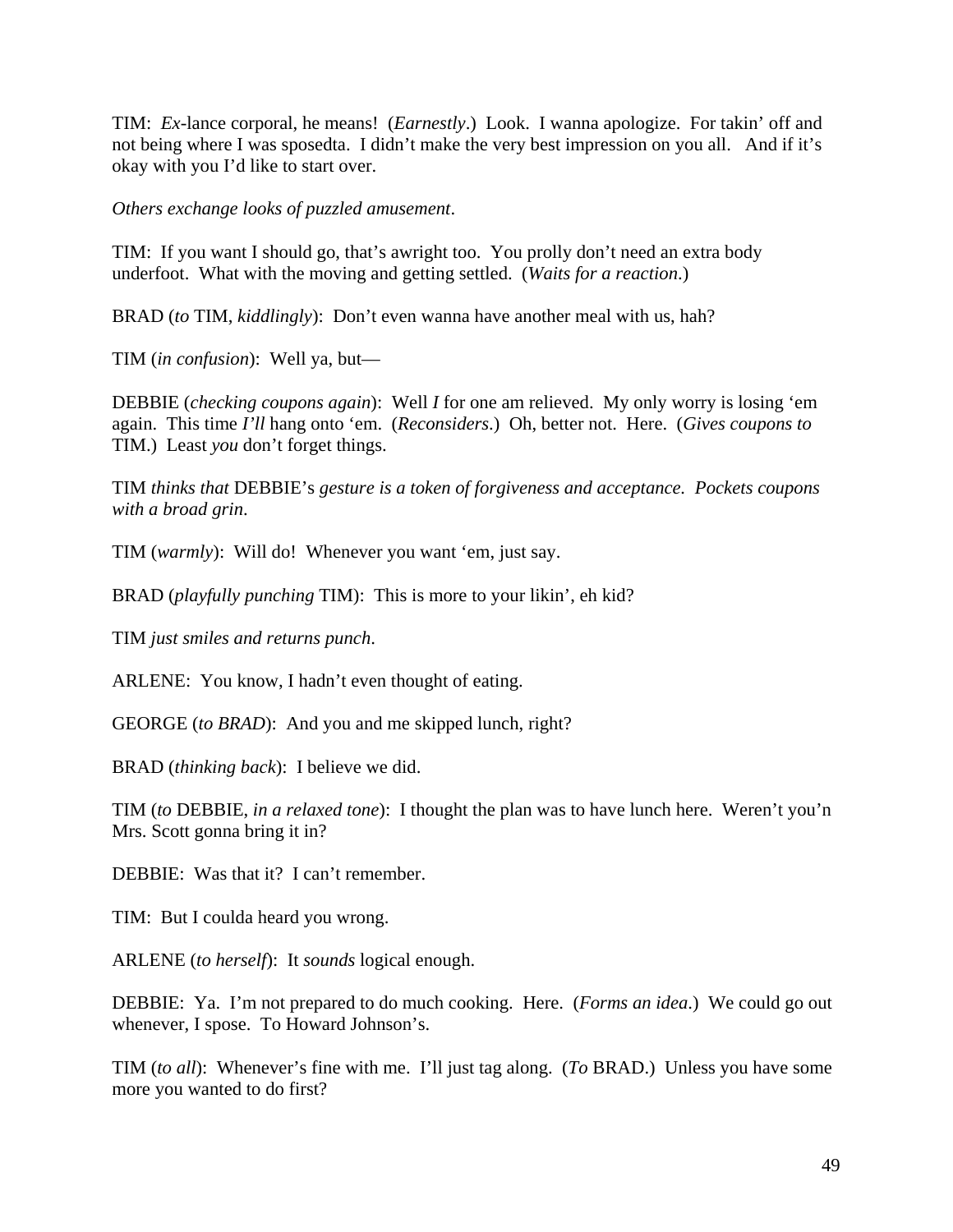TIM: *Ex*-lance corporal, he means! (*Earnestly*.) Look. I wanna apologize. For takin' off and not being where I was sposedta. I didn't make the very best impression on you all. And if it's okay with you I'd like to start over.

*Others exchange looks of puzzled amusement*.

TIM: If you want I should go, that's awright too. You prolly don't need an extra body underfoot. What with the moving and getting settled. (*Waits for a reaction*.)

BRAD (*to* TIM, *kiddlingly*): Don't even wanna have another meal with us, hah?

TIM (*in confusion*): Well ya, but—

DEBBIE (*checking coupons again*): Well *I* for one am relieved. My only worry is losing 'em again. This time *I'll* hang onto 'em. (*Reconsiders*.) Oh, better not. Here. (*Gives coupons to* TIM.) Least *you* don't forget things.

TIM *thinks that* DEBBIE's *gesture is a token of forgiveness and acceptance. Pockets coupons with a broad grin*.

TIM (*warmly*): Will do! Whenever you want 'em, just say.

BRAD (*playfully punching* TIM): This is more to your likin', eh kid?

TIM *just smiles and returns punch*.

ARLENE: You know, I hadn't even thought of eating.

GEORGE (*to BRAD*): And you and me skipped lunch, right?

BRAD (*thinking back*): I believe we did.

TIM (*to* DEBBIE, *in a relaxed tone*): I thought the plan was to have lunch here. Weren't you'n Mrs. Scott gonna bring it in?

DEBBIE: Was that it? I can't remember.

TIM: But I coulda heard you wrong.

ARLENE (*to herself*): It *sounds* logical enough.

DEBBIE: Ya. I'm not prepared to do much cooking. Here. (*Forms an idea*.) We could go out whenever, I spose. To Howard Johnson's.

TIM (*to all*): Whenever's fine with me. I'll just tag along. (*To* BRAD.) Unless you have some more you wanted to do first?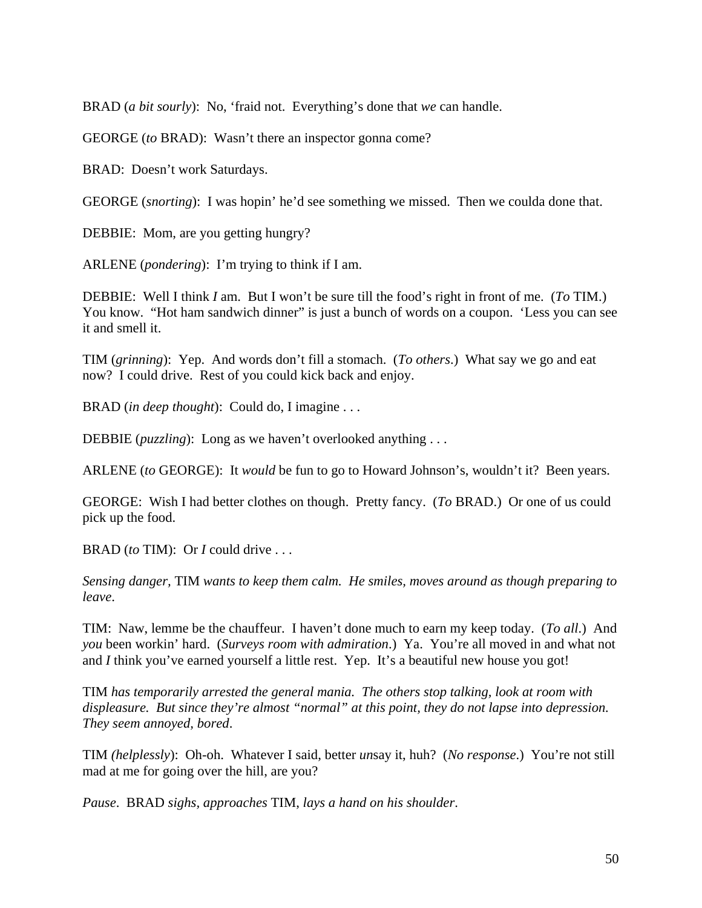BRAD (*a bit sourly*): No, 'fraid not. Everything's done that *we* can handle.

GEORGE (*to* BRAD): Wasn't there an inspector gonna come?

BRAD: Doesn't work Saturdays.

GEORGE (*snorting*): I was hopin' he'd see something we missed. Then we coulda done that.

DEBBIE: Mom, are you getting hungry?

ARLENE (*pondering*): I'm trying to think if I am.

DEBBIE: Well I think *I* am. But I won't be sure till the food's right in front of me. (*To* TIM.) You know. "Hot ham sandwich dinner" is just a bunch of words on a coupon. 'Less you can see it and smell it.

TIM (*grinning*): Yep. And words don't fill a stomach. (*To others*.) What say we go and eat now? I could drive. Rest of you could kick back and enjoy.

BRAD (*in deep thought*): Could do, I imagine . . .

DEBBIE (*puzzling*): Long as we haven't overlooked anything . . .

ARLENE (*to* GEORGE): It *would* be fun to go to Howard Johnson's, wouldn't it? Been years.

GEORGE: Wish I had better clothes on though. Pretty fancy. (*To* BRAD.) Or one of us could pick up the food.

BRAD (*to* TIM): Or *I* could drive . . .

*Sensing danger,* TIM *wants to keep them calm. He smiles, moves around as though preparing to leave*.

TIM: Naw, lemme be the chauffeur. I haven't done much to earn my keep today. (*To all*.) And *you* been workin' hard. (*Surveys room with admiration*.) Ya. You're all moved in and what not and *I* think you've earned yourself a little rest. Yep. It's a beautiful new house you got!

TIM *has temporarily arrested the general mania. The others stop talking, look at room with displeasure. But since they're almost "normal" at this point, they do not lapse into depression. They seem annoyed, bored*.

TIM *(helplessly*): Oh-oh. Whatever I said, better *un*say it, huh? (*No response*.) You're not still mad at me for going over the hill, are you?

*Pause*. BRAD *sighs, approaches* TIM, *lays a hand on his shoulder*.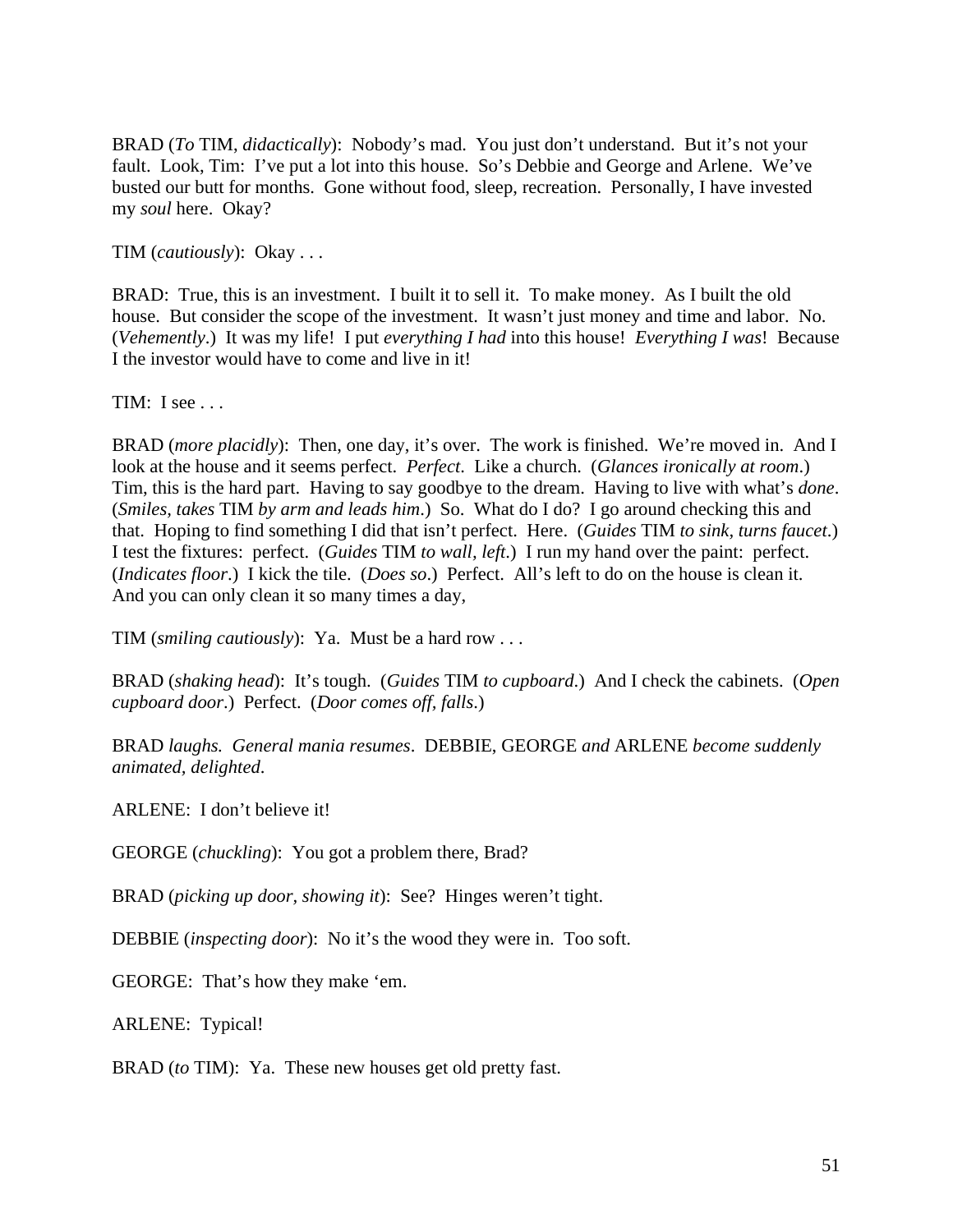BRAD (*To* TIM, *didactically*): Nobody's mad. You just don't understand. But it's not your fault. Look, Tim: I've put a lot into this house. So's Debbie and George and Arlene. We've busted our butt for months. Gone without food, sleep, recreation. Personally, I have invested my *soul* here. Okay?

TIM (*cautiously*): Okay . . .

BRAD: True, this is an investment. I built it to sell it. To make money. As I built the old house. But consider the scope of the investment. It wasn't just money and time and labor. No. (*Vehemently*.) It was my life! I put *everything I had* into this house! *Everything I was*! Because I the investor would have to come and live in it!

TIM: I see . . .

BRAD (*more placidly*): Then, one day, it's over. The work is finished. We're moved in. And I look at the house and it seems perfect. *Perfect*. Like a church. (*Glances ironically at room*.) Tim, this is the hard part. Having to say goodbye to the dream. Having to live with what's *done*. (*Smiles, takes* TIM *by arm and leads him*.) So. What do I do? I go around checking this and that. Hoping to find something I did that isn't perfect. Here. (*Guides* TIM *to sink, turns faucet*.) I test the fixtures: perfect. (*Guides* TIM *to wall, left*.) I run my hand over the paint: perfect. (*Indicates floor*.) I kick the tile. (*Does so*.) Perfect. All's left to do on the house is clean it. And you can only clean it so many times a day,

TIM (*smiling cautiously*): Ya. Must be a hard row . . .

BRAD (*shaking head*): It's tough. (*Guides* TIM *to cupboard*.) And I check the cabinets. (*Open cupboard door*.) Perfect. (*Door comes off, falls*.)

BRAD *laughs. General mania resumes*. DEBBIE, GEORGE *and* ARLENE *become suddenly animated, delighted*.

ARLENE: I don't believe it!

GEORGE (*chuckling*): You got a problem there, Brad?

BRAD (*picking up door, showing it*): See? Hinges weren't tight.

DEBBIE (*inspecting door*): No it's the wood they were in. Too soft.

GEORGE: That's how they make 'em.

ARLENE: Typical!

BRAD (*to* TIM): Ya. These new houses get old pretty fast.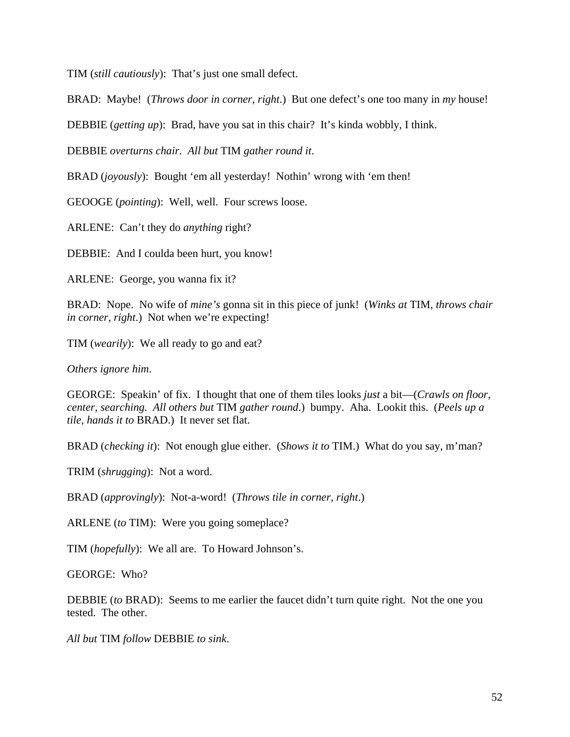TIM (*still cautiously*): That's just one small defect.

BRAD: Maybe! (*Throws door in corner, right*.) But one defect's one too many in *my* house!

DEBBIE (*getting up*): Brad, have you sat in this chair? It's kinda wobbly, I think.

DEBBIE *overturns chair. All but* TIM *gather round it*.

BRAD (*joyously*): Bought 'em all yesterday! Nothin' wrong with 'em then!

GEOOGE (*pointing*): Well, well. Four screws loose.

ARLENE: Can't they do *anything* right?

DEBBIE: And I coulda been hurt, you know!

ARLENE: George, you wanna fix it?

BRAD: Nope. No wife of *mine's* gonna sit in this piece of junk! (*Winks at* TIM, *throws chair in corner, right*.) Not when we're expecting!

TIM (*wearily*): We all ready to go and eat?

*Others ignore him*.

GEORGE: Speakin' of fix. I thought that one of them tiles looks *just* a bit—(*Crawls on floor, center, searching. All others but* TIM *gather round*.) bumpy. Aha. Lookit this. (*Peels up a tile, hands it to* BRAD.) It never set flat.

BRAD (*checking it*): Not enough glue either. (*Shows it to* TIM.) What do you say, m'man?

TRIM (*shrugging*): Not a word.

BRAD (*approvingly*): Not-a-word! (*Throws tile in corner, right*.)

ARLENE (*to* TIM): Were you going someplace?

TIM (*hopefully*): We all are. To Howard Johnson's.

GEORGE: Who?

DEBBIE (*to* BRAD): Seems to me earlier the faucet didn't turn quite right. Not the one you tested. The other.

*All but* TIM *follow* DEBBIE *to sink*.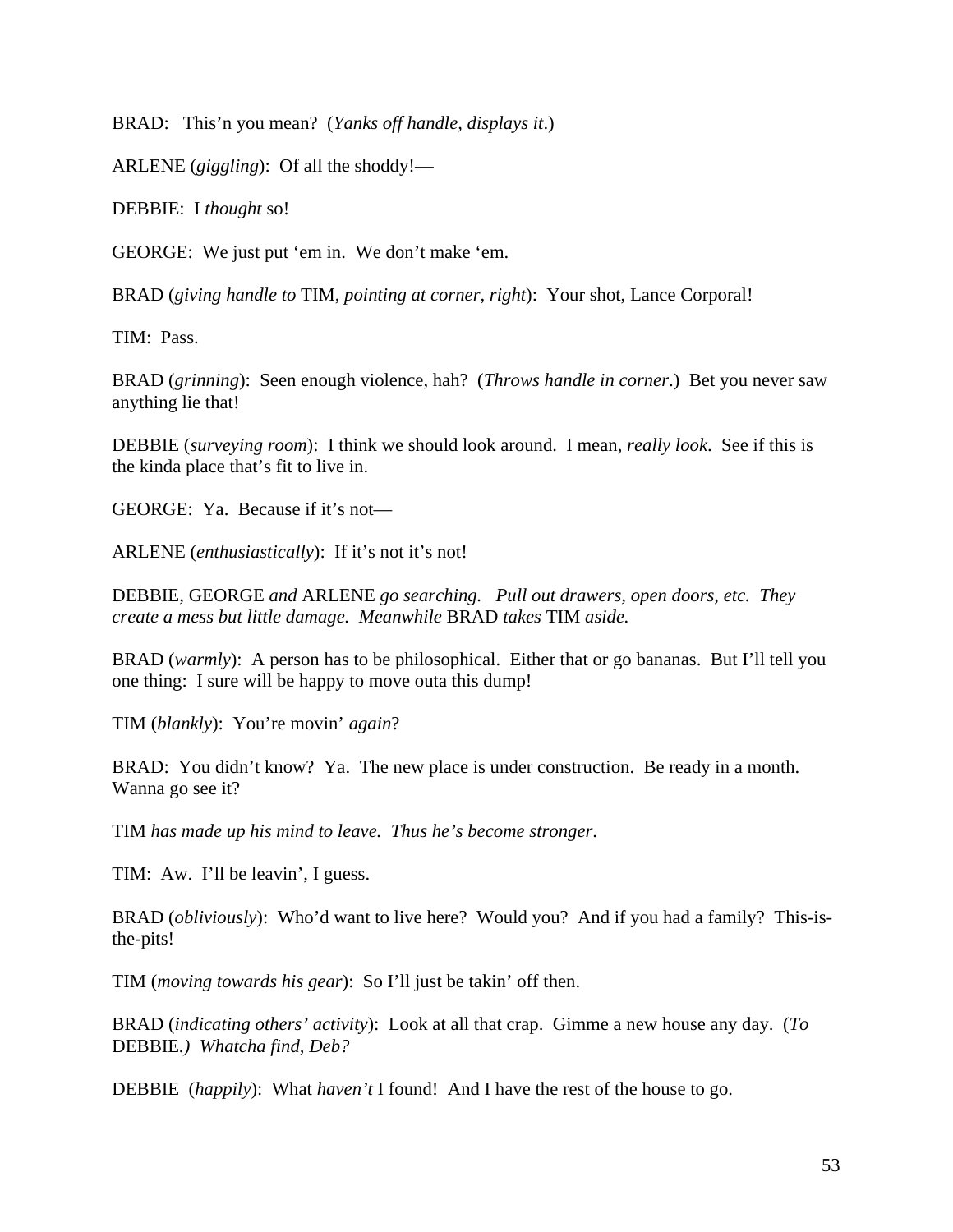BRAD: This'n you mean? (*Yanks off handle, displays it*.)

ARLENE (*giggling*): Of all the shoddy!—

DEBBIE: I *thought* so!

GEORGE: We just put 'em in. We don't make 'em.

BRAD (*giving handle to* TIM, *pointing at corner, right*): Your shot, Lance Corporal!

TIM: Pass.

BRAD (*grinning*): Seen enough violence, hah? (*Throws handle in corner*.) Bet you never saw anything lie that!

DEBBIE (*surveying room*): I think we should look around. I mean, *really look*. See if this is the kinda place that's fit to live in.

GEORGE: Ya. Because if it's not—

ARLENE (*enthusiastically*): If it's not it's not!

DEBBIE, GEORGE *and* ARLENE *go searching. Pull out drawers, open doors, etc. They create a mess but little damage. Meanwhile* BRAD *takes* TIM *aside.*

BRAD (*warmly*): A person has to be philosophical. Either that or go bananas. But I'll tell you one thing: I sure will be happy to move outa this dump!

TIM (*blankly*): You're movin' *again*?

BRAD: You didn't know? Ya. The new place is under construction. Be ready in a month. Wanna go see it?

TIM *has made up his mind to leave. Thus he's become stronger*.

TIM: Aw. I'll be leavin', I guess.

BRAD (*obliviously*): Who'd want to live here? Would you? And if you had a family? This-is-the-pits!

TIM (*moving towards his gear*): So I'll just be takin' off then.

BRAD (*indicating others' activity*): Look at all that crap. Gimme a new house any day. (*To* DEBBIE.*) Whatcha find, Deb?*

DEBBIE (*happily*): What *haven't* I found! And I have the rest of the house to go.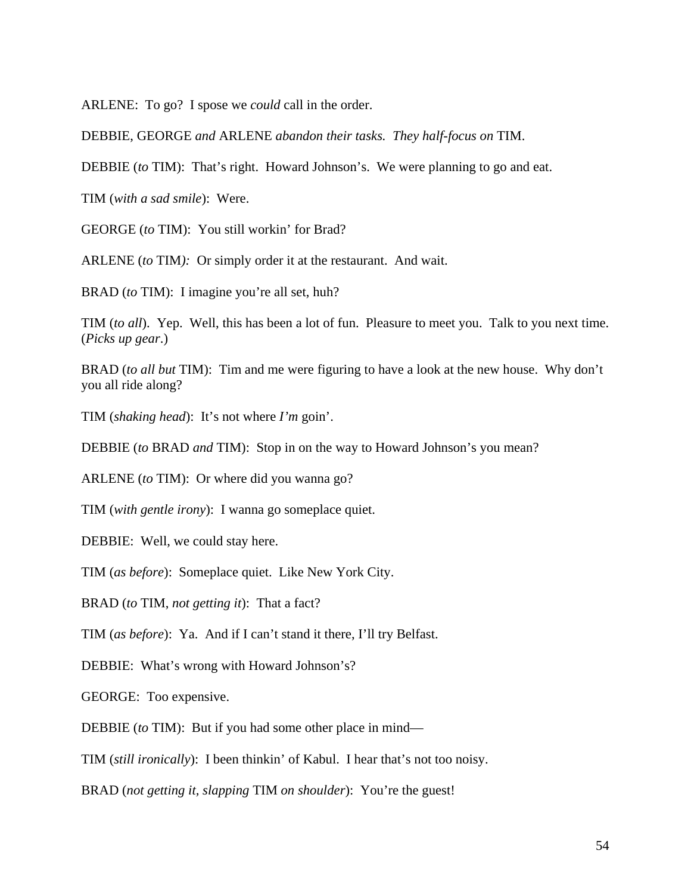ARLENE: To go? I spose we *could* call in the order.

DEBBIE, GEORGE *and* ARLENE *abandon their tasks. They half-focus on* TIM.

DEBBIE (*to* TIM): That's right. Howard Johnson's. We were planning to go and eat.

TIM (*with a sad smile*): Were.

GEORGE (*to* TIM): You still workin' for Brad?

ARLENE (*to* TIM*):* Or simply order it at the restaurant. And wait.

BRAD (*to* TIM): I imagine you're all set, huh?

TIM (*to all*). Yep. Well, this has been a lot of fun. Pleasure to meet you. Talk to you next time. (*Picks up gear*.)

BRAD (*to all but* TIM): Tim and me were figuring to have a look at the new house. Why don't you all ride along?

TIM (*shaking head*): It's not where *I'm* goin'.

DEBBIE (*to* BRAD *and* TIM): Stop in on the way to Howard Johnson's you mean?

ARLENE (*to* TIM): Or where did you wanna go?

TIM (*with gentle irony*): I wanna go someplace quiet.

DEBBIE: Well, we could stay here.

TIM (*as before*): Someplace quiet. Like New York City.

BRAD (*to* TIM, *not getting it*): That a fact?

TIM (*as before*): Ya. And if I can't stand it there, I'll try Belfast.

DEBBIE: What's wrong with Howard Johnson's?

GEORGE: Too expensive.

DEBBIE (*to* TIM): But if you had some other place in mind—

TIM (*still ironically*): I been thinkin' of Kabul. I hear that's not too noisy.

BRAD (*not getting it, slapping* TIM *on shoulder*): You're the guest!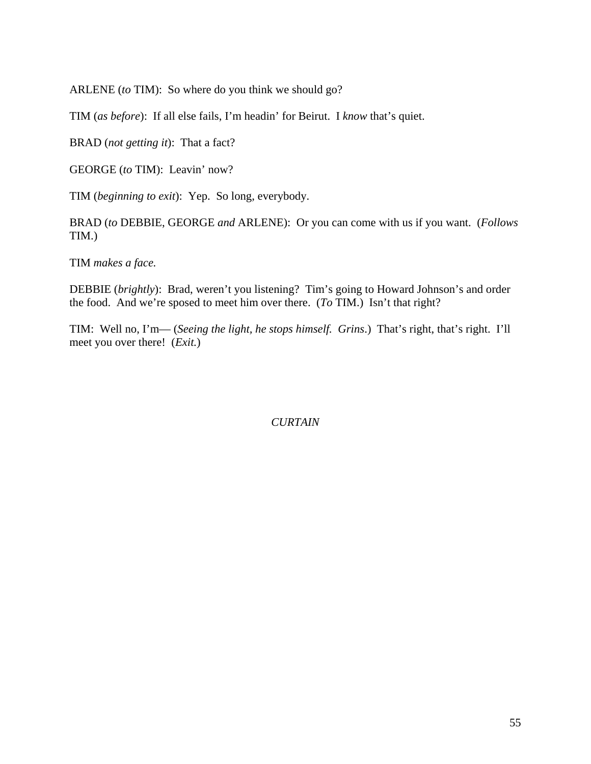ARLENE (*to* TIM): So where do you think we should go?

TIM (*as before*): If all else fails, I'm headin' for Beirut. I *know* that's quiet.

BRAD (*not getting it*): That a fact?

GEORGE (*to* TIM): Leavin' now?

TIM (*beginning to exit*): Yep. So long, everybody.

BRAD (*to* DEBBIE, GEORGE *and* ARLENE): Or you can come with us if you want. (*Follows* TIM.)

TIM *makes a face.*

DEBBIE (*brightly*): Brad, weren't you listening? Tim's going to Howard Johnson's and order the food. And we're sposed to meet him over there. (*To* TIM.) Isn't that right?

TIM: Well no, I'm— (*Seeing the light, he stops himself. Grins*.) That's right, that's right. I'll meet you over there! (*Exit.*)

*CURTAIN*